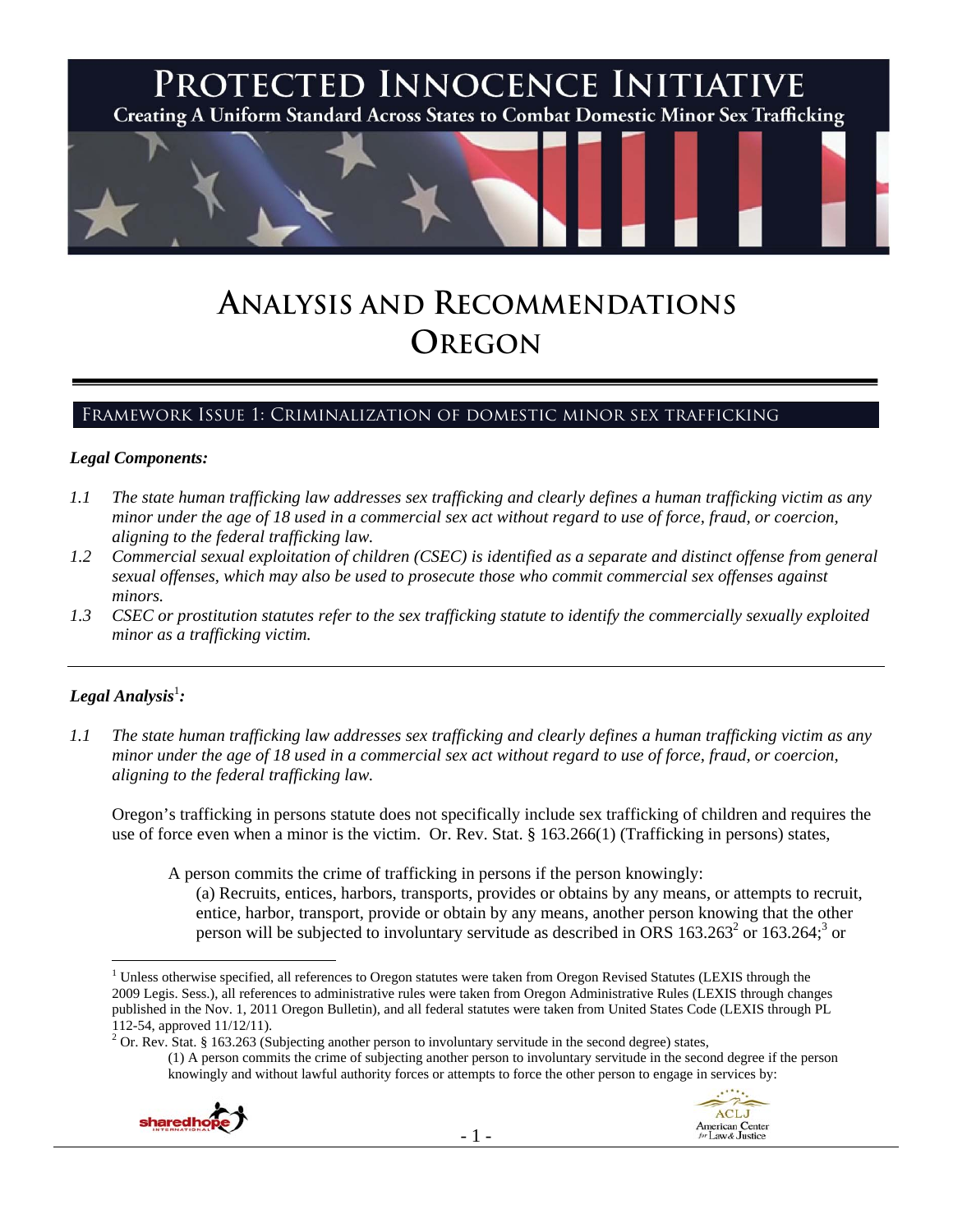# Protected Innocence Initiative

Creating A Uniform Standard Across States to Combat Domestic Minor Sex Trafficking

# Analysis and Recommendations Oregon

## Framework Issue 1: Criminalization of domestic minor sex trafficking

### *Legal Components:*

*1.1 The state human trafficking law addresses sex trafficking and clearly defines a human trafficking victim as any minor under the age of 18 used in a commercial sex act without regard to use of force, fraud, or coercion, aligning to the federal trafficking law.*

*1.2 Commercial sexual exploitation of children (CSEC) is identified as a separate and distinct offense from general sexual offenses, which may also be used to prosecute those who commit commercial sex offenses against minors.*

*1.3 CSEC or prostitution statutes refer to the sex trafficking statute to identify the commercially sexually exploited minor as a trafficking victim.*

---

### *Legal Analysis*[1]*:*

*1.1 The state human trafficking law addresses sex trafficking and clearly defines a human trafficking victim as any minor under the age of 18 used in a commercial sex act without regard to use of force, fraud, or coercion, aligning to the federal trafficking law.*

Oregon's trafficking in persons statute does not specifically include sex trafficking of children and requires the use of force even when a minor is the victim. Or. Rev. Stat. § 163.266(1) (Trafficking in persons) states,

> A person commits the crime of trafficking in persons if the person knowingly:
>
> (a) Recruits, entices, harbors, transports, provides or obtains by any means, or attempts to recruit, entice, harbor, transport, provide or obtain by any means, another person knowing that the other person will be subjected to involuntary servitude as described in ORS 163.263[2] or 163.264;[3] or

---

[1] Unless otherwise specified, all references to Oregon statutes were taken from Oregon Revised Statutes (LEXIS through the 2009 Legis. Sess.), all references to administrative rules were taken from Oregon Administrative Rules (LEXIS through changes published in the Nov. 1, 2011 Oregon Bulletin), and all federal statutes were taken from United States Code (LEXIS through PL 112-54, approved 11/12/11).

[2] Or. Rev. Stat. § 163.263 (Subjecting another person to involuntary servitude in the second degree) states,

> (1) A person commits the crime of subjecting another person to involuntary servitude in the second degree if the person knowingly and without lawful authority forces or attempts to force the other person to engage in services by: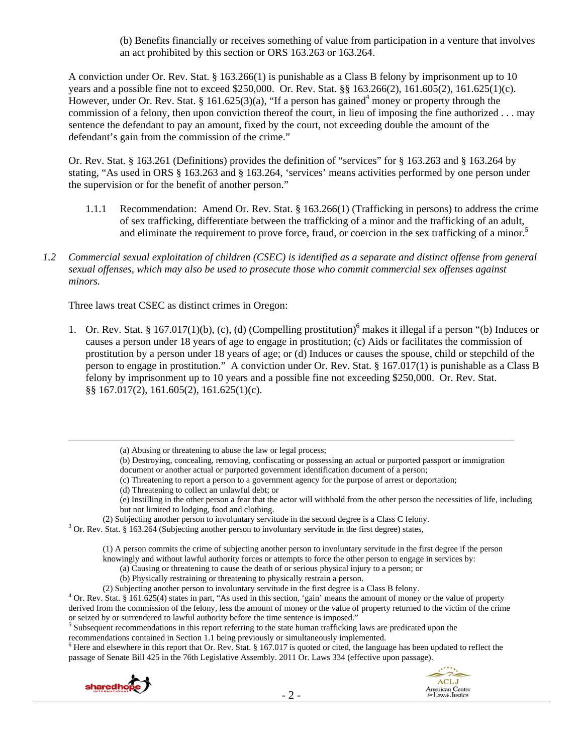(b) Benefits financially or receives something of value from participation in a venture that involves an act prohibited by this section or ORS 163.263 or 163.264.

A conviction under Or. Rev. Stat. § 163.266(1) is punishable as a Class B felony by imprisonment up to 10 years and a possible fine not to exceed $250,000. Or. Rev. Stat. §§ 163.266(2), 161.605(2), 161.625(1)(c). However, under Or. Rev. Stat. § 161.625(3)(a), "If a person has gained[4] money or property through the commission of a felony, then upon conviction thereof the court, in lieu of imposing the fine authorized . . . may sentence the defendant to pay an amount, fixed by the court, not exceeding double the amount of the defendant's gain from the commission of the crime."

Or. Rev. Stat. § 163.261 (Definitions) provides the definition of "services" for § 163.263 and § 163.264 by stating, "As used in ORS § 163.263 and § 163.264, 'services' means activities performed by one person under the supervision or for the benefit of another person."

1.1.1 Recommendation: Amend Or. Rev. Stat. § 163.266(1) (Trafficking in persons) to address the crime of sex trafficking, differentiate between the trafficking of a minor and the trafficking of an adult, and eliminate the requirement to prove force, fraud, or coercion in the sex trafficking of a minor.[5]

*1.2 Commercial sexual exploitation of children (CSEC) is identified as a separate and distinct offense from general sexual offenses, which may also be used to prosecute those who commit commercial sex offenses against minors.*

Three laws treat CSEC as distinct crimes in Oregon:

1. Or. Rev. Stat. § 167.017(1)(b), (c), (d) (Compelling prostitution)[6] makes it illegal if a person "(b) Induces or causes a person under 18 years of age to engage in prostitution; (c) Aids or facilitates the commission of prostitution by a person under 18 years of age; or (d) Induces or causes the spouse, child or stepchild of the person to engage in prostitution." A conviction under Or. Rev. Stat. § 167.017(1) is punishable as a Class B felony by imprisonment up to 10 years and a possible fine not exceeding $250,000. Or. Rev. Stat. §§ 167.017(2), 161.605(2), 161.625(1)(c).

---

(a) Abusing or threatening to abuse the law or legal process;
(b) Destroying, concealing, removing, confiscating or possessing an actual or purported passport or immigration document or another actual or purported government identification document of a person;
(c) Threatening to report a person to a government agency for the purpose of arrest or deportation;
(d) Threatening to collect an unlawful debt; or
(e) Instilling in the other person a fear that the actor will withhold from the other person the necessities of life, including but not limited to lodging, food and clothing.

(2) Subjecting another person to involuntary servitude in the second degree is a Class C felony.

[3] Or. Rev. Stat. § 163.264 (Subjecting another person to involuntary servitude in the first degree) states,

(1) A person commits the crime of subjecting another person to involuntary servitude in the first degree if the person knowingly and without lawful authority forces or attempts to force the other person to engage in services by:
(a) Causing or threatening to cause the death of or serious physical injury to a person; or
(b) Physically restraining or threatening to physically restrain a person.

(2) Subjecting another person to involuntary servitude in the first degree is a Class B felony.

[4] Or. Rev. Stat. § 161.625(4) states in part, "As used in this section, 'gain' means the amount of money or the value of property derived from the commission of the felony, less the amount of money or the value of property returned to the victim of the crime or seized by or surrendered to lawful authority before the time sentence is imposed."

[5] Subsequent recommendations in this report referring to the state human trafficking laws are predicated upon the recommendations contained in Section 1.1 being previously or simultaneously implemented.

[6] Here and elsewhere in this report that Or. Rev. Stat. § 167.017 is quoted or cited, the language has been updated to reflect the passage of Senate Bill 425 in the 76th Legislative Assembly. 2011 Or. Laws 334 (effective upon passage).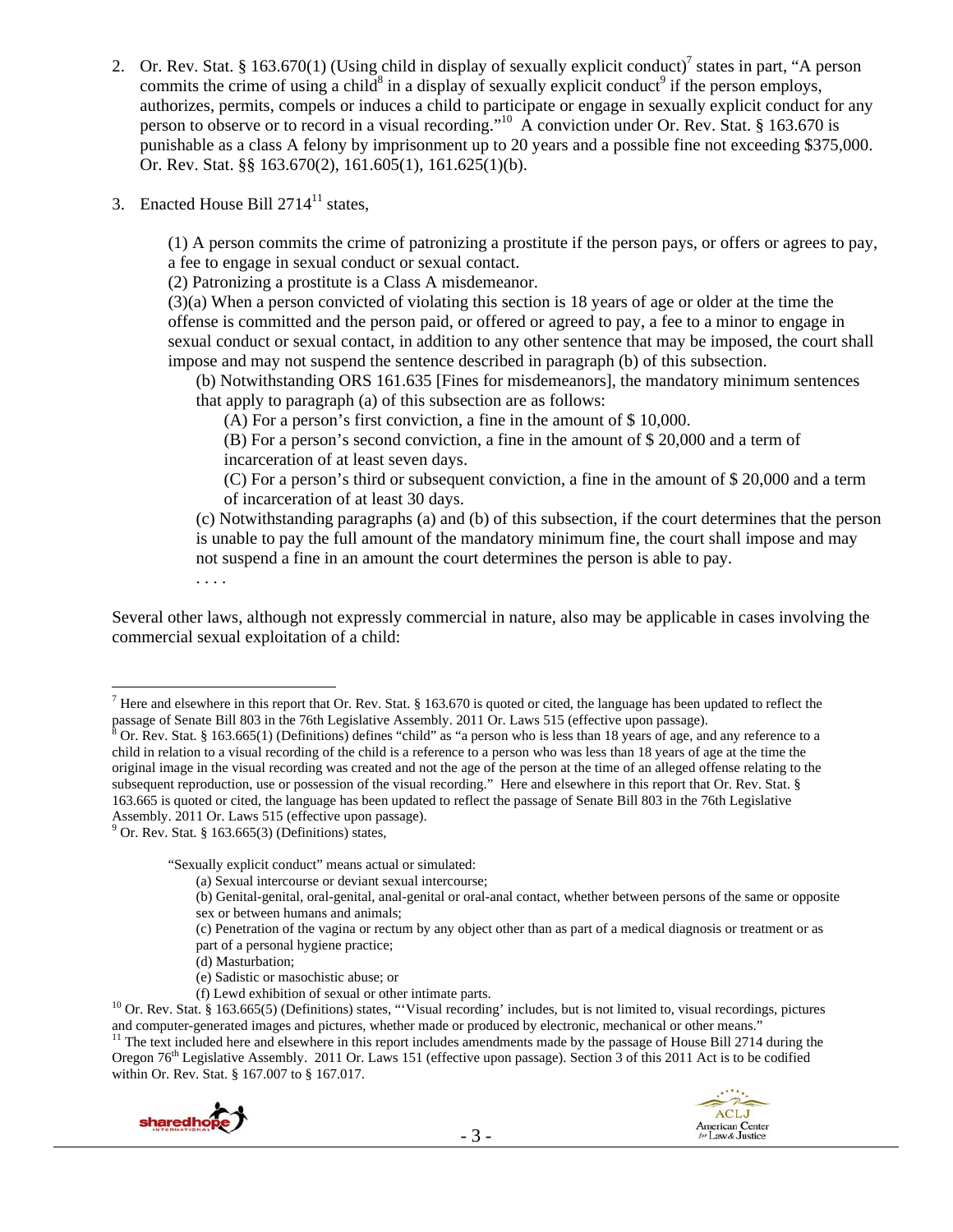2. Or. Rev. Stat. § 163.670(1) (Using child in display of sexually explicit conduct)[7] states in part, "A person commits the crime of using a child[8] in a display of sexually explicit conduct[9] if the person employs, authorizes, permits, compels or induces a child to participate or engage in sexually explicit conduct for any person to observe or to record in a visual recording."[10] A conviction under Or. Rev. Stat. § 163.670 is punishable as a class A felony by imprisonment up to 20 years and a possible fine not exceeding $375,000. Or. Rev. Stat. §§ 163.670(2), 161.605(1), 161.625(1)(b).

3. Enacted House Bill 2714[11] states,

   (1) A person commits the crime of patronizing a prostitute if the person pays, or offers or agrees to pay, a fee to engage in sexual conduct or sexual contact.
   (2) Patronizing a prostitute is a Class A misdemeanor.
   (3)(a) When a person convicted of violating this section is 18 years of age or older at the time the offense is committed and the person paid, or offered or agreed to pay, a fee to a minor to engage in sexual conduct or sexual contact, in addition to any other sentence that may be imposed, the court shall impose and may not suspend the sentence described in paragraph (b) of this subsection.
      (b) Notwithstanding ORS 161.635 [Fines for misdemeanors], the mandatory minimum sentences that apply to paragraph (a) of this subsection are as follows:
         (A) For a person's first conviction, a fine in the amount of $ 10,000.
         (B) For a person's second conviction, a fine in the amount of $ 20,000 and a term of incarceration of at least seven days.
         (C) For a person's third or subsequent conviction, a fine in the amount of $ 20,000 and a term of incarceration of at least 30 days.
      (c) Notwithstanding paragraphs (a) and (b) of this subsection, if the court determines that the person is unable to pay the full amount of the mandatory minimum fine, the court shall impose and may not suspend a fine in an amount the court determines the person is able to pay.
   . . . .

Several other laws, although not expressly commercial in nature, also may be applicable in cases involving the commercial sexual exploitation of a child:

---

[7] Here and elsewhere in this report that Or. Rev. Stat. § 163.670 is quoted or cited, the language has been updated to reflect the passage of Senate Bill 803 in the 76th Legislative Assembly. 2011 Or. Laws 515 (effective upon passage).

[8] Or. Rev. Stat. § 163.665(1) (Definitions) defines "child" as "a person who is less than 18 years of age, and any reference to a child in relation to a visual recording of the child is a reference to a person who was less than 18 years of age at the time the original image in the visual recording was created and not the age of the person at the time of an alleged offense relating to the subsequent reproduction, use or possession of the visual recording." Here and elsewhere in this report that Or. Rev. Stat. § 163.665 is quoted or cited, the language has been updated to reflect the passage of Senate Bill 803 in the 76th Legislative Assembly. 2011 Or. Laws 515 (effective upon passage).

[9] Or. Rev. Stat. § 163.665(3) (Definitions) states,

   "Sexually explicit conduct" means actual or simulated:
      (a) Sexual intercourse or deviant sexual intercourse;
      (b) Genital-genital, oral-genital, anal-genital or oral-anal contact, whether between persons of the same or opposite sex or between humans and animals;
      (c) Penetration of the vagina or rectum by any object other than as part of a medical diagnosis or treatment or as part of a personal hygiene practice;
      (d) Masturbation;
      (e) Sadistic or masochistic abuse; or
      (f) Lewd exhibition of sexual or other intimate parts.

[10] Or. Rev. Stat. § 163.665(5) (Definitions) states, "'Visual recording' includes, but is not limited to, visual recordings, pictures and computer-generated images and pictures, whether made or produced by electronic, mechanical or other means."

[11] The text included here and elsewhere in this report includes amendments made by the passage of House Bill 2714 during the Oregon 76th Legislative Assembly. 2011 Or. Laws 151 (effective upon passage). Section 3 of this 2011 Act is to be codified within Or. Rev. Stat. § 167.007 to § 167.017.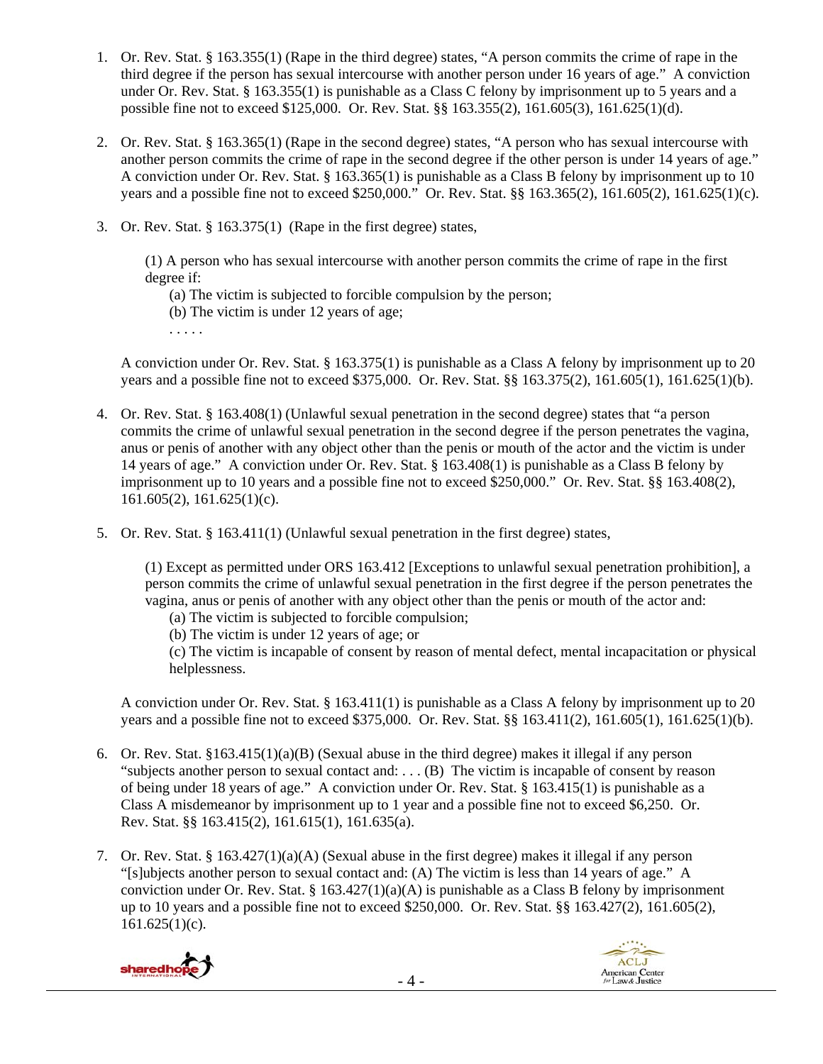1. Or. Rev. Stat. § 163.355(1) (Rape in the third degree) states, "A person commits the crime of rape in the third degree if the person has sexual intercourse with another person under 16 years of age." A conviction under Or. Rev. Stat. § 163.355(1) is punishable as a Class C felony by imprisonment up to 5 years and a possible fine not to exceed $125,000. Or. Rev. Stat. §§ 163.355(2), 161.605(3), 161.625(1)(d).

2. Or. Rev. Stat. § 163.365(1) (Rape in the second degree) states, "A person who has sexual intercourse with another person commits the crime of rape in the second degree if the other person is under 14 years of age." A conviction under Or. Rev. Stat. § 163.365(1) is punishable as a Class B felony by imprisonment up to 10 years and a possible fine not to exceed $250,000." Or. Rev. Stat. §§ 163.365(2), 161.605(2), 161.625(1)(c).

3. Or. Rev. Stat. § 163.375(1) (Rape in the first degree) states,

   (1) A person who has sexual intercourse with another person commits the crime of rape in the first degree if:
   (a) The victim is subjected to forcible compulsion by the person;
   (b) The victim is under 12 years of age;
   . . . . .

   A conviction under Or. Rev. Stat. § 163.375(1) is punishable as a Class A felony by imprisonment up to 20 years and a possible fine not to exceed $375,000. Or. Rev. Stat. §§ 163.375(2), 161.605(1), 161.625(1)(b).

4. Or. Rev. Stat. § 163.408(1) (Unlawful sexual penetration in the second degree) states that "a person commits the crime of unlawful sexual penetration in the second degree if the person penetrates the vagina, anus or penis of another with any object other than the penis or mouth of the actor and the victim is under 14 years of age." A conviction under Or. Rev. Stat. § 163.408(1) is punishable as a Class B felony by imprisonment up to 10 years and a possible fine not to exceed $250,000." Or. Rev. Stat. §§ 163.408(2), 161.605(2), 161.625(1)(c).

5. Or. Rev. Stat. § 163.411(1) (Unlawful sexual penetration in the first degree) states,

   (1) Except as permitted under ORS 163.412 [Exceptions to unlawful sexual penetration prohibition], a person commits the crime of unlawful sexual penetration in the first degree if the person penetrates the vagina, anus or penis of another with any object other than the penis or mouth of the actor and:
   (a) The victim is subjected to forcible compulsion;
   (b) The victim is under 12 years of age; or
   (c) The victim is incapable of consent by reason of mental defect, mental incapacitation or physical helplessness.

   A conviction under Or. Rev. Stat. § 163.411(1) is punishable as a Class A felony by imprisonment up to 20 years and a possible fine not to exceed $375,000. Or. Rev. Stat. §§ 163.411(2), 161.605(1), 161.625(1)(b).

6. Or. Rev. Stat. §163.415(1)(a)(B) (Sexual abuse in the third degree) makes it illegal if any person "subjects another person to sexual contact and: . . . (B) The victim is incapable of consent by reason of being under 18 years of age." A conviction under Or. Rev. Stat. § 163.415(1) is punishable as a Class A misdemeanor by imprisonment up to 1 year and a possible fine not to exceed $6,250. Or. Rev. Stat. §§ 163.415(2), 161.615(1), 161.635(a).

7. Or. Rev. Stat. § 163.427(1)(a)(A) (Sexual abuse in the first degree) makes it illegal if any person "[s]ubjects another person to sexual contact and: (A) The victim is less than 14 years of age." A conviction under Or. Rev. Stat. § 163.427(1)(a)(A) is punishable as a Class B felony by imprisonment up to 10 years and a possible fine not to exceed $250,000. Or. Rev. Stat. §§ 163.427(2), 161.605(2), 161.625(1)(c).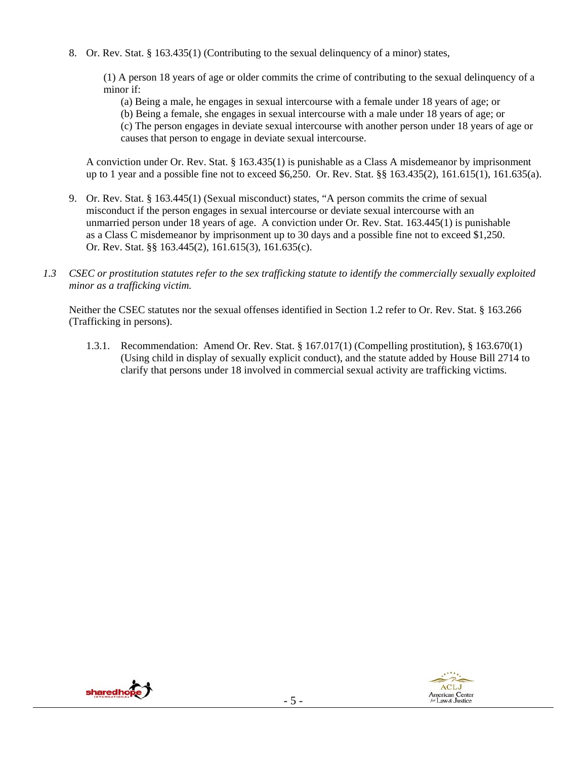8. Or. Rev. Stat. § 163.435(1) (Contributing to the sexual delinquency of a minor) states,

   (1) A person 18 years of age or older commits the crime of contributing to the sexual delinquency of a minor if:

   (a) Being a male, he engages in sexual intercourse with a female under 18 years of age; or
   (b) Being a female, she engages in sexual intercourse with a male under 18 years of age; or
   (c) The person engages in deviate sexual intercourse with another person under 18 years of age or causes that person to engage in deviate sexual intercourse.

   A conviction under Or. Rev. Stat. § 163.435(1) is punishable as a Class A misdemeanor by imprisonment up to 1 year and a possible fine not to exceed $6,250. Or. Rev. Stat. §§ 163.435(2), 161.615(1), 161.635(a).

9. Or. Rev. Stat. § 163.445(1) (Sexual misconduct) states, "A person commits the crime of sexual misconduct if the person engages in sexual intercourse or deviate sexual intercourse with an unmarried person under 18 years of age. A conviction under Or. Rev. Stat. 163.445(1) is punishable as a Class C misdemeanor by imprisonment up to 30 days and a possible fine not to exceed $1,250. Or. Rev. Stat. §§ 163.445(2), 161.615(3), 161.635(c).

*1.3 CSEC or prostitution statutes refer to the sex trafficking statute to identify the commercially sexually exploited minor as a trafficking victim.*

Neither the CSEC statutes nor the sexual offenses identified in Section 1.2 refer to Or. Rev. Stat. § 163.266 (Trafficking in persons).

1.3.1. Recommendation: Amend Or. Rev. Stat. § 167.017(1) (Compelling prostitution), § 163.670(1) (Using child in display of sexually explicit conduct), and the statute added by House Bill 2714 to clarify that persons under 18 involved in commercial sexual activity are trafficking victims.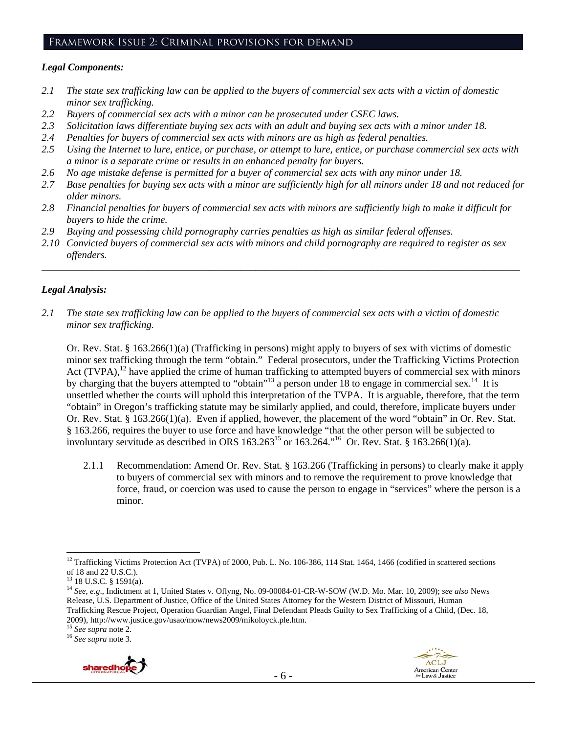## Framework Issue 2: Criminal provisions for demand

### *Legal Components:*

*2.1 The state sex trafficking law can be applied to the buyers of commercial sex acts with a victim of domestic minor sex trafficking.*

*2.2 Buyers of commercial sex acts with a minor can be prosecuted under CSEC laws.*

*2.3 Solicitation laws differentiate buying sex acts with an adult and buying sex acts with a minor under 18.*

*2.4 Penalties for buyers of commercial sex acts with minors are as high as federal penalties.*

*2.5 Using the Internet to lure, entice, or purchase, or attempt to lure, entice, or purchase commercial sex acts with a minor is a separate crime or results in an enhanced penalty for buyers.*

*2.6 No age mistake defense is permitted for a buyer of commercial sex acts with any minor under 18.*

*2.7 Base penalties for buying sex acts with a minor are sufficiently high for all minors under 18 and not reduced for older minors.*

*2.8 Financial penalties for buyers of commercial sex acts with minors are sufficiently high to make it difficult for buyers to hide the crime.*

*2.9 Buying and possessing child pornography carries penalties as high as similar federal offenses.*

*2.10 Convicted buyers of commercial sex acts with minors and child pornography are required to register as sex offenders.*

---

### *Legal Analysis:*

*2.1 The state sex trafficking law can be applied to the buyers of commercial sex acts with a victim of domestic minor sex trafficking.*

Or. Rev. Stat. § 163.266(1)(a) (Trafficking in persons) might apply to buyers of sex with victims of domestic minor sex trafficking through the term "obtain." Federal prosecutors, under the Trafficking Victims Protection Act (TVPA),[12] have applied the crime of human trafficking to attempted buyers of commercial sex with minors by charging that the buyers attempted to "obtain"[13] a person under 18 to engage in commercial sex.[14] It is unsettled whether the courts will uphold this interpretation of the TVPA. It is arguable, therefore, that the term "obtain" in Oregon's trafficking statute may be similarly applied, and could, therefore, implicate buyers under Or. Rev. Stat. § 163.266(1)(a). Even if applied, however, the placement of the word "obtain" in Or. Rev. Stat. § 163.266, requires the buyer to use force and have knowledge "that the other person will be subjected to involuntary servitude as described in ORS 163.263[15] or 163.264."[16] Or. Rev. Stat. § 163.266(1)(a).

2.1.1 Recommendation: Amend Or. Rev. Stat. § 163.266 (Trafficking in persons) to clearly make it apply to buyers of commercial sex with minors and to remove the requirement to prove knowledge that force, fraud, or coercion was used to cause the person to engage in "services" where the person is a minor.

---

[12] Trafficking Victims Protection Act (TVPA) of 2000, Pub. L. No. 106-386, 114 Stat. 1464, 1466 (codified in scattered sections of 18 and 22 U.S.C.).

[13] 18 U.S.C. § 1591(a).

[14] *See, e.g*., Indictment at 1, United States v. Oflyng, No. 09-00084-01-CR-W-SOW (W.D. Mo. Mar. 10, 2009); *see also* News Release, U.S. Department of Justice, Office of the United States Attorney for the Western District of Missouri, Human Trafficking Rescue Project, Operation Guardian Angel, Final Defendant Pleads Guilty to Sex Trafficking of a Child, (Dec. 18, 2009), http://www.justice.gov/usao/mow/news2009/mikoloyck.ple.htm.

[15] *See supra* note 2.

[16] *See supra* note 3.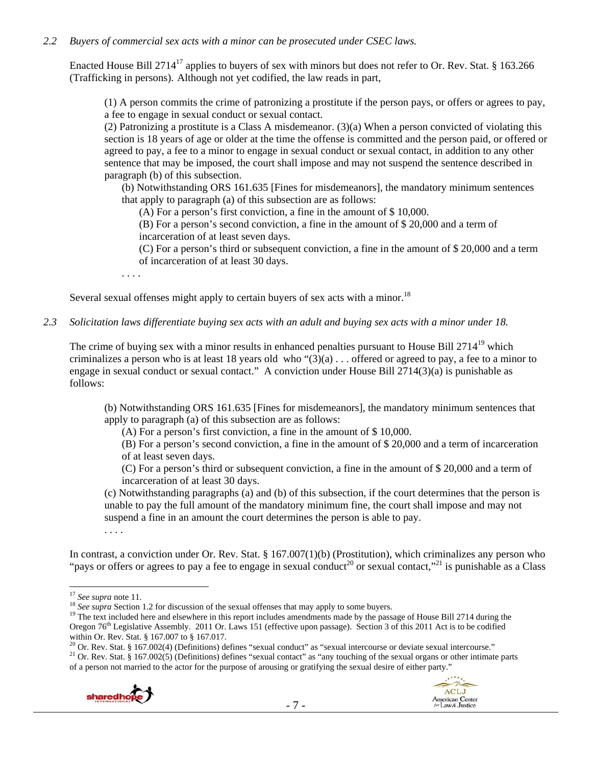*2.2 Buyers of commercial sex acts with a minor can be prosecuted under CSEC laws.*

Enacted House Bill 2714[17] applies to buyers of sex with minors but does not refer to Or. Rev. Stat. § 163.266 (Trafficking in persons). Although not yet codified, the law reads in part,

> (1) A person commits the crime of patronizing a prostitute if the person pays, or offers or agrees to pay, a fee to engage in sexual conduct or sexual contact.
> (2) Patronizing a prostitute is a Class A misdemeanor. (3)(a) When a person convicted of violating this section is 18 years of age or older at the time the offense is committed and the person paid, or offered or agreed to pay, a fee to a minor to engage in sexual conduct or sexual contact, in addition to any other sentence that may be imposed, the court shall impose and may not suspend the sentence described in paragraph (b) of this subsection.
>
> > (b) Notwithstanding ORS 161.635 [Fines for misdemeanors], the mandatory minimum sentences that apply to paragraph (a) of this subsection are as follows:
> >
> > > (A) For a person's first conviction, a fine in the amount of $ 10,000.
> > > (B) For a person's second conviction, a fine in the amount of $ 20,000 and a term of incarceration of at least seven days.
> > > (C) For a person's third or subsequent conviction, a fine in the amount of $ 20,000 and a term of incarceration of at least 30 days.
> >
> > . . . .

Several sexual offenses might apply to certain buyers of sex acts with a minor.[18]

*2.3 Solicitation laws differentiate buying sex acts with an adult and buying sex acts with a minor under 18.*

The crime of buying sex with a minor results in enhanced penalties pursuant to House Bill 2714[19] which criminalizes a person who is at least 18 years old who "(3)(a) . . . offered or agreed to pay, a fee to a minor to engage in sexual conduct or sexual contact." A conviction under House Bill 2714(3)(a) is punishable as follows:

> (b) Notwithstanding ORS 161.635 [Fines for misdemeanors], the mandatory minimum sentences that apply to paragraph (a) of this subsection are as follows:
>
> > (A) For a person's first conviction, a fine in the amount of $ 10,000.
> > (B) For a person's second conviction, a fine in the amount of $ 20,000 and a term of incarceration of at least seven days.
> > (C) For a person's third or subsequent conviction, a fine in the amount of $ 20,000 and a term of incarceration of at least 30 days.
>
> (c) Notwithstanding paragraphs (a) and (b) of this subsection, if the court determines that the person is unable to pay the full amount of the mandatory minimum fine, the court shall impose and may not suspend a fine in an amount the court determines the person is able to pay.
> . . . .

In contrast, a conviction under Or. Rev. Stat. § 167.007(1)(b) (Prostitution), which criminalizes any person who "pays or offers or agrees to pay a fee to engage in sexual conduct[20] or sexual contact,"[21] is punishable as a Class

---

[17] *See supra* note 11.
[18] *See supra* Section 1.2 for discussion of the sexual offenses that may apply to some buyers.
[19] The text included here and elsewhere in this report includes amendments made by the passage of House Bill 2714 during the Oregon 76th Legislative Assembly. 2011 Or. Laws 151 (effective upon passage). Section 3 of this 2011 Act is to be codified within Or. Rev. Stat. § 167.007 to § 167.017.
[20] Or. Rev. Stat. § 167.002(4) (Definitions) defines "sexual conduct" as "sexual intercourse or deviate sexual intercourse."
[21] Or. Rev. Stat. § 167.002(5) (Definitions) defines "sexual contact" as "any touching of the sexual organs or other intimate parts of a person not married to the actor for the purpose of arousing or gratifying the sexual desire of either party."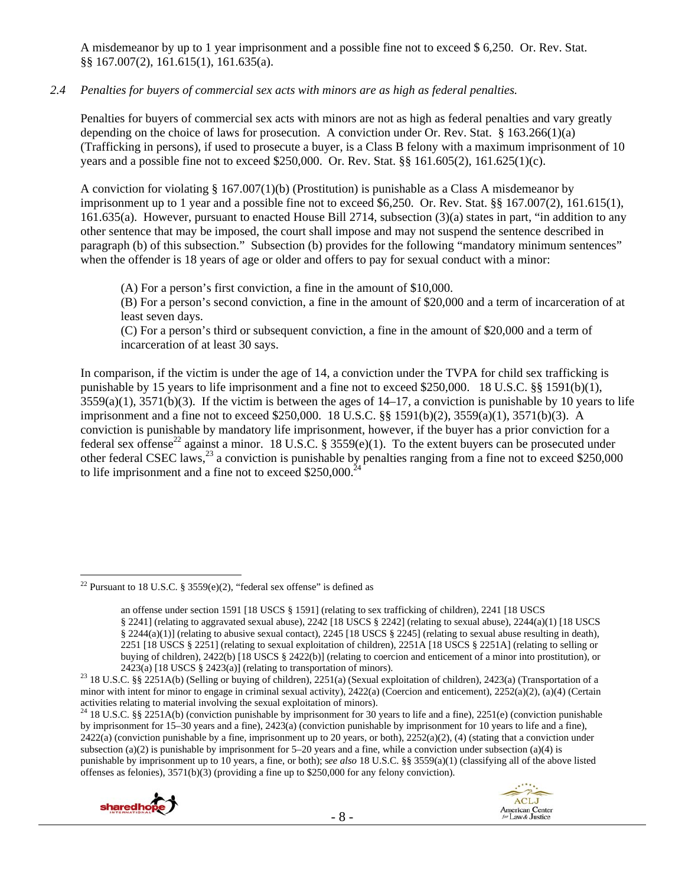A misdemeanor by up to 1 year imprisonment and a possible fine not to exceed $ 6,250. Or. Rev. Stat. §§ 167.007(2), 161.615(1), 161.635(a).

*2.4 Penalties for buyers of commercial sex acts with minors are as high as federal penalties.*

Penalties for buyers of commercial sex acts with minors are not as high as federal penalties and vary greatly depending on the choice of laws for prosecution. A conviction under Or. Rev. Stat. § 163.266(1)(a) (Trafficking in persons), if used to prosecute a buyer, is a Class B felony with a maximum imprisonment of 10 years and a possible fine not to exceed $250,000. Or. Rev. Stat. §§ 161.605(2), 161.625(1)(c).

A conviction for violating § 167.007(1)(b) (Prostitution) is punishable as a Class A misdemeanor by imprisonment up to 1 year and a possible fine not to exceed $6,250. Or. Rev. Stat. §§ 167.007(2), 161.615(1), 161.635(a). However, pursuant to enacted House Bill 2714, subsection (3)(a) states in part, "in addition to any other sentence that may be imposed, the court shall impose and may not suspend the sentence described in paragraph (b) of this subsection." Subsection (b) provides for the following "mandatory minimum sentences" when the offender is 18 years of age or older and offers to pay for sexual conduct with a minor:

> (A) For a person's first conviction, a fine in the amount of $10,000.
> (B) For a person's second conviction, a fine in the amount of $20,000 and a term of incarceration of at least seven days.
> (C) For a person's third or subsequent conviction, a fine in the amount of $20,000 and a term of incarceration of at least 30 says.

In comparison, if the victim is under the age of 14, a conviction under the TVPA for child sex trafficking is punishable by 15 years to life imprisonment and a fine not to exceed $250,000. 18 U.S.C. §§ 1591(b)(1), 3559(a)(1), 3571(b)(3). If the victim is between the ages of 14–17, a conviction is punishable by 10 years to life imprisonment and a fine not to exceed $250,000. 18 U.S.C. §§ 1591(b)(2), 3559(a)(1), 3571(b)(3). A conviction is punishable by mandatory life imprisonment, however, if the buyer has a prior conviction for a federal sex offense[22] against a minor. 18 U.S.C. § 3559(e)(1). To the extent buyers can be prosecuted under other federal CSEC laws,[23] a conviction is punishable by penalties ranging from a fine not to exceed $250,000 to life imprisonment and a fine not to exceed $250,000.[24]

---

[22] Pursuant to 18 U.S.C. § 3559(e)(2), "federal sex offense" is defined as

> an offense under section 1591 [18 USCS § 1591] (relating to sex trafficking of children), 2241 [18 USCS § 2241] (relating to aggravated sexual abuse), 2242 [18 USCS § 2242] (relating to sexual abuse), 2244(a)(1) [18 USCS § 2244(a)(1)] (relating to abusive sexual contact), 2245 [18 USCS § 2245] (relating to sexual abuse resulting in death), 2251 [18 USCS § 2251] (relating to sexual exploitation of children), 2251A [18 USCS § 2251A] (relating to selling or buying of children), 2422(b) [18 USCS § 2422(b)] (relating to coercion and enticement of a minor into prostitution), or 2423(a) [18 USCS § 2423(a)] (relating to transportation of minors).

[23] 18 U.S.C. §§ 2251A(b) (Selling or buying of children), 2251(a) (Sexual exploitation of children), 2423(a) (Transportation of a minor with intent for minor to engage in criminal sexual activity), 2422(a) (Coercion and enticement), 2252(a)(2), (a)(4) (Certain activities relating to material involving the sexual exploitation of minors).

[24] 18 U.S.C. §§ 2251A(b) (conviction punishable by imprisonment for 30 years to life and a fine), 2251(e) (conviction punishable by imprisonment for 15–30 years and a fine), 2423(a) (conviction punishable by imprisonment for 10 years to life and a fine), 2422(a) (conviction punishable by a fine, imprisonment up to 20 years, or both), 2252(a)(2), (4) (stating that a conviction under subsection (a)(2) is punishable by imprisonment for 5–20 years and a fine, while a conviction under subsection (a)(4) is punishable by imprisonment up to 10 years, a fine, or both); *see also* 18 U.S.C. §§ 3559(a)(1) (classifying all of the above listed offenses as felonies), 3571(b)(3) (providing a fine up to $250,000 for any felony conviction).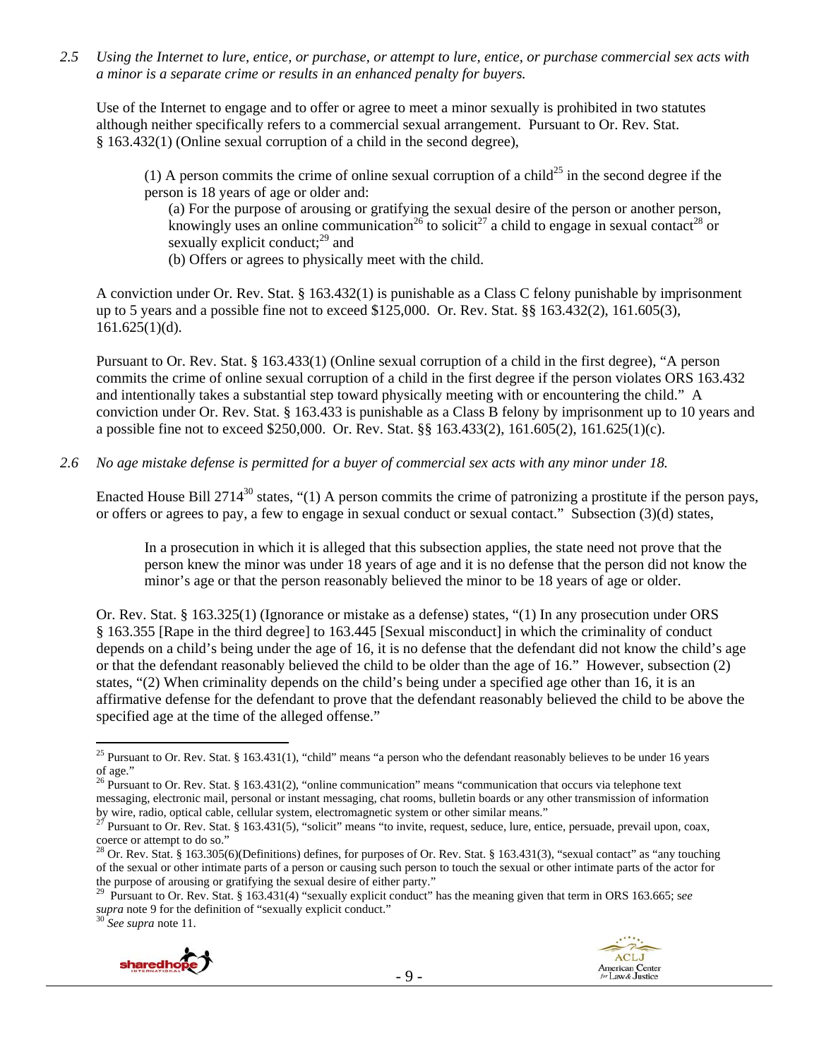*2.5 Using the Internet to lure, entice, or purchase, or attempt to lure, entice, or purchase commercial sex acts with a minor is a separate crime or results in an enhanced penalty for buyers.*

Use of the Internet to engage and to offer or agree to meet a minor sexually is prohibited in two statutes although neither specifically refers to a commercial sexual arrangement. Pursuant to Or. Rev. Stat. § 163.432(1) (Online sexual corruption of a child in the second degree),

> (1) A person commits the crime of online sexual corruption of a child[25] in the second degree if the person is 18 years of age or older and:
>
> (a) For the purpose of arousing or gratifying the sexual desire of the person or another person, knowingly uses an online communication[26] to solicit[27] a child to engage in sexual contact[28] or sexually explicit conduct;[29] and
>
> (b) Offers or agrees to physically meet with the child.

A conviction under Or. Rev. Stat. § 163.432(1) is punishable as a Class C felony punishable by imprisonment up to 5 years and a possible fine not to exceed $125,000. Or. Rev. Stat. §§ 163.432(2), 161.605(3), 161.625(1)(d).

Pursuant to Or. Rev. Stat. § 163.433(1) (Online sexual corruption of a child in the first degree), "A person commits the crime of online sexual corruption of a child in the first degree if the person violates ORS 163.432 and intentionally takes a substantial step toward physically meeting with or encountering the child." A conviction under Or. Rev. Stat. § 163.433 is punishable as a Class B felony by imprisonment up to 10 years and a possible fine not to exceed $250,000. Or. Rev. Stat. §§ 163.433(2), 161.605(2), 161.625(1)(c).

*2.6 No age mistake defense is permitted for a buyer of commercial sex acts with any minor under 18.*

Enacted House Bill 2714[30] states, "(1) A person commits the crime of patronizing a prostitute if the person pays, or offers or agrees to pay, a few to engage in sexual conduct or sexual contact." Subsection (3)(d) states,

> In a prosecution in which it is alleged that this subsection applies, the state need not prove that the person knew the minor was under 18 years of age and it is no defense that the person did not know the minor's age or that the person reasonably believed the minor to be 18 years of age or older.

Or. Rev. Stat. § 163.325(1) (Ignorance or mistake as a defense) states, "(1) In any prosecution under ORS § 163.355 [Rape in the third degree] to 163.445 [Sexual misconduct] in which the criminality of conduct depends on a child's being under the age of 16, it is no defense that the defendant did not know the child's age or that the defendant reasonably believed the child to be older than the age of 16." However, subsection (2) states, "(2) When criminality depends on the child's being under a specified age other than 16, it is an affirmative defense for the defendant to prove that the defendant reasonably believed the child to be above the specified age at the time of the alleged offense."

---

[25] Pursuant to Or. Rev. Stat. § 163.431(1), "child" means "a person who the defendant reasonably believes to be under 16 years of age."

[26] Pursuant to Or. Rev. Stat. § 163.431(2), "online communication" means "communication that occurs via telephone text messaging, electronic mail, personal or instant messaging, chat rooms, bulletin boards or any other transmission of information by wire, radio, optical cable, cellular system, electromagnetic system or other similar means."

[27] Pursuant to Or. Rev. Stat. § 163.431(5), "solicit" means "to invite, request, seduce, lure, entice, persuade, prevail upon, coax, coerce or attempt to do so."

[28] Or. Rev. Stat. § 163.305(6)(Definitions) defines, for purposes of Or. Rev. Stat. § 163.431(3), "sexual contact" as "any touching of the sexual or other intimate parts of a person or causing such person to touch the sexual or other intimate parts of the actor for the purpose of arousing or gratifying the sexual desire of either party."

[29] Pursuant to Or. Rev. Stat. § 163.431(4) "sexually explicit conduct" has the meaning given that term in ORS 163.665; *see supra* note 9 for the definition of "sexually explicit conduct."

[30] *See supra* note 11.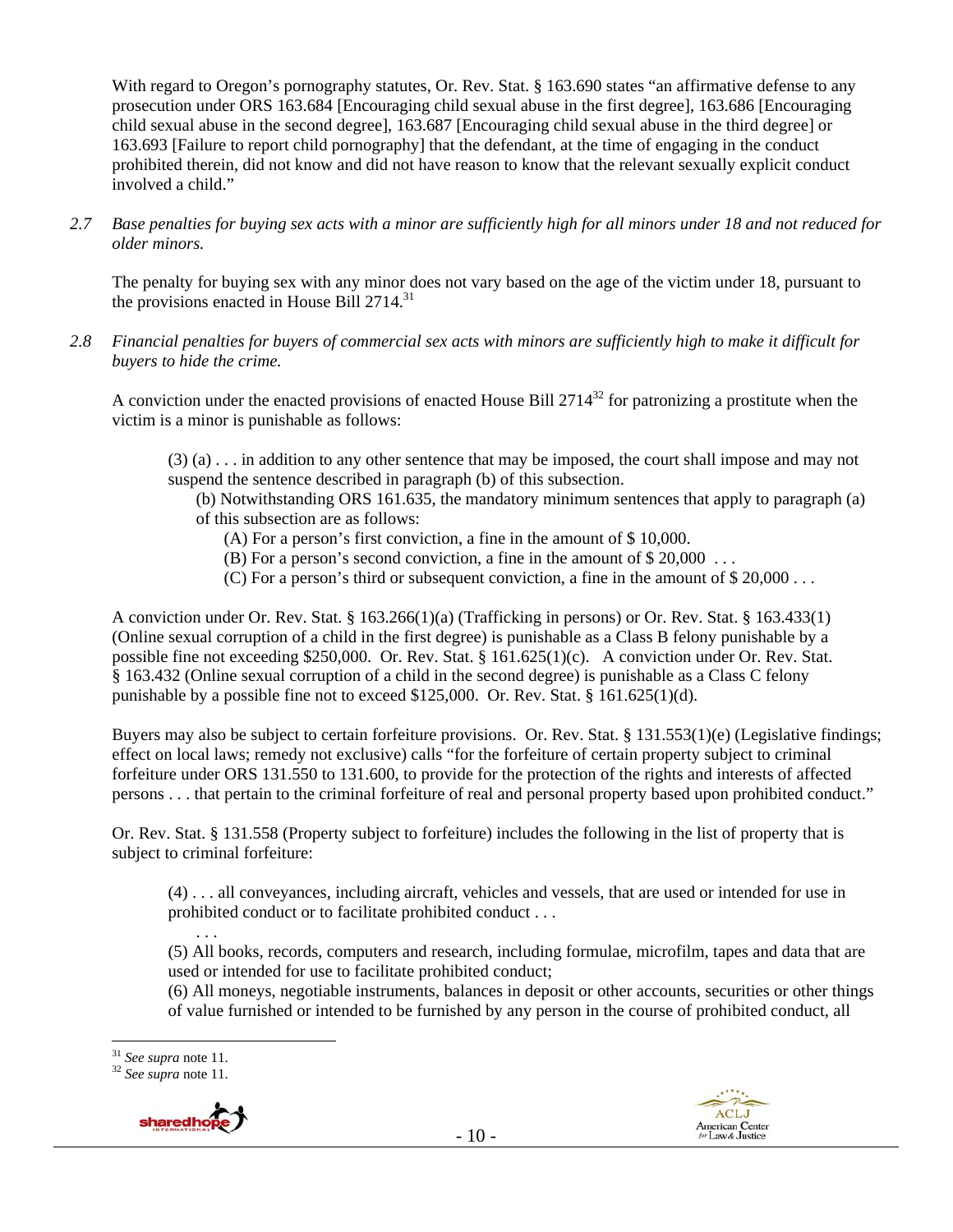With regard to Oregon's pornography statutes, Or. Rev. Stat. § 163.690 states "an affirmative defense to any prosecution under ORS 163.684 [Encouraging child sexual abuse in the first degree], 163.686 [Encouraging child sexual abuse in the second degree], 163.687 [Encouraging child sexual abuse in the third degree] or 163.693 [Failure to report child pornography] that the defendant, at the time of engaging in the conduct prohibited therein, did not know and did not have reason to know that the relevant sexually explicit conduct involved a child."

*2.7 Base penalties for buying sex acts with a minor are sufficiently high for all minors under 18 and not reduced for older minors.*

The penalty for buying sex with any minor does not vary based on the age of the victim under 18, pursuant to the provisions enacted in House Bill 2714.[31]

*2.8 Financial penalties for buyers of commercial sex acts with minors are sufficiently high to make it difficult for buyers to hide the crime.*

A conviction under the enacted provisions of enacted House Bill 2714[32] for patronizing a prostitute when the victim is a minor is punishable as follows:

> (3) (a) . . . in addition to any other sentence that may be imposed, the court shall impose and may not suspend the sentence described in paragraph (b) of this subsection.
>
> (b) Notwithstanding ORS 161.635, the mandatory minimum sentences that apply to paragraph (a) of this subsection are as follows:
>
> (A) For a person's first conviction, a fine in the amount of $ 10,000.
>
> (B) For a person's second conviction, a fine in the amount of $ 20,000 . . .
>
> (C) For a person's third or subsequent conviction, a fine in the amount of $ 20,000 . . .

A conviction under Or. Rev. Stat. § 163.266(1)(a) (Trafficking in persons) or Or. Rev. Stat. § 163.433(1) (Online sexual corruption of a child in the first degree) is punishable as a Class B felony punishable by a possible fine not exceeding $250,000. Or. Rev. Stat. § 161.625(1)(c). A conviction under Or. Rev. Stat. § 163.432 (Online sexual corruption of a child in the second degree) is punishable as a Class C felony punishable by a possible fine not to exceed $125,000. Or. Rev. Stat. § 161.625(1)(d).

Buyers may also be subject to certain forfeiture provisions. Or. Rev. Stat. § 131.553(1)(e) (Legislative findings; effect on local laws; remedy not exclusive) calls "for the forfeiture of certain property subject to criminal forfeiture under ORS 131.550 to 131.600, to provide for the protection of the rights and interests of affected persons . . . that pertain to the criminal forfeiture of real and personal property based upon prohibited conduct."

Or. Rev. Stat. § 131.558 (Property subject to forfeiture) includes the following in the list of property that is subject to criminal forfeiture:

> (4) . . . all conveyances, including aircraft, vehicles and vessels, that are used or intended for use in prohibited conduct or to facilitate prohibited conduct . . .
>
> . . .
>
> (5) All books, records, computers and research, including formulae, microfilm, tapes and data that are used or intended for use to facilitate prohibited conduct;
>
> (6) All moneys, negotiable instruments, balances in deposit or other accounts, securities or other things of value furnished or intended to be furnished by any person in the course of prohibited conduct, all

---

[31] *See supra* note 11.

[32] *See supra* note 11.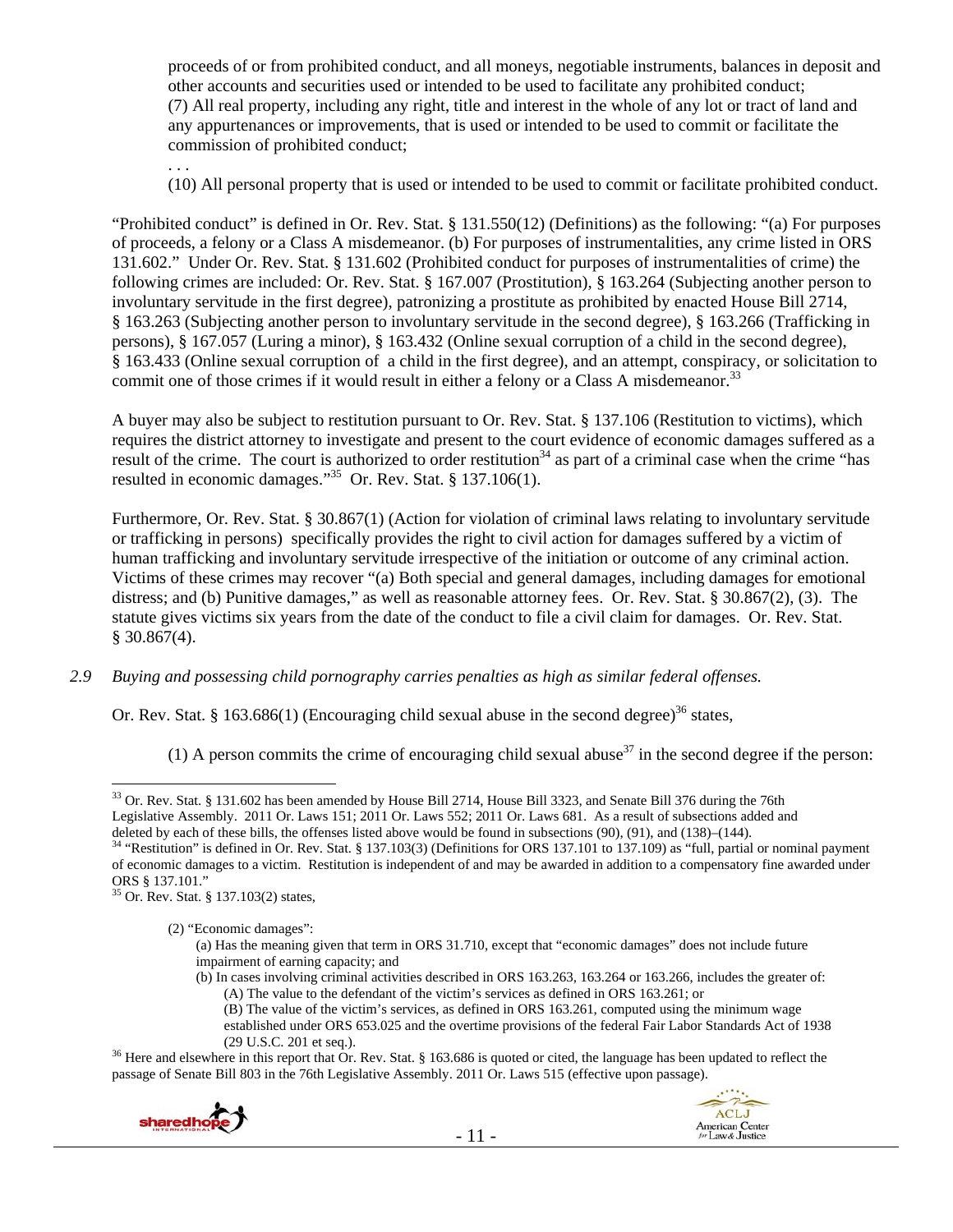proceeds of or from prohibited conduct, and all moneys, negotiable instruments, balances in deposit and other accounts and securities used or intended to be used to facilitate any prohibited conduct;
(7) All real property, including any right, title and interest in the whole of any lot or tract of land and any appurtenances or improvements, that is used or intended to be used to commit or facilitate the commission of prohibited conduct;
. . .
(10) All personal property that is used or intended to be used to commit or facilitate prohibited conduct.

"Prohibited conduct" is defined in Or. Rev. Stat. § 131.550(12) (Definitions) as the following: "(a) For purposes of proceeds, a felony or a Class A misdemeanor. (b) For purposes of instrumentalities, any crime listed in ORS 131.602." Under Or. Rev. Stat. § 131.602 (Prohibited conduct for purposes of instrumentalities of crime) the following crimes are included: Or. Rev. Stat. § 167.007 (Prostitution), § 163.264 (Subjecting another person to involuntary servitude in the first degree), patronizing a prostitute as prohibited by enacted House Bill 2714, § 163.263 (Subjecting another person to involuntary servitude in the second degree), § 163.266 (Trafficking in persons), § 167.057 (Luring a minor), § 163.432 (Online sexual corruption of a child in the second degree), § 163.433 (Online sexual corruption of a child in the first degree), and an attempt, conspiracy, or solicitation to commit one of those crimes if it would result in either a felony or a Class A misdemeanor.[33]

A buyer may also be subject to restitution pursuant to Or. Rev. Stat. § 137.106 (Restitution to victims), which requires the district attorney to investigate and present to the court evidence of economic damages suffered as a result of the crime. The court is authorized to order restitution[34] as part of a criminal case when the crime "has resulted in economic damages."[35] Or. Rev. Stat. § 137.106(1).

Furthermore, Or. Rev. Stat. § 30.867(1) (Action for violation of criminal laws relating to involuntary servitude or trafficking in persons) specifically provides the right to civil action for damages suffered by a victim of human trafficking and involuntary servitude irrespective of the initiation or outcome of any criminal action. Victims of these crimes may recover "(a) Both special and general damages, including damages for emotional distress; and (b) Punitive damages," as well as reasonable attorney fees. Or. Rev. Stat. § 30.867(2), (3). The statute gives victims six years from the date of the conduct to file a civil claim for damages. Or. Rev. Stat. § 30.867(4).

*2.9 Buying and possessing child pornography carries penalties as high as similar federal offenses.*

Or. Rev. Stat. § 163.686(1) (Encouraging child sexual abuse in the second degree)[36] states,

(1) A person commits the crime of encouraging child sexual abuse[37] in the second degree if the person:

---

[33] Or. Rev. Stat. § 131.602 has been amended by House Bill 2714, House Bill 3323, and Senate Bill 376 during the 76th Legislative Assembly. 2011 Or. Laws 151; 2011 Or. Laws 552; 2011 Or. Laws 681. As a result of subsections added and deleted by each of these bills, the offenses listed above would be found in subsections (90), (91), and (138)–(144).

[34] "Restitution" is defined in Or. Rev. Stat. § 137.103(3) (Definitions for ORS 137.101 to 137.109) as "full, partial or nominal payment of economic damages to a victim. Restitution is independent of and may be awarded in addition to a compensatory fine awarded under ORS § 137.101."

[35] Or. Rev. Stat. § 137.103(2) states,

(2) "Economic damages":
(a) Has the meaning given that term in ORS 31.710, except that "economic damages" does not include future impairment of earning capacity; and
(b) In cases involving criminal activities described in ORS 163.263, 163.264 or 163.266, includes the greater of:
(A) The value to the defendant of the victim's services as defined in ORS 163.261; or
(B) The value of the victim's services, as defined in ORS 163.261, computed using the minimum wage established under ORS 653.025 and the overtime provisions of the federal Fair Labor Standards Act of 1938 (29 U.S.C. 201 et seq.).

[36] Here and elsewhere in this report that Or. Rev. Stat. § 163.686 is quoted or cited, the language has been updated to reflect the passage of Senate Bill 803 in the 76th Legislative Assembly. 2011 Or. Laws 515 (effective upon passage).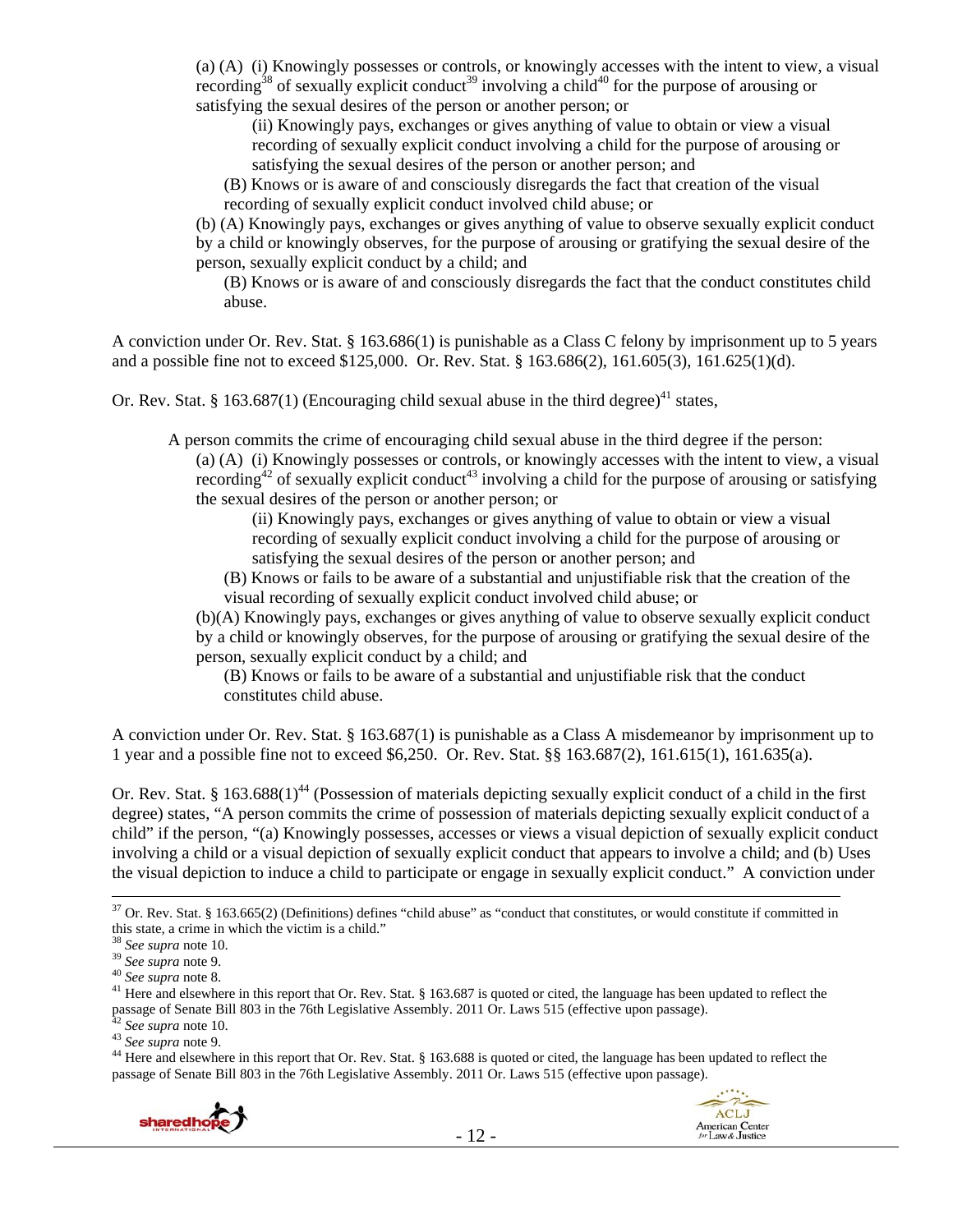(a) (A) (i) Knowingly possesses or controls, or knowingly accesses with the intent to view, a visual recording[38] of sexually explicit conduct[39] involving a child[40] for the purpose of arousing or satisfying the sexual desires of the person or another person; or

(ii) Knowingly pays, exchanges or gives anything of value to obtain or view a visual recording of sexually explicit conduct involving a child for the purpose of arousing or satisfying the sexual desires of the person or another person; and

(B) Knows or is aware of and consciously disregards the fact that creation of the visual recording of sexually explicit conduct involved child abuse; or

(b) (A) Knowingly pays, exchanges or gives anything of value to observe sexually explicit conduct by a child or knowingly observes, for the purpose of arousing or gratifying the sexual desire of the person, sexually explicit conduct by a child; and

(B) Knows or is aware of and consciously disregards the fact that the conduct constitutes child abuse.

A conviction under Or. Rev. Stat. § 163.686(1) is punishable as a Class C felony by imprisonment up to 5 years and a possible fine not to exceed $125,000. Or. Rev. Stat. § 163.686(2), 161.605(3), 161.625(1)(d).

Or. Rev. Stat. § 163.687(1) (Encouraging child sexual abuse in the third degree)[41] states,

A person commits the crime of encouraging child sexual abuse in the third degree if the person:

(a) (A) (i) Knowingly possesses or controls, or knowingly accesses with the intent to view, a visual recording[42] of sexually explicit conduct[43] involving a child for the purpose of arousing or satisfying the sexual desires of the person or another person; or

(ii) Knowingly pays, exchanges or gives anything of value to obtain or view a visual recording of sexually explicit conduct involving a child for the purpose of arousing or satisfying the sexual desires of the person or another person; and

(B) Knows or fails to be aware of a substantial and unjustifiable risk that the creation of the visual recording of sexually explicit conduct involved child abuse; or

(b)(A) Knowingly pays, exchanges or gives anything of value to observe sexually explicit conduct by a child or knowingly observes, for the purpose of arousing or gratifying the sexual desire of the person, sexually explicit conduct by a child; and

(B) Knows or fails to be aware of a substantial and unjustifiable risk that the conduct constitutes child abuse.

A conviction under Or. Rev. Stat. § 163.687(1) is punishable as a Class A misdemeanor by imprisonment up to 1 year and a possible fine not to exceed $6,250. Or. Rev. Stat. §§ 163.687(2), 161.615(1), 161.635(a).

Or. Rev. Stat. § 163.688(1)[44] (Possession of materials depicting sexually explicit conduct of a child in the first degree) states, "A person commits the crime of possession of materials depicting sexually explicit conduct of a child" if the person, "(a) Knowingly possesses, accesses or views a visual depiction of sexually explicit conduct involving a child or a visual depiction of sexually explicit conduct that appears to involve a child; and (b) Uses the visual depiction to induce a child to participate or engage in sexually explicit conduct." A conviction under

---

[37] Or. Rev. Stat. § 163.665(2) (Definitions) defines "child abuse" as "conduct that constitutes, or would constitute if committed in this state, a crime in which the victim is a child."

[38] *See supra* note 10.

[39] *See supra* note 9.

[40] *See supra* note 8.

[41] Here and elsewhere in this report that Or. Rev. Stat. § 163.687 is quoted or cited, the language has been updated to reflect the passage of Senate Bill 803 in the 76th Legislative Assembly. 2011 Or. Laws 515 (effective upon passage).

[42] *See supra* note 10.

[43] *See supra* note 9.

[44] Here and elsewhere in this report that Or. Rev. Stat. § 163.688 is quoted or cited, the language has been updated to reflect the passage of Senate Bill 803 in the 76th Legislative Assembly. 2011 Or. Laws 515 (effective upon passage).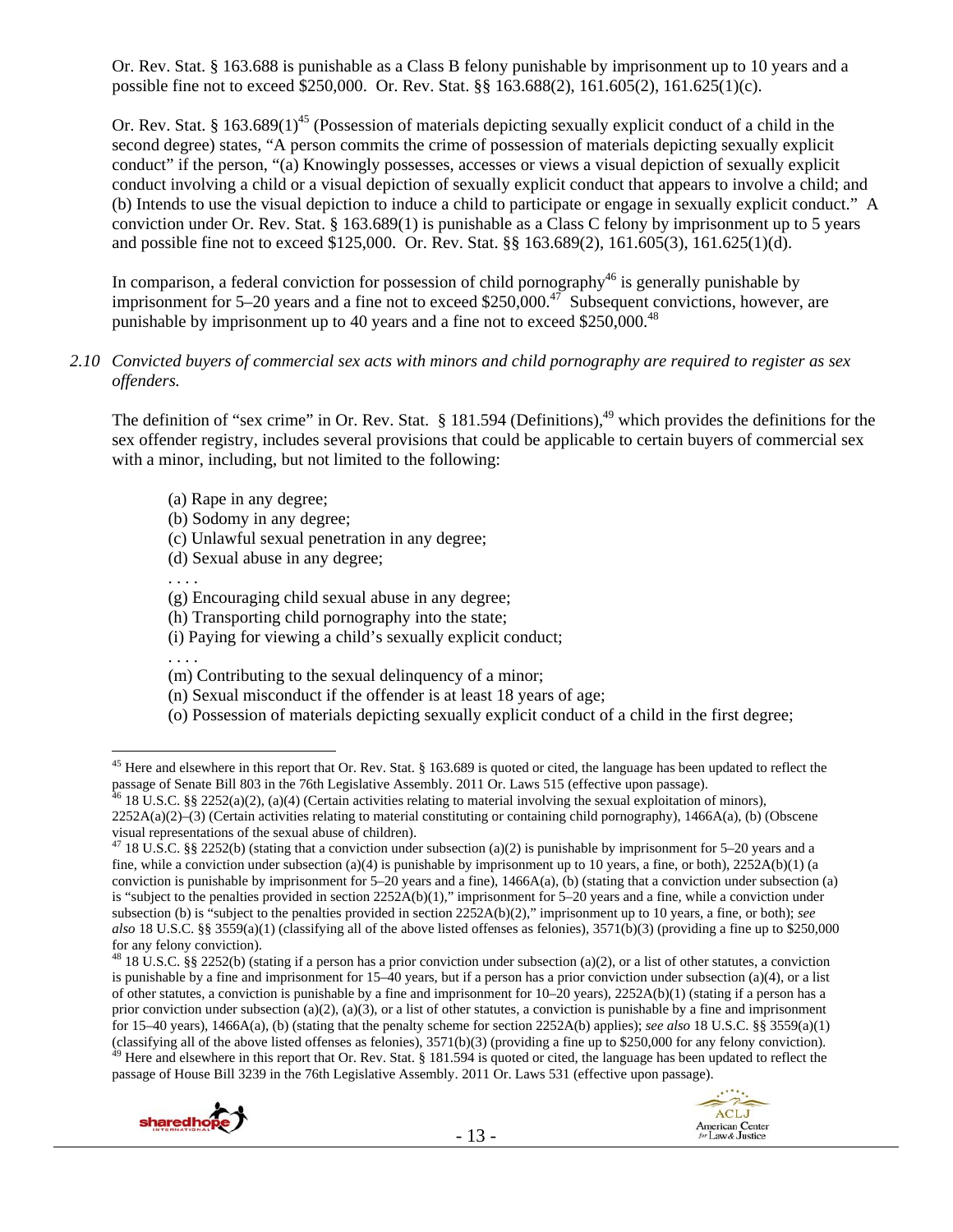Or. Rev. Stat. § 163.688 is punishable as a Class B felony punishable by imprisonment up to 10 years and a possible fine not to exceed $250,000. Or. Rev. Stat. §§ 163.688(2), 161.605(2), 161.625(1)(c).

Or. Rev. Stat. § 163.689(1)[45] (Possession of materials depicting sexually explicit conduct of a child in the second degree) states, "A person commits the crime of possession of materials depicting sexually explicit conduct" if the person, "(a) Knowingly possesses, accesses or views a visual depiction of sexually explicit conduct involving a child or a visual depiction of sexually explicit conduct that appears to involve a child; and (b) Intends to use the visual depiction to induce a child to participate or engage in sexually explicit conduct." A conviction under Or. Rev. Stat. § 163.689(1) is punishable as a Class C felony by imprisonment up to 5 years and possible fine not to exceed $125,000. Or. Rev. Stat. §§ 163.689(2), 161.605(3), 161.625(1)(d).

In comparison, a federal conviction for possession of child pornography[46] is generally punishable by imprisonment for 5–20 years and a fine not to exceed $250,000.[47] Subsequent convictions, however, are punishable by imprisonment up to 40 years and a fine not to exceed $250,000.[48]

*2.10 Convicted buyers of commercial sex acts with minors and child pornography are required to register as sex offenders.*

The definition of "sex crime" in Or. Rev. Stat. § 181.594 (Definitions),[49] which provides the definitions for the sex offender registry, includes several provisions that could be applicable to certain buyers of commercial sex with a minor, including, but not limited to the following:

> (a) Rape in any degree;
> (b) Sodomy in any degree;
> (c) Unlawful sexual penetration in any degree;
> (d) Sexual abuse in any degree;
> . . . .
> (g) Encouraging child sexual abuse in any degree;
> (h) Transporting child pornography into the state;
> (i) Paying for viewing a child's sexually explicit conduct;
> . . . .
> (m) Contributing to the sexual delinquency of a minor;
> (n) Sexual misconduct if the offender is at least 18 years of age;
> (o) Possession of materials depicting sexually explicit conduct of a child in the first degree;

---

[45] Here and elsewhere in this report that Or. Rev. Stat. § 163.689 is quoted or cited, the language has been updated to reflect the passage of Senate Bill 803 in the 76th Legislative Assembly. 2011 Or. Laws 515 (effective upon passage).

[46] 18 U.S.C. §§ 2252(a)(2), (a)(4) (Certain activities relating to material involving the sexual exploitation of minors), 2252A(a)(2)–(3) (Certain activities relating to material constituting or containing child pornography), 1466A(a), (b) (Obscene visual representations of the sexual abuse of children).

[47] 18 U.S.C. §§ 2252(b) (stating that a conviction under subsection (a)(2) is punishable by imprisonment for 5–20 years and a fine, while a conviction under subsection (a)(4) is punishable by imprisonment up to 10 years, a fine, or both), 2252A(b)(1) (a conviction is punishable by imprisonment for 5–20 years and a fine), 1466A(a), (b) (stating that a conviction under subsection (a) is "subject to the penalties provided in section 2252A(b)(1)," imprisonment for 5–20 years and a fine, while a conviction under subsection (b) is "subject to the penalties provided in section 2252A(b)(2)," imprisonment up to 10 years, a fine, or both); *see also* 18 U.S.C. §§ 3559(a)(1) (classifying all of the above listed offenses as felonies), 3571(b)(3) (providing a fine up to $250,000 for any felony conviction).

[48] 18 U.S.C. §§ 2252(b) (stating if a person has a prior conviction under subsection (a)(2), or a list of other statutes, a conviction is punishable by a fine and imprisonment for 15–40 years, but if a person has a prior conviction under subsection (a)(4), or a list of other statutes, a conviction is punishable by a fine and imprisonment for 10–20 years), 2252A(b)(1) (stating if a person has a prior conviction under subsection (a)(2), (a)(3), or a list of other statutes, a conviction is punishable by a fine and imprisonment for 15–40 years), 1466A(a), (b) (stating that the penalty scheme for section 2252A(b) applies); *see also* 18 U.S.C. §§ 3559(a)(1) (classifying all of the above listed offenses as felonies), 3571(b)(3) (providing a fine up to $250,000 for any felony conviction).

[49] Here and elsewhere in this report that Or. Rev. Stat. § 181.594 is quoted or cited, the language has been updated to reflect the passage of House Bill 3239 in the 76th Legislative Assembly. 2011 Or. Laws 531 (effective upon passage).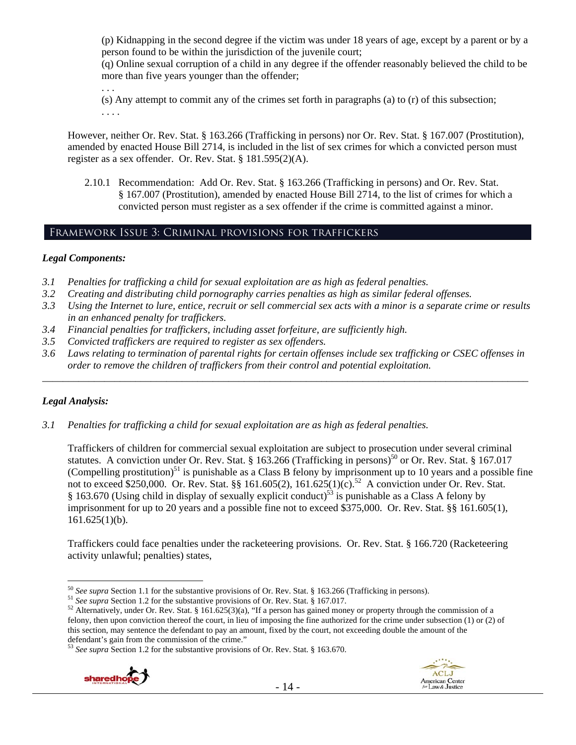(p) Kidnapping in the second degree if the victim was under 18 years of age, except by a parent or by a person found to be within the jurisdiction of the juvenile court;

(q) Online sexual corruption of a child in any degree if the offender reasonably believed the child to be more than five years younger than the offender;

. . .

(s) Any attempt to commit any of the crimes set forth in paragraphs (a) to (r) of this subsection;

. . . .

However, neither Or. Rev. Stat. § 163.266 (Trafficking in persons) nor Or. Rev. Stat. § 167.007 (Prostitution), amended by enacted House Bill 2714, is included in the list of sex crimes for which a convicted person must register as a sex offender. Or. Rev. Stat. § 181.595(2)(A).

2.10.1 Recommendation: Add Or. Rev. Stat. § 163.266 (Trafficking in persons) and Or. Rev. Stat. § 167.007 (Prostitution), amended by enacted House Bill 2714, to the list of crimes for which a convicted person must register as a sex offender if the crime is committed against a minor.

## Framework Issue 3: Criminal provisions for traffickers

### *Legal Components:*

*3.1 Penalties for trafficking a child for sexual exploitation are as high as federal penalties.*
*3.2 Creating and distributing child pornography carries penalties as high as similar federal offenses.*
*3.3 Using the Internet to lure, entice, recruit or sell commercial sex acts with a minor is a separate crime or results in an enhanced penalty for traffickers.*
*3.4 Financial penalties for traffickers, including asset forfeiture, are sufficiently high.*
*3.5 Convicted traffickers are required to register as sex offenders.*
*3.6 Laws relating to termination of parental rights for certain offenses include sex trafficking or CSEC offenses in order to remove the children of traffickers from their control and potential exploitation.*

---

### *Legal Analysis:*

*3.1 Penalties for trafficking a child for sexual exploitation are as high as federal penalties.*

Traffickers of children for commercial sexual exploitation are subject to prosecution under several criminal statutes. A conviction under Or. Rev. Stat. § 163.266 (Trafficking in persons)[50] or Or. Rev. Stat. § 167.017 (Compelling prostitution)[51] is punishable as a Class B felony by imprisonment up to 10 years and a possible fine not to exceed $250,000. Or. Rev. Stat. §§ 161.605(2), 161.625(1)(c).[52] A conviction under Or. Rev. Stat. § 163.670 (Using child in display of sexually explicit conduct)[53] is punishable as a Class A felony by imprisonment for up to 20 years and a possible fine not to exceed $375,000. Or. Rev. Stat. §§ 161.605(1), 161.625(1)(b).

Traffickers could face penalties under the racketeering provisions. Or. Rev. Stat. § 166.720 (Racketeering activity unlawful; penalties) states,

---

[50] *See supra* Section 1.1 for the substantive provisions of Or. Rev. Stat. § 163.266 (Trafficking in persons).

[51] *See supra* Section 1.2 for the substantive provisions of Or. Rev. Stat. § 167.017.

[52] Alternatively, under Or. Rev. Stat. § 161.625(3)(a), "If a person has gained money or property through the commission of a felony, then upon conviction thereof the court, in lieu of imposing the fine authorized for the crime under subsection (1) or (2) of this section, may sentence the defendant to pay an amount, fixed by the court, not exceeding double the amount of the defendant's gain from the commission of the crime."

[53] *See supra* Section 1.2 for the substantive provisions of Or. Rev. Stat. § 163.670.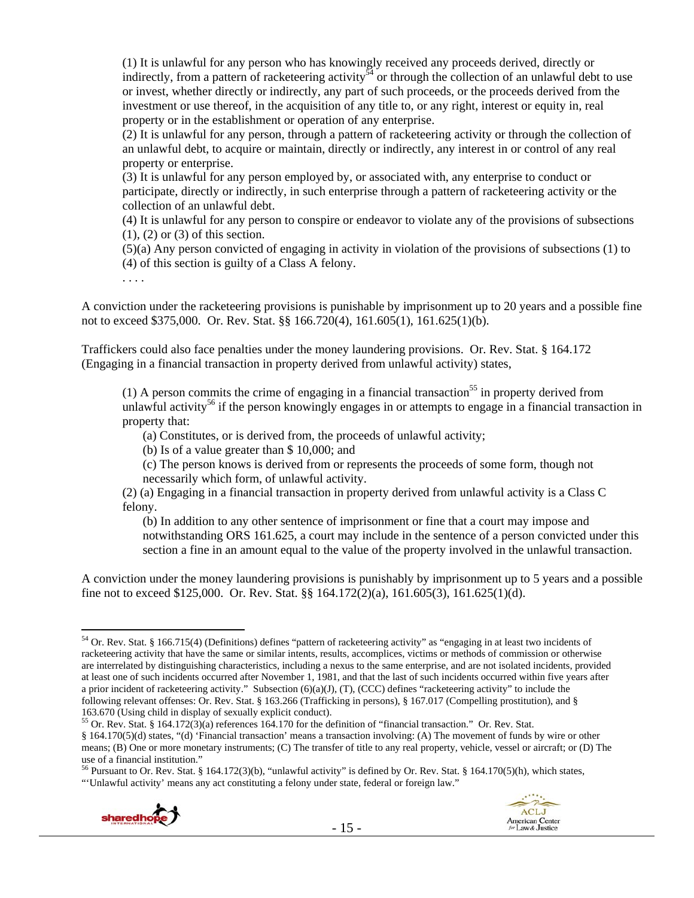> (1) It is unlawful for any person who has knowingly received any proceeds derived, directly or indirectly, from a pattern of racketeering activity[54] or through the collection of an unlawful debt to use or invest, whether directly or indirectly, any part of such proceeds, or the proceeds derived from the investment or use thereof, in the acquisition of any title to, or any right, interest or equity in, real property or in the establishment or operation of any enterprise.
> (2) It is unlawful for any person, through a pattern of racketeering activity or through the collection of an unlawful debt, to acquire or maintain, directly or indirectly, any interest in or control of any real property or enterprise.
> (3) It is unlawful for any person employed by, or associated with, any enterprise to conduct or participate, directly or indirectly, in such enterprise through a pattern of racketeering activity or the collection of an unlawful debt.
> (4) It is unlawful for any person to conspire or endeavor to violate any of the provisions of subsections (1), (2) or (3) of this section.
> (5)(a) Any person convicted of engaging in activity in violation of the provisions of subsections (1) to (4) of this section is guilty of a Class A felony.
> . . . .

A conviction under the racketeering provisions is punishable by imprisonment up to 20 years and a possible fine not to exceed $375,000. Or. Rev. Stat. §§ 166.720(4), 161.605(1), 161.625(1)(b).

Traffickers could also face penalties under the money laundering provisions. Or. Rev. Stat. § 164.172 (Engaging in a financial transaction in property derived from unlawful activity) states,

> (1) A person commits the crime of engaging in a financial transaction[55] in property derived from unlawful activity[56] if the person knowingly engages in or attempts to engage in a financial transaction in property that:
>
> (a) Constitutes, or is derived from, the proceeds of unlawful activity;
> (b) Is of a value greater than $ 10,000; and
> (c) The person knows is derived from or represents the proceeds of some form, though not necessarily which form, of unlawful activity.
>
> (2) (a) Engaging in a financial transaction in property derived from unlawful activity is a Class C felony.
>
> (b) In addition to any other sentence of imprisonment or fine that a court may impose and notwithstanding ORS 161.625, a court may include in the sentence of a person convicted under this section a fine in an amount equal to the value of the property involved in the unlawful transaction.

A conviction under the money laundering provisions is punishably by imprisonment up to 5 years and a possible fine not to exceed $125,000. Or. Rev. Stat. §§ 164.172(2)(a), 161.605(3), 161.625(1)(d).

---

[54] Or. Rev. Stat. § 166.715(4) (Definitions) defines "pattern of racketeering activity" as "engaging in at least two incidents of racketeering activity that have the same or similar intents, results, accomplices, victims or methods of commission or otherwise are interrelated by distinguishing characteristics, including a nexus to the same enterprise, and are not isolated incidents, provided at least one of such incidents occurred after November 1, 1981, and that the last of such incidents occurred within five years after a prior incident of racketeering activity." Subsection (6)(a)(J), (T), (CCC) defines "racketeering activity" to include the following relevant offenses: Or. Rev. Stat. § 163.266 (Trafficking in persons), § 167.017 (Compelling prostitution), and § 163.670 (Using child in display of sexually explicit conduct).

[55] Or. Rev. Stat. § 164.172(3)(a) references 164.170 for the definition of "financial transaction." Or. Rev. Stat. § 164.170(5)(d) states, "(d) 'Financial transaction' means a transaction involving: (A) The movement of funds by wire or other means; (B) One or more monetary instruments; (C) The transfer of title to any real property, vehicle, vessel or aircraft; or (D) The use of a financial institution."

[56] Pursuant to Or. Rev. Stat. § 164.172(3)(b), "unlawful activity" is defined by Or. Rev. Stat. § 164.170(5)(h), which states, "'Unlawful activity' means any act constituting a felony under state, federal or foreign law."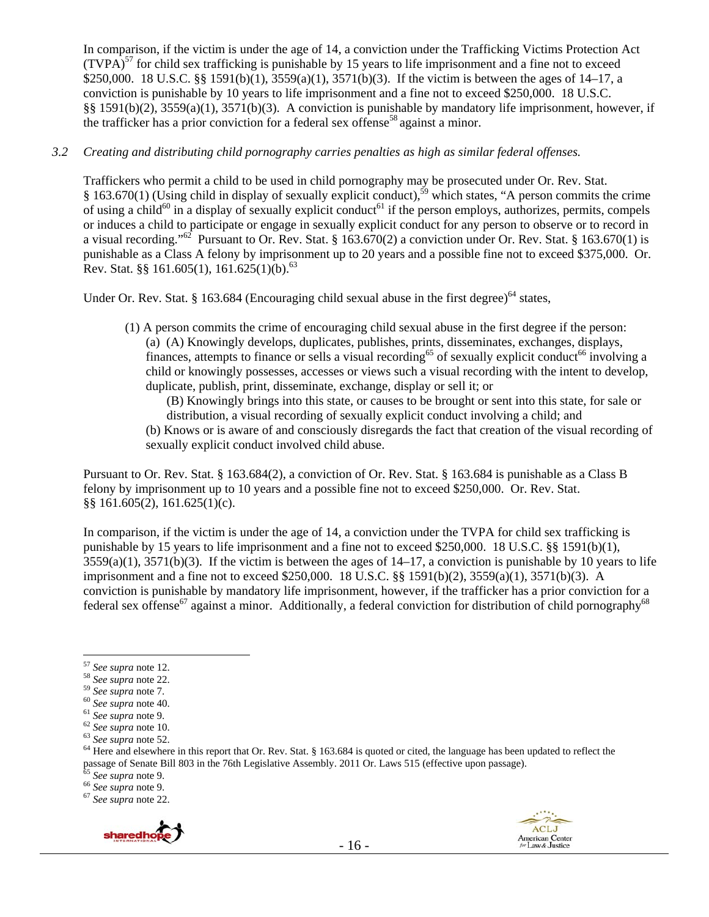In comparison, if the victim is under the age of 14, a conviction under the Trafficking Victims Protection Act (TVPA)[57] for child sex trafficking is punishable by 15 years to life imprisonment and a fine not to exceed \$250,000. 18 U.S.C. §§ 1591(b)(1), 3559(a)(1), 3571(b)(3). If the victim is between the ages of 14–17, a conviction is punishable by 10 years to life imprisonment and a fine not to exceed \$250,000. 18 U.S.C. §§ 1591(b)(2), 3559(a)(1), 3571(b)(3). A conviction is punishable by mandatory life imprisonment, however, if the trafficker has a prior conviction for a federal sex offense[58] against a minor.

*3.2 Creating and distributing child pornography carries penalties as high as similar federal offenses.*

Traffickers who permit a child to be used in child pornography may be prosecuted under Or. Rev. Stat. § 163.670(1) (Using child in display of sexually explicit conduct),[59] which states, "A person commits the crime of using a child[60] in a display of sexually explicit conduct[61] if the person employs, authorizes, permits, compels or induces a child to participate or engage in sexually explicit conduct for any person to observe or to record in a visual recording."[62] Pursuant to Or. Rev. Stat. § 163.670(2) a conviction under Or. Rev. Stat. § 163.670(1) is punishable as a Class A felony by imprisonment up to 20 years and a possible fine not to exceed \$375,000. Or. Rev. Stat. §§ 161.605(1), 161.625(1)(b).[63]

Under Or. Rev. Stat. § 163.684 (Encouraging child sexual abuse in the first degree)[64] states,

> (1) A person commits the crime of encouraging child sexual abuse in the first degree if the person:
> (a) (A) Knowingly develops, duplicates, publishes, prints, disseminates, exchanges, displays, finances, attempts to finance or sells a visual recording[65] of sexually explicit conduct[66] involving a child or knowingly possesses, accesses or views such a visual recording with the intent to develop, duplicate, publish, print, disseminate, exchange, display or sell it; or
> (B) Knowingly brings into this state, or causes to be brought or sent into this state, for sale or distribution, a visual recording of sexually explicit conduct involving a child; and
> (b) Knows or is aware of and consciously disregards the fact that creation of the visual recording of sexually explicit conduct involved child abuse.

Pursuant to Or. Rev. Stat. § 163.684(2), a conviction of Or. Rev. Stat. § 163.684 is punishable as a Class B felony by imprisonment up to 10 years and a possible fine not to exceed \$250,000. Or. Rev. Stat. §§ 161.605(2), 161.625(1)(c).

In comparison, if the victim is under the age of 14, a conviction under the TVPA for child sex trafficking is punishable by 15 years to life imprisonment and a fine not to exceed \$250,000. 18 U.S.C. §§ 1591(b)(1), 3559(a)(1), 3571(b)(3). If the victim is between the ages of 14–17, a conviction is punishable by 10 years to life imprisonment and a fine not to exceed \$250,000. 18 U.S.C. §§ 1591(b)(2), 3559(a)(1), 3571(b)(3). A conviction is punishable by mandatory life imprisonment, however, if the trafficker has a prior conviction for a federal sex offense[67] against a minor. Additionally, a federal conviction for distribution of child pornography[68]

---

[57] *See supra* note 12.
[58] *See supra* note 22.
[59] *See supra* note 7.
[60] *See supra* note 40.
[61] *See supra* note 9.
[62] *See supra* note 10.
[63] *See supra* note 52.
[64] Here and elsewhere in this report that Or. Rev. Stat. § 163.684 is quoted or cited, the language has been updated to reflect the passage of Senate Bill 803 in the 76th Legislative Assembly. 2011 Or. Laws 515 (effective upon passage).
[65] *See supra* note 9.
[66] *See supra* note 9.
[67] *See supra* note 22.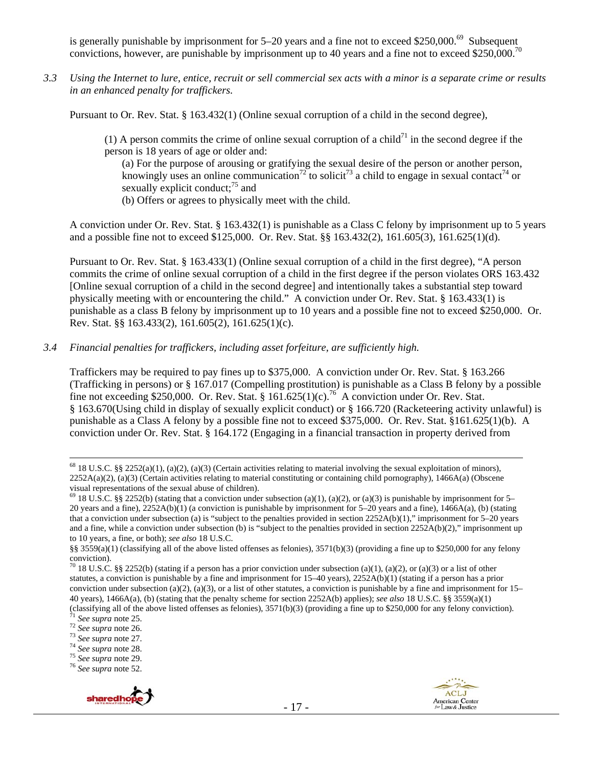is generally punishable by imprisonment for 5–20 years and a fine not to exceed $250,000.[69] Subsequent convictions, however, are punishable by imprisonment up to 40 years and a fine not to exceed $250,000.[70]

*3.3 Using the Internet to lure, entice, recruit or sell commercial sex acts with a minor is a separate crime or results in an enhanced penalty for traffickers.*

Pursuant to Or. Rev. Stat. § 163.432(1) (Online sexual corruption of a child in the second degree),

> (1) A person commits the crime of online sexual corruption of a child[71] in the second degree if the person is 18 years of age or older and:
>
> (a) For the purpose of arousing or gratifying the sexual desire of the person or another person, knowingly uses an online communication[72] to solicit[73] a child to engage in sexual contact[74] or sexually explicit conduct;[75] and
>
> (b) Offers or agrees to physically meet with the child.

A conviction under Or. Rev. Stat. § 163.432(1) is punishable as a Class C felony by imprisonment up to 5 years and a possible fine not to exceed $125,000. Or. Rev. Stat. §§ 163.432(2), 161.605(3), 161.625(1)(d).

Pursuant to Or. Rev. Stat. § 163.433(1) (Online sexual corruption of a child in the first degree), "A person commits the crime of online sexual corruption of a child in the first degree if the person violates ORS 163.432 [Online sexual corruption of a child in the second degree] and intentionally takes a substantial step toward physically meeting with or encountering the child." A conviction under Or. Rev. Stat. § 163.433(1) is punishable as a class B felony by imprisonment up to 10 years and a possible fine not to exceed $250,000. Or. Rev. Stat. §§ 163.433(2), 161.605(2), 161.625(1)(c).

*3.4 Financial penalties for traffickers, including asset forfeiture, are sufficiently high.*

Traffickers may be required to pay fines up to $375,000. A conviction under Or. Rev. Stat. § 163.266 (Trafficking in persons) or § 167.017 (Compelling prostitution) is punishable as a Class B felony by a possible fine not exceeding $250,000. Or. Rev. Stat. § 161.625(1)(c).[76] A conviction under Or. Rev. Stat. § 163.670(Using child in display of sexually explicit conduct) or § 166.720 (Racketeering activity unlawful) is punishable as a Class A felony by a possible fine not to exceed $375,000. Or. Rev. Stat. §161.625(1)(b). A conviction under Or. Rev. Stat. § 164.172 (Engaging in a financial transaction in property derived from

---

[68] 18 U.S.C. §§ 2252(a)(1), (a)(2), (a)(3) (Certain activities relating to material involving the sexual exploitation of minors), 2252A(a)(2), (a)(3) (Certain activities relating to material constituting or containing child pornography), 1466A(a) (Obscene visual representations of the sexual abuse of children).

[69] 18 U.S.C. §§ 2252(b) (stating that a conviction under subsection (a)(1), (a)(2), or (a)(3) is punishable by imprisonment for 5–20 years and a fine), 2252A(b)(1) (a conviction is punishable by imprisonment for 5–20 years and a fine), 1466A(a), (b) (stating that a conviction under subsection (a) is "subject to the penalties provided in section 2252A(b)(1)," imprisonment for 5–20 years and a fine, while a conviction under subsection (b) is "subject to the penalties provided in section 2252A(b)(2)," imprisonment up to 10 years, a fine, or both); *see also* 18 U.S.C. §§ 3559(a)(1) (classifying all of the above listed offenses as felonies), 3571(b)(3) (providing a fine up to $250,000 for any felony conviction).

[70] 18 U.S.C. §§ 2252(b) (stating if a person has a prior conviction under subsection (a)(1), (a)(2), or (a)(3) or a list of other statutes, a conviction is punishable by a fine and imprisonment for 15–40 years), 2252A(b)(1) (stating if a person has a prior conviction under subsection (a)(2), (a)(3), or a list of other statutes, a conviction is punishable by a fine and imprisonment for 15–40 years), 1466A(a), (b) (stating that the penalty scheme for section 2252A(b) applies); *see also* 18 U.S.C. §§ 3559(a)(1) (classifying all of the above listed offenses as felonies), 3571(b)(3) (providing a fine up to $250,000 for any felony conviction).

[71] *See supra* note 25.

[72] *See supra* note 26.

[73] *See supra* note 27.

[74] *See supra* note 28.

[75] *See supra* note 29.

[76] *See supra* note 52.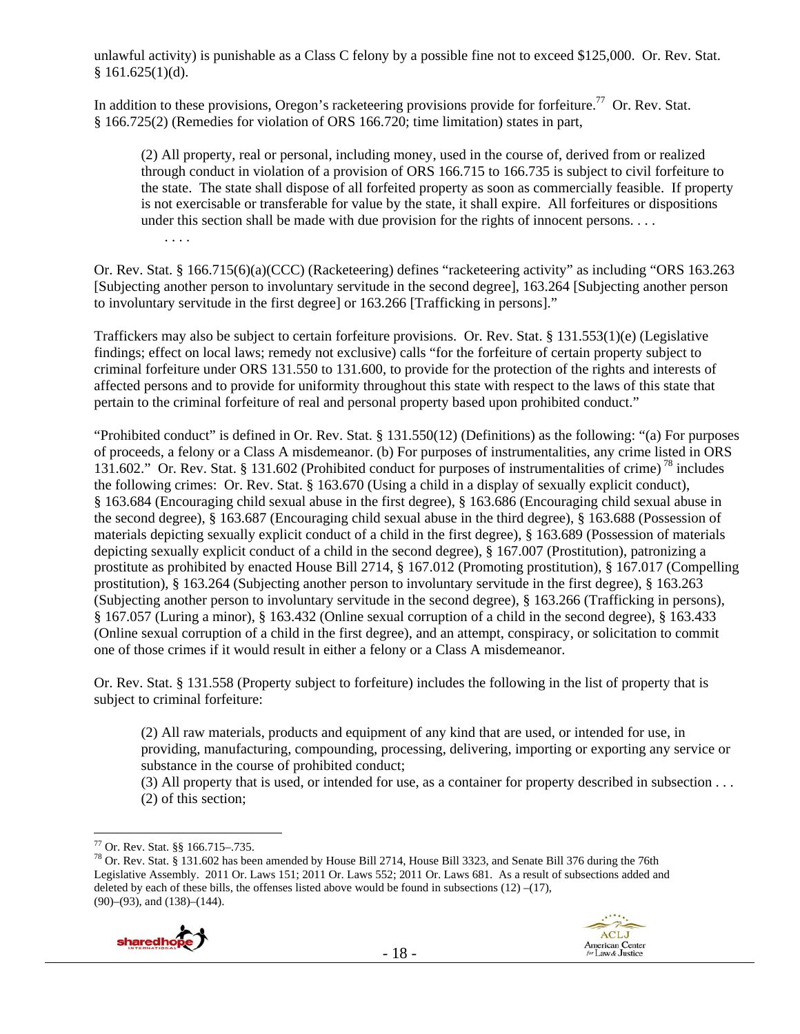unlawful activity) is punishable as a Class C felony by a possible fine not to exceed $125,000. Or. Rev. Stat. § 161.625(1)(d).

In addition to these provisions, Oregon's racketeering provisions provide for forfeiture.[77] Or. Rev. Stat. § 166.725(2) (Remedies for violation of ORS 166.720; time limitation) states in part,

> (2) All property, real or personal, including money, used in the course of, derived from or realized through conduct in violation of a provision of ORS 166.715 to 166.735 is subject to civil forfeiture to the state. The state shall dispose of all forfeited property as soon as commercially feasible. If property is not exercisable or transferable for value by the state, it shall expire. All forfeitures or dispositions under this section shall be made with due provision for the rights of innocent persons. . . .
>
> . . . .

Or. Rev. Stat. § 166.715(6)(a)(CCC) (Racketeering) defines "racketeering activity" as including "ORS 163.263 [Subjecting another person to involuntary servitude in the second degree], 163.264 [Subjecting another person to involuntary servitude in the first degree] or 163.266 [Trafficking in persons]."

Traffickers may also be subject to certain forfeiture provisions. Or. Rev. Stat. § 131.553(1)(e) (Legislative findings; effect on local laws; remedy not exclusive) calls "for the forfeiture of certain property subject to criminal forfeiture under ORS 131.550 to 131.600, to provide for the protection of the rights and interests of affected persons and to provide for uniformity throughout this state with respect to the laws of this state that pertain to the criminal forfeiture of real and personal property based upon prohibited conduct."

"Prohibited conduct" is defined in Or. Rev. Stat. § 131.550(12) (Definitions) as the following: "(a) For purposes of proceeds, a felony or a Class A misdemeanor. (b) For purposes of instrumentalities, any crime listed in ORS 131.602." Or. Rev. Stat. § 131.602 (Prohibited conduct for purposes of instrumentalities of crime)[78] includes the following crimes: Or. Rev. Stat. § 163.670 (Using a child in a display of sexually explicit conduct), § 163.684 (Encouraging child sexual abuse in the first degree), § 163.686 (Encouraging child sexual abuse in the second degree), § 163.687 (Encouraging child sexual abuse in the third degree), § 163.688 (Possession of materials depicting sexually explicit conduct of a child in the first degree), § 163.689 (Possession of materials depicting sexually explicit conduct of a child in the second degree), § 167.007 (Prostitution), patronizing a prostitute as prohibited by enacted House Bill 2714, § 167.012 (Promoting prostitution), § 167.017 (Compelling prostitution), § 163.264 (Subjecting another person to involuntary servitude in the first degree), § 163.263 (Subjecting another person to involuntary servitude in the second degree), § 163.266 (Trafficking in persons), § 167.057 (Luring a minor), § 163.432 (Online sexual corruption of a child in the second degree), § 163.433 (Online sexual corruption of a child in the first degree), and an attempt, conspiracy, or solicitation to commit one of those crimes if it would result in either a felony or a Class A misdemeanor.

Or. Rev. Stat. § 131.558 (Property subject to forfeiture) includes the following in the list of property that is subject to criminal forfeiture:

> (2) All raw materials, products and equipment of any kind that are used, or intended for use, in providing, manufacturing, compounding, processing, delivering, importing or exporting any service or substance in the course of prohibited conduct;
>
> (3) All property that is used, or intended for use, as a container for property described in subsection . . . (2) of this section;

---

[77] Or. Rev. Stat. §§ 166.715–.735.

[78] Or. Rev. Stat. § 131.602 has been amended by House Bill 2714, House Bill 3323, and Senate Bill 376 during the 76th Legislative Assembly. 2011 Or. Laws 151; 2011 Or. Laws 552; 2011 Or. Laws 681. As a result of subsections added and deleted by each of these bills, the offenses listed above would be found in subsections (12) –(17), (90)–(93), and (138)–(144).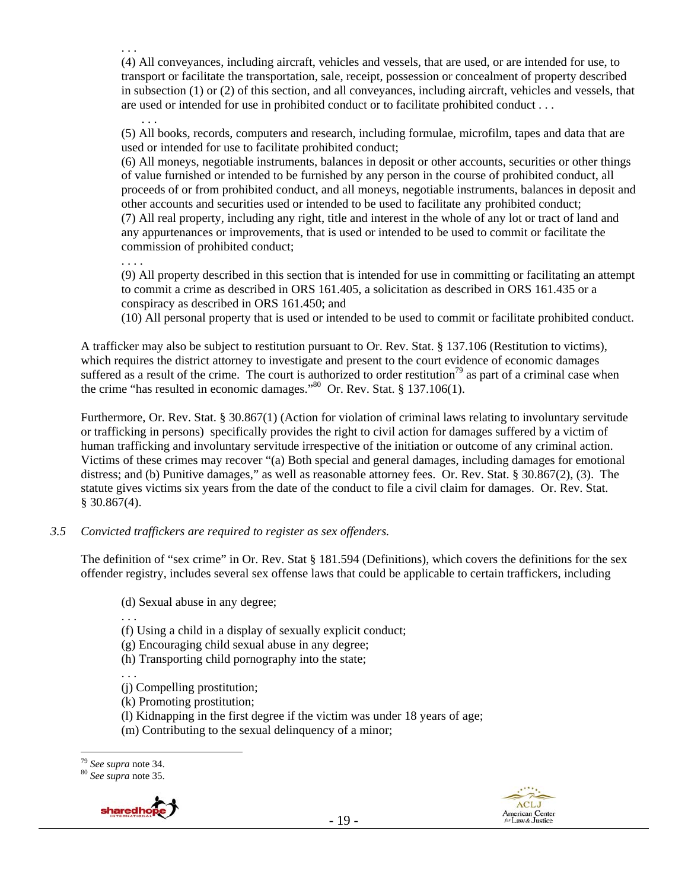. . .

(4) All conveyances, including aircraft, vehicles and vessels, that are used, or are intended for use, to transport or facilitate the transportation, sale, receipt, possession or concealment of property described in subsection (1) or (2) of this section, and all conveyances, including aircraft, vehicles and vessels, that are used or intended for use in prohibited conduct or to facilitate prohibited conduct . . .

. . .

(5) All books, records, computers and research, including formulae, microfilm, tapes and data that are used or intended for use to facilitate prohibited conduct;

(6) All moneys, negotiable instruments, balances in deposit or other accounts, securities or other things of value furnished or intended to be furnished by any person in the course of prohibited conduct, all proceeds of or from prohibited conduct, and all moneys, negotiable instruments, balances in deposit and other accounts and securities used or intended to be used to facilitate any prohibited conduct;

(7) All real property, including any right, title and interest in the whole of any lot or tract of land and any appurtenances or improvements, that is used or intended to be used to commit or facilitate the commission of prohibited conduct;

. . . .

(9) All property described in this section that is intended for use in committing or facilitating an attempt to commit a crime as described in ORS 161.405, a solicitation as described in ORS 161.435 or a conspiracy as described in ORS 161.450; and

(10) All personal property that is used or intended to be used to commit or facilitate prohibited conduct.

A trafficker may also be subject to restitution pursuant to Or. Rev. Stat. § 137.106 (Restitution to victims), which requires the district attorney to investigate and present to the court evidence of economic damages suffered as a result of the crime. The court is authorized to order restitution[79] as part of a criminal case when the crime "has resulted in economic damages."[80] Or. Rev. Stat. § 137.106(1).

Furthermore, Or. Rev. Stat. § 30.867(1) (Action for violation of criminal laws relating to involuntary servitude or trafficking in persons) specifically provides the right to civil action for damages suffered by a victim of human trafficking and involuntary servitude irrespective of the initiation or outcome of any criminal action. Victims of these crimes may recover "(a) Both special and general damages, including damages for emotional distress; and (b) Punitive damages," as well as reasonable attorney fees. Or. Rev. Stat. § 30.867(2), (3). The statute gives victims six years from the date of the conduct to file a civil claim for damages. Or. Rev. Stat. § 30.867(4).

*3.5 Convicted traffickers are required to register as sex offenders.*

The definition of "sex crime" in Or. Rev. Stat § 181.594 (Definitions), which covers the definitions for the sex offender registry, includes several sex offense laws that could be applicable to certain traffickers, including

(d) Sexual abuse in any degree;

. . .

(f) Using a child in a display of sexually explicit conduct;

(g) Encouraging child sexual abuse in any degree;

(h) Transporting child pornography into the state;

. . .

(j) Compelling prostitution;

(k) Promoting prostitution;

(l) Kidnapping in the first degree if the victim was under 18 years of age;

(m) Contributing to the sexual delinquency of a minor;

---

[79] *See supra* note 34.

[80] *See supra* note 35.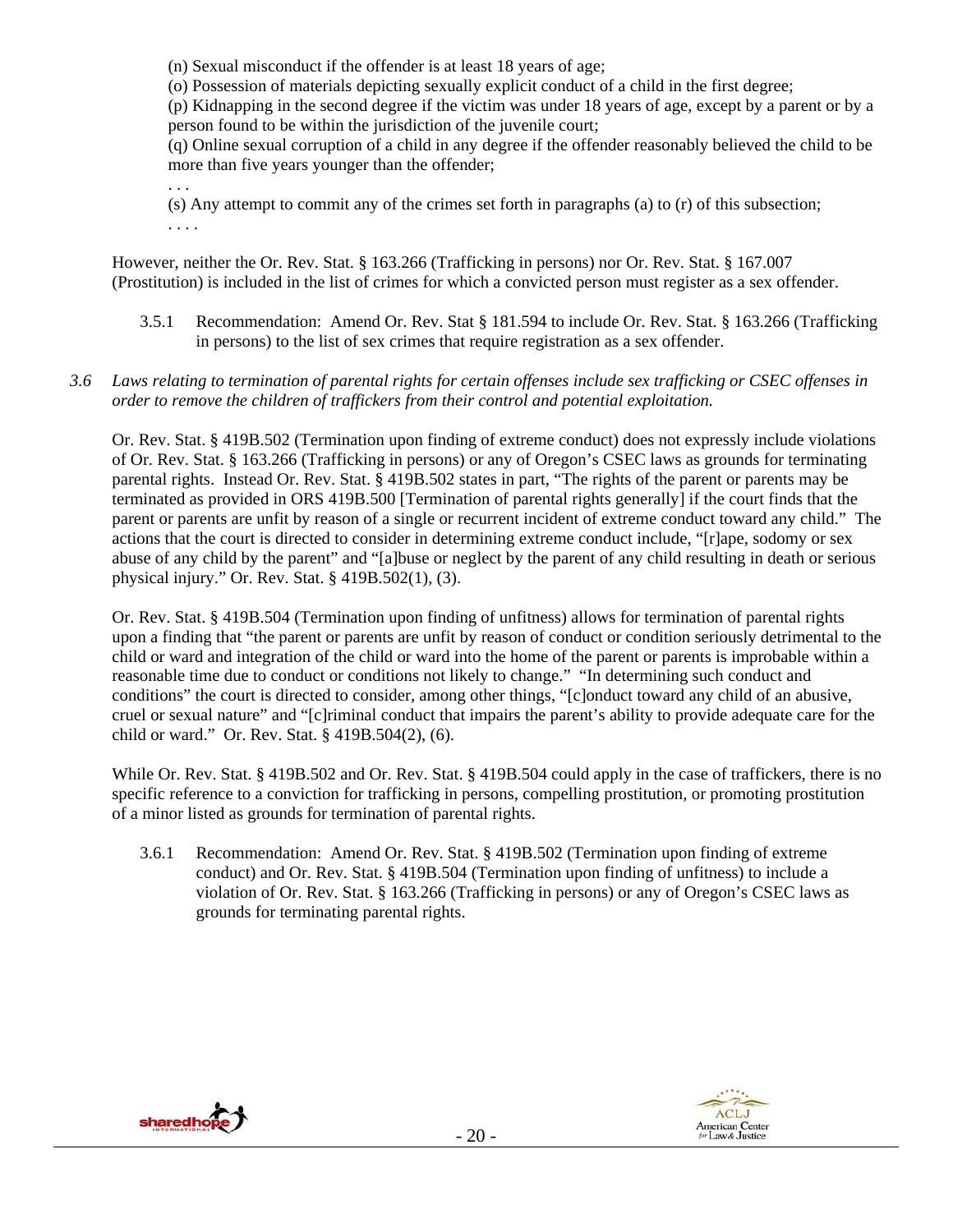(n) Sexual misconduct if the offender is at least 18 years of age;

(o) Possession of materials depicting sexually explicit conduct of a child in the first degree;

(p) Kidnapping in the second degree if the victim was under 18 years of age, except by a parent or by a person found to be within the jurisdiction of the juvenile court;

(q) Online sexual corruption of a child in any degree if the offender reasonably believed the child to be more than five years younger than the offender;

. . .

(s) Any attempt to commit any of the crimes set forth in paragraphs (a) to (r) of this subsection;

. . . .

However, neither the Or. Rev. Stat. § 163.266 (Trafficking in persons) nor Or. Rev. Stat. § 167.007 (Prostitution) is included in the list of crimes for which a convicted person must register as a sex offender.

3.5.1 Recommendation: Amend Or. Rev. Stat § 181.594 to include Or. Rev. Stat. § 163.266 (Trafficking in persons) to the list of sex crimes that require registration as a sex offender.

*3.6 Laws relating to termination of parental rights for certain offenses include sex trafficking or CSEC offenses in order to remove the children of traffickers from their control and potential exploitation.*

Or. Rev. Stat. § 419B.502 (Termination upon finding of extreme conduct) does not expressly include violations of Or. Rev. Stat. § 163.266 (Trafficking in persons) or any of Oregon's CSEC laws as grounds for terminating parental rights. Instead Or. Rev. Stat. § 419B.502 states in part, "The rights of the parent or parents may be terminated as provided in ORS 419B.500 [Termination of parental rights generally] if the court finds that the parent or parents are unfit by reason of a single or recurrent incident of extreme conduct toward any child." The actions that the court is directed to consider in determining extreme conduct include, "[r]ape, sodomy or sex abuse of any child by the parent" and "[a]buse or neglect by the parent of any child resulting in death or serious physical injury." Or. Rev. Stat. § 419B.502(1), (3).

Or. Rev. Stat. § 419B.504 (Termination upon finding of unfitness) allows for termination of parental rights upon a finding that "the parent or parents are unfit by reason of conduct or condition seriously detrimental to the child or ward and integration of the child or ward into the home of the parent or parents is improbable within a reasonable time due to conduct or conditions not likely to change." "In determining such conduct and conditions" the court is directed to consider, among other things, "[c]onduct toward any child of an abusive, cruel or sexual nature" and "[c]riminal conduct that impairs the parent's ability to provide adequate care for the child or ward." Or. Rev. Stat. § 419B.504(2), (6).

While Or. Rev. Stat. § 419B.502 and Or. Rev. Stat. § 419B.504 could apply in the case of traffickers, there is no specific reference to a conviction for trafficking in persons, compelling prostitution, or promoting prostitution of a minor listed as grounds for termination of parental rights.

3.6.1 Recommendation: Amend Or. Rev. Stat. § 419B.502 (Termination upon finding of extreme conduct) and Or. Rev. Stat. § 419B.504 (Termination upon finding of unfitness) to include a violation of Or. Rev. Stat. § 163.266 (Trafficking in persons) or any of Oregon's CSEC laws as grounds for terminating parental rights.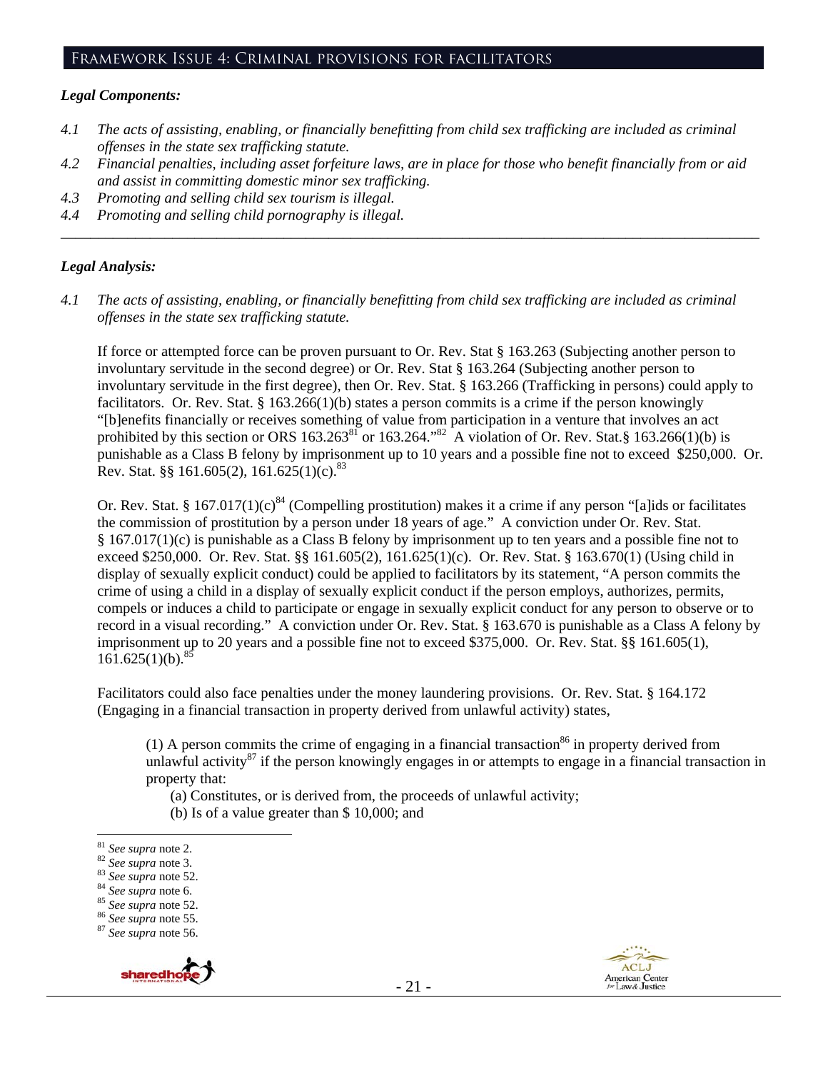## Framework Issue 4: Criminal provisions for facilitators

### *Legal Components:*

*4.1 The acts of assisting, enabling, or financially benefitting from child sex trafficking are included as criminal offenses in the state sex trafficking statute.*

*4.2 Financial penalties, including asset forfeiture laws, are in place for those who benefit financially from or aid and assist in committing domestic minor sex trafficking.*

*4.3 Promoting and selling child sex tourism is illegal.*

*4.4 Promoting and selling child pornography is illegal.*

---

### *Legal Analysis:*

*4.1 The acts of assisting, enabling, or financially benefitting from child sex trafficking are included as criminal offenses in the state sex trafficking statute.*

If force or attempted force can be proven pursuant to Or. Rev. Stat § 163.263 (Subjecting another person to involuntary servitude in the second degree) or Or. Rev. Stat § 163.264 (Subjecting another person to involuntary servitude in the first degree), then Or. Rev. Stat. § 163.266 (Trafficking in persons) could apply to facilitators. Or. Rev. Stat. § 163.266(1)(b) states a person commits is a crime if the person knowingly "[b]enefits financially or receives something of value from participation in a venture that involves an act prohibited by this section or ORS 163.263[81] or 163.264."[82] A violation of Or. Rev. Stat.§ 163.266(1)(b) is punishable as a Class B felony by imprisonment up to 10 years and a possible fine not to exceed $250,000. Or. Rev. Stat. §§ 161.605(2), 161.625(1)(c).[83]

Or. Rev. Stat. § 167.017(1)(c)[84] (Compelling prostitution) makes it a crime if any person "[a]ids or facilitates the commission of prostitution by a person under 18 years of age." A conviction under Or. Rev. Stat. § 167.017(1)(c) is punishable as a Class B felony by imprisonment up to ten years and a possible fine not to exceed $250,000. Or. Rev. Stat. §§ 161.605(2), 161.625(1)(c). Or. Rev. Stat. § 163.670(1) (Using child in display of sexually explicit conduct) could be applied to facilitators by its statement, "A person commits the crime of using a child in a display of sexually explicit conduct if the person employs, authorizes, permits, compels or induces a child to participate or engage in sexually explicit conduct for any person to observe or to record in a visual recording." A conviction under Or. Rev. Stat. § 163.670 is punishable as a Class A felony by imprisonment up to 20 years and a possible fine not to exceed $375,000. Or. Rev. Stat. §§ 161.605(1), 161.625(1)(b).[85]

Facilitators could also face penalties under the money laundering provisions. Or. Rev. Stat. § 164.172 (Engaging in a financial transaction in property derived from unlawful activity) states,

> (1) A person commits the crime of engaging in a financial transaction[86] in property derived from unlawful activity[87] if the person knowingly engages in or attempts to engage in a financial transaction in property that:
>
> (a) Constitutes, or is derived from, the proceeds of unlawful activity;
>
> (b) Is of a value greater than $ 10,000; and

---

[81] *See supra* note 2.
[82] *See supra* note 3.
[83] *See supra* note 52.
[84] *See supra* note 6.
[85] *See supra* note 52.
[86] *See supra* note 55.
[87] *See supra* note 56.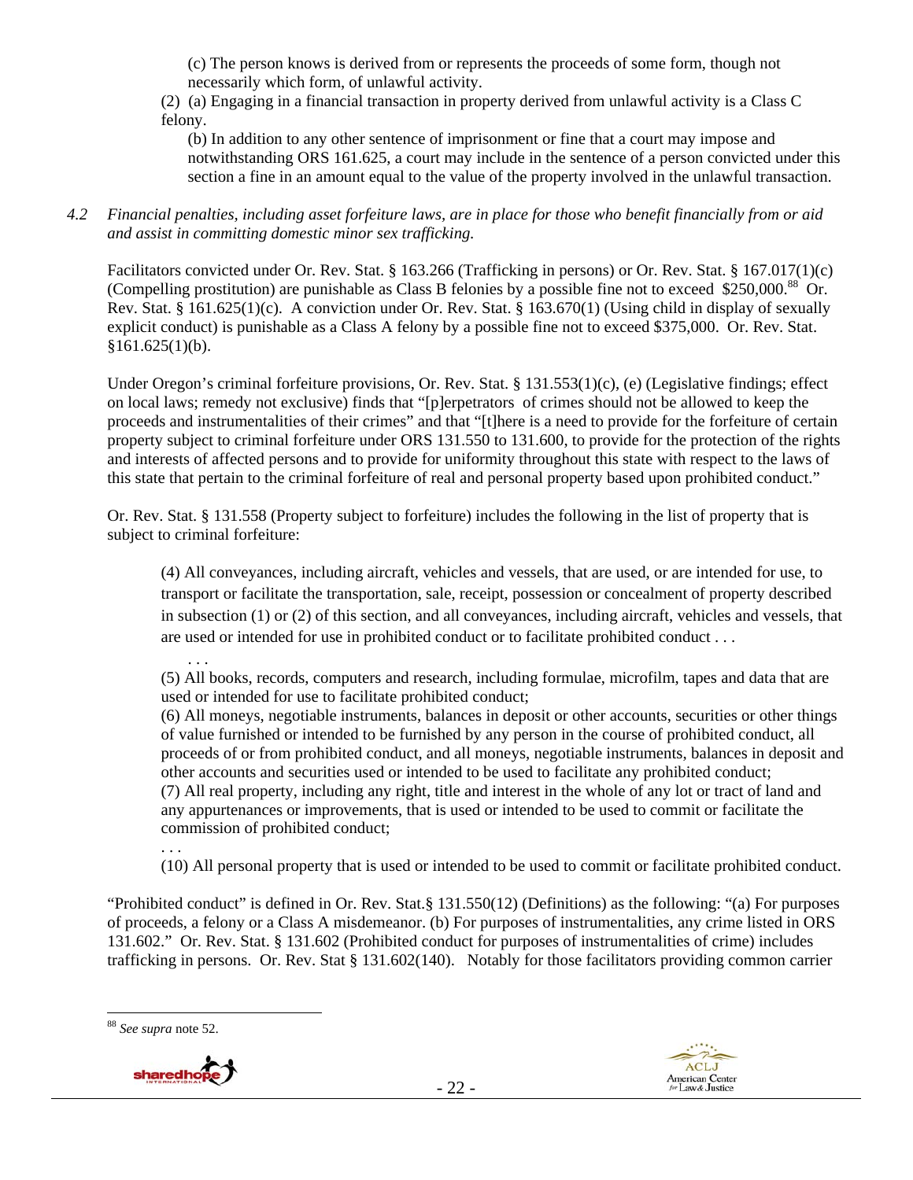(c) The person knows is derived from or represents the proceeds of some form, though not necessarily which form, of unlawful activity.

(2) (a) Engaging in a financial transaction in property derived from unlawful activity is a Class C felony.

(b) In addition to any other sentence of imprisonment or fine that a court may impose and notwithstanding ORS 161.625, a court may include in the sentence of a person convicted under this section a fine in an amount equal to the value of the property involved in the unlawful transaction.

*4.2 Financial penalties, including asset forfeiture laws, are in place for those who benefit financially from or aid and assist in committing domestic minor sex trafficking.*

Facilitators convicted under Or. Rev. Stat. § 163.266 (Trafficking in persons) or Or. Rev. Stat. § 167.017(1)(c) (Compelling prostitution) are punishable as Class B felonies by a possible fine not to exceed $250,000.[88] Or. Rev. Stat. § 161.625(1)(c). A conviction under Or. Rev. Stat. § 163.670(1) (Using child in display of sexually explicit conduct) is punishable as a Class A felony by a possible fine not to exceed $375,000. Or. Rev. Stat. §161.625(1)(b).

Under Oregon's criminal forfeiture provisions, Or. Rev. Stat. § 131.553(1)(c), (e) (Legislative findings; effect on local laws; remedy not exclusive) finds that "[p]erpetrators of crimes should not be allowed to keep the proceeds and instrumentalities of their crimes" and that "[t]here is a need to provide for the forfeiture of certain property subject to criminal forfeiture under ORS 131.550 to 131.600, to provide for the protection of the rights and interests of affected persons and to provide for uniformity throughout this state with respect to the laws of this state that pertain to the criminal forfeiture of real and personal property based upon prohibited conduct."

Or. Rev. Stat. § 131.558 (Property subject to forfeiture) includes the following in the list of property that is subject to criminal forfeiture:

> (4) All conveyances, including aircraft, vehicles and vessels, that are used, or are intended for use, to transport or facilitate the transportation, sale, receipt, possession or concealment of property described in subsection (1) or (2) of this section, and all conveyances, including aircraft, vehicles and vessels, that are used or intended for use in prohibited conduct or to facilitate prohibited conduct . . .
>
> . . .
>
> (5) All books, records, computers and research, including formulae, microfilm, tapes and data that are used or intended for use to facilitate prohibited conduct;
>
> (6) All moneys, negotiable instruments, balances in deposit or other accounts, securities or other things of value furnished or intended to be furnished by any person in the course of prohibited conduct, all proceeds of or from prohibited conduct, and all moneys, negotiable instruments, balances in deposit and other accounts and securities used or intended to be used to facilitate any prohibited conduct;
>
> (7) All real property, including any right, title and interest in the whole of any lot or tract of land and any appurtenances or improvements, that is used or intended to be used to commit or facilitate the commission of prohibited conduct;
>
> . . .
>
> (10) All personal property that is used or intended to be used to commit or facilitate prohibited conduct.

"Prohibited conduct" is defined in Or. Rev. Stat.§ 131.550(12) (Definitions) as the following: "(a) For purposes of proceeds, a felony or a Class A misdemeanor. (b) For purposes of instrumentalities, any crime listed in ORS 131.602." Or. Rev. Stat. § 131.602 (Prohibited conduct for purposes of instrumentalities of crime) includes trafficking in persons. Or. Rev. Stat § 131.602(140). Notably for those facilitators providing common carrier

---

[88] *See supra* note 52.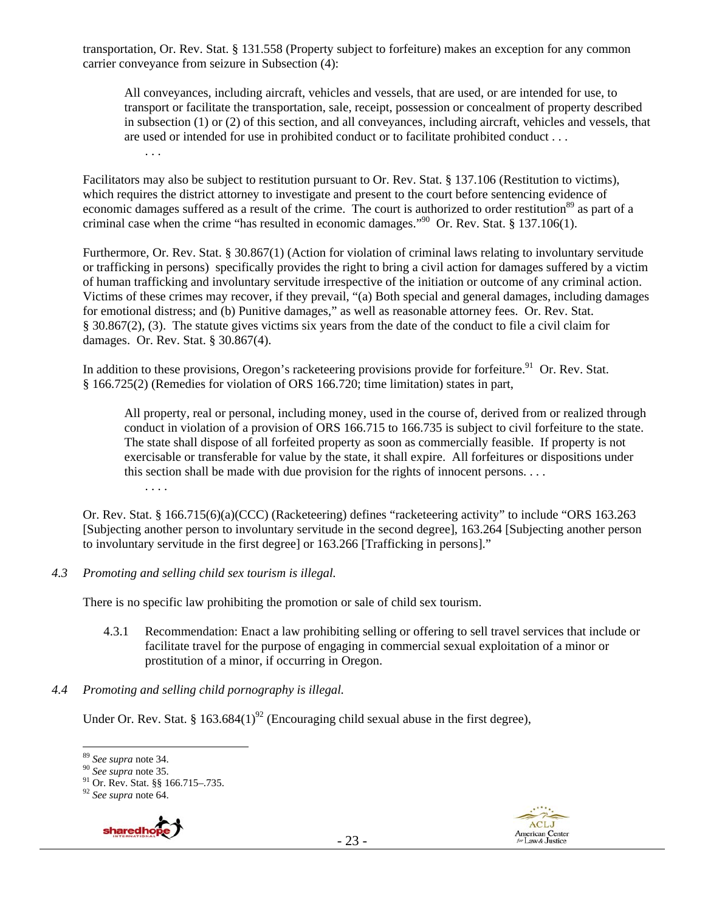transportation, Or. Rev. Stat. § 131.558 (Property subject to forfeiture) makes an exception for any common carrier conveyance from seizure in Subsection (4):

> All conveyances, including aircraft, vehicles and vessels, that are used, or are intended for use, to transport or facilitate the transportation, sale, receipt, possession or concealment of property described in subsection (1) or (2) of this section, and all conveyances, including aircraft, vehicles and vessels, that are used or intended for use in prohibited conduct or to facilitate prohibited conduct . . .
>
> . . .

Facilitators may also be subject to restitution pursuant to Or. Rev. Stat. § 137.106 (Restitution to victims), which requires the district attorney to investigate and present to the court before sentencing evidence of economic damages suffered as a result of the crime. The court is authorized to order restitution[89] as part of a criminal case when the crime "has resulted in economic damages."[90] Or. Rev. Stat. § 137.106(1).

Furthermore, Or. Rev. Stat. § 30.867(1) (Action for violation of criminal laws relating to involuntary servitude or trafficking in persons) specifically provides the right to bring a civil action for damages suffered by a victim of human trafficking and involuntary servitude irrespective of the initiation or outcome of any criminal action. Victims of these crimes may recover, if they prevail, "(a) Both special and general damages, including damages for emotional distress; and (b) Punitive damages," as well as reasonable attorney fees. Or. Rev. Stat. § 30.867(2), (3). The statute gives victims six years from the date of the conduct to file a civil claim for damages. Or. Rev. Stat. § 30.867(4).

In addition to these provisions, Oregon's racketeering provisions provide for forfeiture.[91] Or. Rev. Stat. § 166.725(2) (Remedies for violation of ORS 166.720; time limitation) states in part,

> All property, real or personal, including money, used in the course of, derived from or realized through conduct in violation of a provision of ORS 166.715 to 166.735 is subject to civil forfeiture to the state. The state shall dispose of all forfeited property as soon as commercially feasible. If property is not exercisable or transferable for value by the state, it shall expire. All forfeitures or dispositions under this section shall be made with due provision for the rights of innocent persons. . . .
>
> . . . .

Or. Rev. Stat. § 166.715(6)(a)(CCC) (Racketeering) defines "racketeering activity" to include "ORS 163.263 [Subjecting another person to involuntary servitude in the second degree], 163.264 [Subjecting another person to involuntary servitude in the first degree] or 163.266 [Trafficking in persons]."

*4.3 Promoting and selling child sex tourism is illegal.*

There is no specific law prohibiting the promotion or sale of child sex tourism.

4.3.1 Recommendation: Enact a law prohibiting selling or offering to sell travel services that include or facilitate travel for the purpose of engaging in commercial sexual exploitation of a minor or prostitution of a minor, if occurring in Oregon.

*4.4 Promoting and selling child pornography is illegal.*

Under Or. Rev. Stat. § 163.684(1)[92] (Encouraging child sexual abuse in the first degree),

[89] *See supra* note 34.
[90] *See supra* note 35.
[91] Or. Rev. Stat. §§ 166.715–.735.
[92] *See supra* note 64.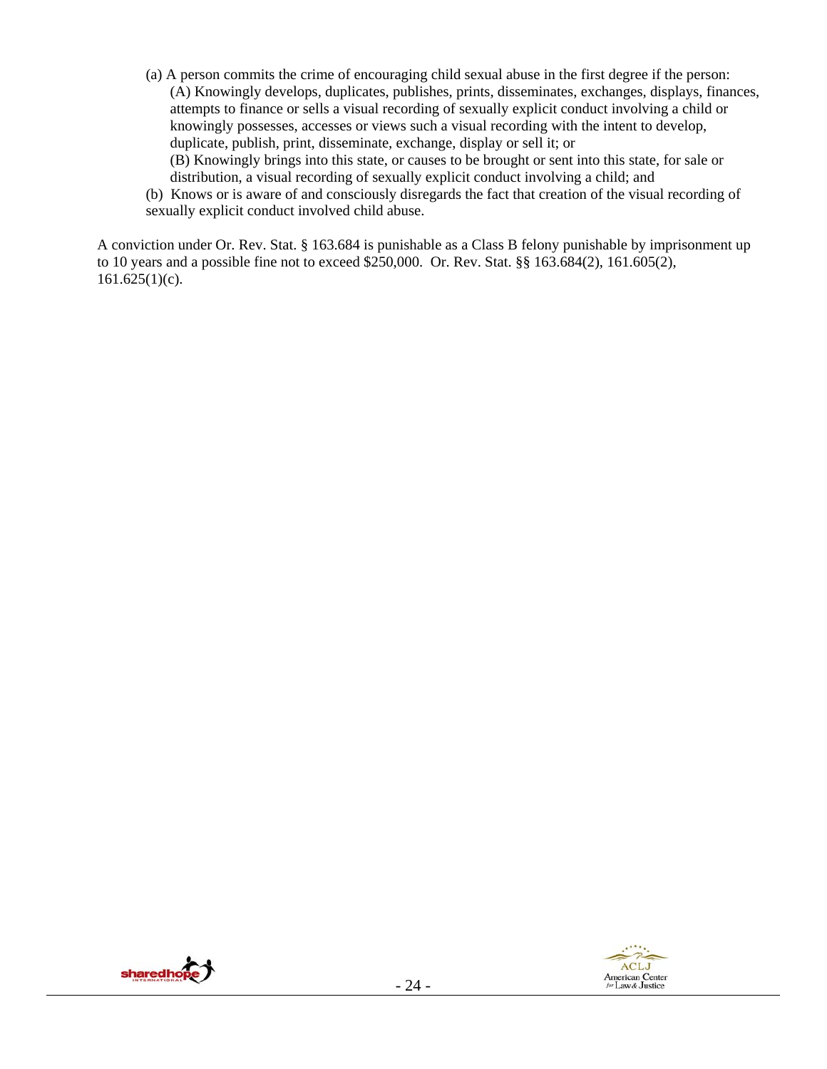(a) A person commits the crime of encouraging child sexual abuse in the first degree if the person:

(A) Knowingly develops, duplicates, publishes, prints, disseminates, exchanges, displays, finances, attempts to finance or sells a visual recording of sexually explicit conduct involving a child or knowingly possesses, accesses or views such a visual recording with the intent to develop, duplicate, publish, print, disseminate, exchange, display or sell it; or

(B) Knowingly brings into this state, or causes to be brought or sent into this state, for sale or distribution, a visual recording of sexually explicit conduct involving a child; and

(b) Knows or is aware of and consciously disregards the fact that creation of the visual recording of sexually explicit conduct involved child abuse.

A conviction under Or. Rev. Stat. § 163.684 is punishable as a Class B felony punishable by imprisonment up to 10 years and a possible fine not to exceed $250,000. Or. Rev. Stat. §§ 163.684(2), 161.605(2), 161.625(1)(c).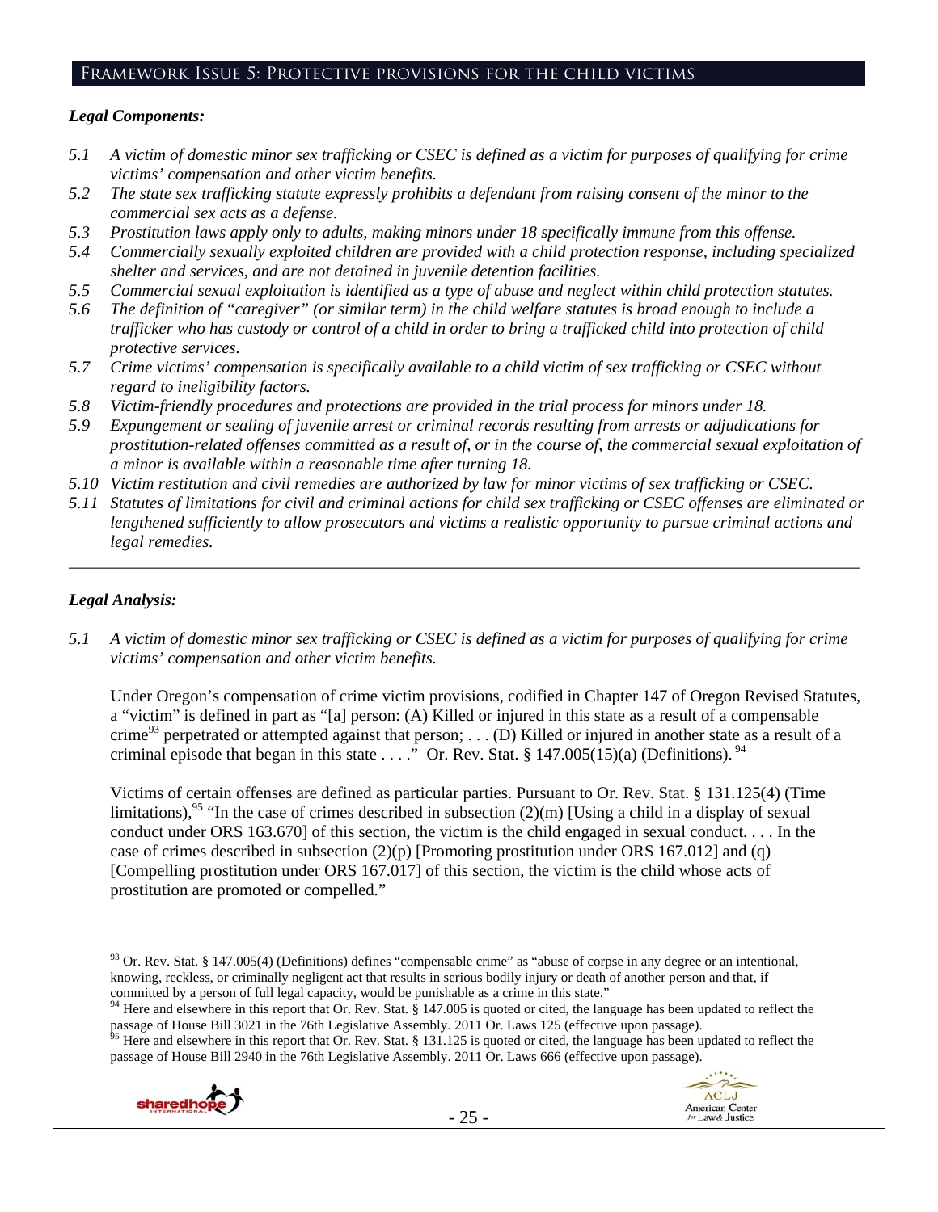## Framework Issue 5: Protective provisions for the child victims

### *Legal Components:*

*5.1 A victim of domestic minor sex trafficking or CSEC is defined as a victim for purposes of qualifying for crime victims' compensation and other victim benefits.*

*5.2 The state sex trafficking statute expressly prohibits a defendant from raising consent of the minor to the commercial sex acts as a defense.*

*5.3 Prostitution laws apply only to adults, making minors under 18 specifically immune from this offense.*

*5.4 Commercially sexually exploited children are provided with a child protection response, including specialized shelter and services, and are not detained in juvenile detention facilities.*

*5.5 Commercial sexual exploitation is identified as a type of abuse and neglect within child protection statutes.*

*5.6 The definition of "caregiver" (or similar term) in the child welfare statutes is broad enough to include a trafficker who has custody or control of a child in order to bring a trafficked child into protection of child protective services.*

*5.7 Crime victims' compensation is specifically available to a child victim of sex trafficking or CSEC without regard to ineligibility factors.*

*5.8 Victim-friendly procedures and protections are provided in the trial process for minors under 18.*

*5.9 Expungement or sealing of juvenile arrest or criminal records resulting from arrests or adjudications for prostitution-related offenses committed as a result of, or in the course of, the commercial sexual exploitation of a minor is available within a reasonable time after turning 18.*

*5.10 Victim restitution and civil remedies are authorized by law for minor victims of sex trafficking or CSEC.*

*5.11 Statutes of limitations for civil and criminal actions for child sex trafficking or CSEC offenses are eliminated or lengthened sufficiently to allow prosecutors and victims a realistic opportunity to pursue criminal actions and legal remedies.*

---

### *Legal Analysis:*

*5.1 A victim of domestic minor sex trafficking or CSEC is defined as a victim for purposes of qualifying for crime victims' compensation and other victim benefits.*

Under Oregon's compensation of crime victim provisions, codified in Chapter 147 of Oregon Revised Statutes, a "victim" is defined in part as "[a] person: (A) Killed or injured in this state as a result of a compensable crime[93] perpetrated or attempted against that person; . . . (D) Killed or injured in another state as a result of a criminal episode that began in this state . . . ." Or. Rev. Stat. § 147.005(15)(a) (Definitions).[94]

Victims of certain offenses are defined as particular parties. Pursuant to Or. Rev. Stat. § 131.125(4) (Time limitations),[95] "In the case of crimes described in subsection (2)(m) [Using a child in a display of sexual conduct under ORS 163.670] of this section, the victim is the child engaged in sexual conduct. . . . In the case of crimes described in subsection (2)(p) [Promoting prostitution under ORS 167.012] and (q) [Compelling prostitution under ORS 167.017] of this section, the victim is the child whose acts of prostitution are promoted or compelled."

---

[93] Or. Rev. Stat. § 147.005(4) (Definitions) defines "compensable crime" as "abuse of corpse in any degree or an intentional, knowing, reckless, or criminally negligent act that results in serious bodily injury or death of another person and that, if committed by a person of full legal capacity, would be punishable as a crime in this state."

[94] Here and elsewhere in this report that Or. Rev. Stat. § 147.005 is quoted or cited, the language has been updated to reflect the passage of House Bill 3021 in the 76th Legislative Assembly. 2011 Or. Laws 125 (effective upon passage).

[95] Here and elsewhere in this report that Or. Rev. Stat. § 131.125 is quoted or cited, the language has been updated to reflect the passage of House Bill 2940 in the 76th Legislative Assembly. 2011 Or. Laws 666 (effective upon passage).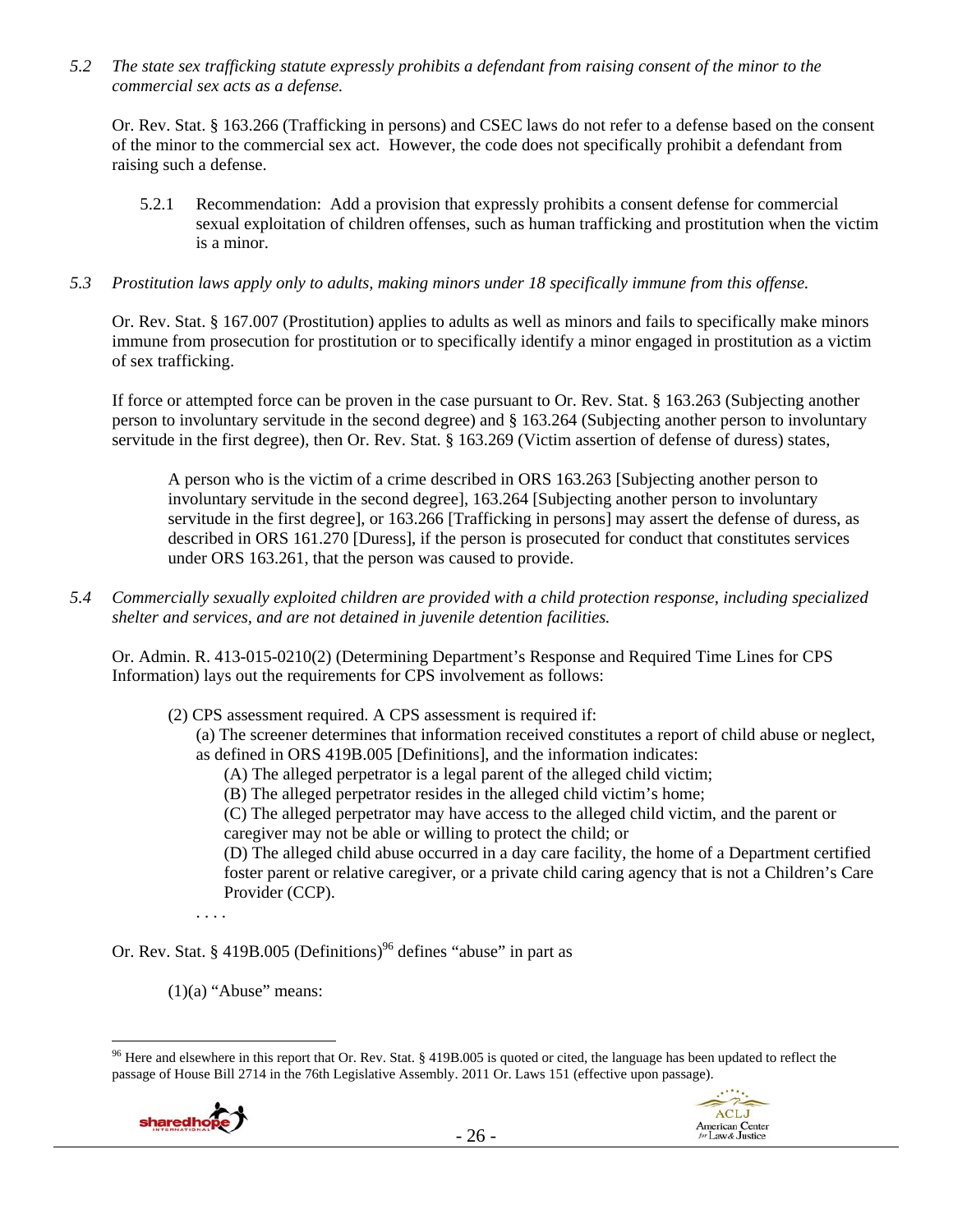*5.2 The state sex trafficking statute expressly prohibits a defendant from raising consent of the minor to the commercial sex acts as a defense.*

Or. Rev. Stat. § 163.266 (Trafficking in persons) and CSEC laws do not refer to a defense based on the consent of the minor to the commercial sex act. However, the code does not specifically prohibit a defendant from raising such a defense.

> 5.2.1 Recommendation: Add a provision that expressly prohibits a consent defense for commercial sexual exploitation of children offenses, such as human trafficking and prostitution when the victim is a minor.

*5.3 Prostitution laws apply only to adults, making minors under 18 specifically immune from this offense.*

Or. Rev. Stat. § 167.007 (Prostitution) applies to adults as well as minors and fails to specifically make minors immune from prosecution for prostitution or to specifically identify a minor engaged in prostitution as a victim of sex trafficking.

If force or attempted force can be proven in the case pursuant to Or. Rev. Stat. § 163.263 (Subjecting another person to involuntary servitude in the second degree) and § 163.264 (Subjecting another person to involuntary servitude in the first degree), then Or. Rev. Stat. § 163.269 (Victim assertion of defense of duress) states,

> A person who is the victim of a crime described in ORS 163.263 [Subjecting another person to involuntary servitude in the second degree], 163.264 [Subjecting another person to involuntary servitude in the first degree], or 163.266 [Trafficking in persons] may assert the defense of duress, as described in ORS 161.270 [Duress], if the person is prosecuted for conduct that constitutes services under ORS 163.261, that the person was caused to provide.

*5.4 Commercially sexually exploited children are provided with a child protection response, including specialized shelter and services, and are not detained in juvenile detention facilities.*

Or. Admin. R. 413-015-0210(2) (Determining Department's Response and Required Time Lines for CPS Information) lays out the requirements for CPS involvement as follows:

> (2) CPS assessment required. A CPS assessment is required if:
>
> (a) The screener determines that information received constitutes a report of child abuse or neglect, as defined in ORS 419B.005 [Definitions], and the information indicates:
>
> (A) The alleged perpetrator is a legal parent of the alleged child victim;
>
> (B) The alleged perpetrator resides in the alleged child victim's home;
>
> (C) The alleged perpetrator may have access to the alleged child victim, and the parent or caregiver may not be able or willing to protect the child; or
>
> (D) The alleged child abuse occurred in a day care facility, the home of a Department certified foster parent or relative caregiver, or a private child caring agency that is not a Children's Care Provider (CCP).
>
> . . . .

Or. Rev. Stat. § 419B.005 (Definitions)[96] defines "abuse" in part as

> (1)(a) "Abuse" means:

---

[96] Here and elsewhere in this report that Or. Rev. Stat. § 419B.005 is quoted or cited, the language has been updated to reflect the passage of House Bill 2714 in the 76th Legislative Assembly. 2011 Or. Laws 151 (effective upon passage).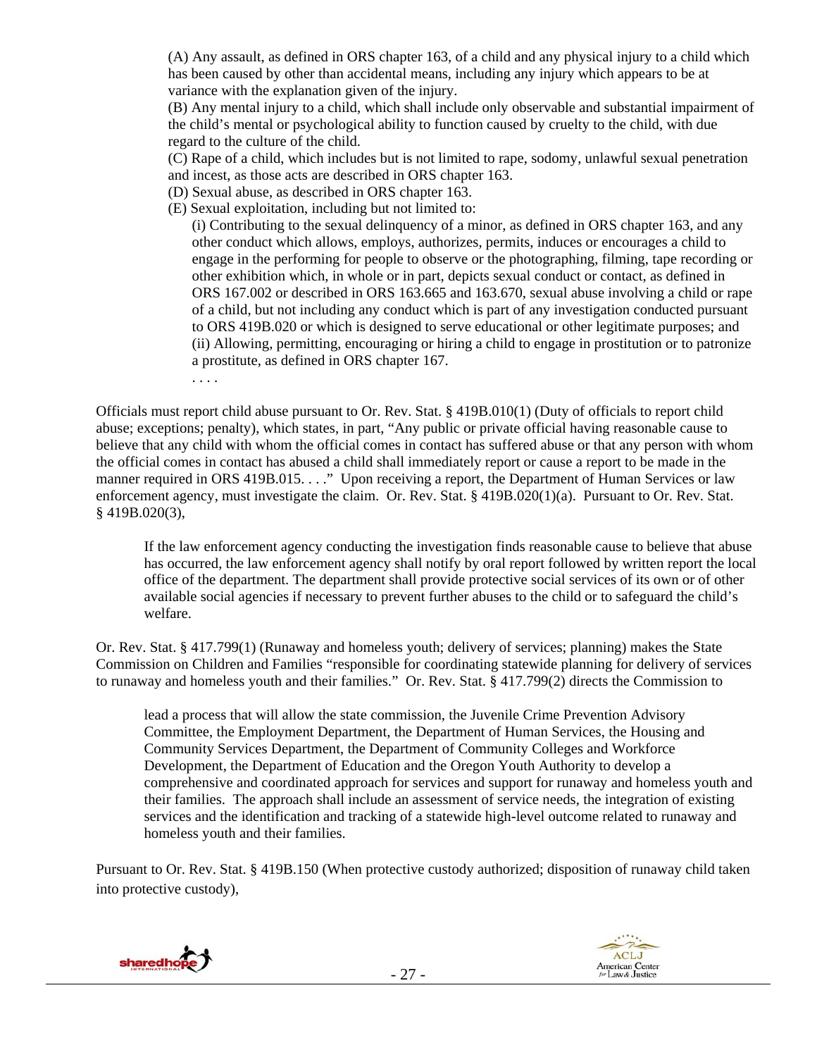(A) Any assault, as defined in ORS chapter 163, of a child and any physical injury to a child which has been caused by other than accidental means, including any injury which appears to be at variance with the explanation given of the injury.

(B) Any mental injury to a child, which shall include only observable and substantial impairment of the child's mental or psychological ability to function caused by cruelty to the child, with due regard to the culture of the child.

(C) Rape of a child, which includes but is not limited to rape, sodomy, unlawful sexual penetration and incest, as those acts are described in ORS chapter 163.

(D) Sexual abuse, as described in ORS chapter 163.

(E) Sexual exploitation, including but not limited to:

> (i) Contributing to the sexual delinquency of a minor, as defined in ORS chapter 163, and any other conduct which allows, employs, authorizes, permits, induces or encourages a child to engage in the performing for people to observe or the photographing, filming, tape recording or other exhibition which, in whole or in part, depicts sexual conduct or contact, as defined in ORS 167.002 or described in ORS 163.665 and 163.670, sexual abuse involving a child or rape of a child, but not including any conduct which is part of any investigation conducted pursuant to ORS 419B.020 or which is designed to serve educational or other legitimate purposes; and
>
> (ii) Allowing, permitting, encouraging or hiring a child to engage in prostitution or to patronize a prostitute, as defined in ORS chapter 167.
>
> . . . .

Officials must report child abuse pursuant to Or. Rev. Stat. § 419B.010(1) (Duty of officials to report child abuse; exceptions; penalty), which states, in part, "Any public or private official having reasonable cause to believe that any child with whom the official comes in contact has suffered abuse or that any person with whom the official comes in contact has abused a child shall immediately report or cause a report to be made in the manner required in ORS 419B.015. . . ." Upon receiving a report, the Department of Human Services or law enforcement agency, must investigate the claim. Or. Rev. Stat. § 419B.020(1)(a). Pursuant to Or. Rev. Stat. § 419B.020(3),

> If the law enforcement agency conducting the investigation finds reasonable cause to believe that abuse has occurred, the law enforcement agency shall notify by oral report followed by written report the local office of the department. The department shall provide protective social services of its own or of other available social agencies if necessary to prevent further abuses to the child or to safeguard the child's welfare.

Or. Rev. Stat. § 417.799(1) (Runaway and homeless youth; delivery of services; planning) makes the State Commission on Children and Families "responsible for coordinating statewide planning for delivery of services to runaway and homeless youth and their families." Or. Rev. Stat. § 417.799(2) directs the Commission to

> lead a process that will allow the state commission, the Juvenile Crime Prevention Advisory Committee, the Employment Department, the Department of Human Services, the Housing and Community Services Department, the Department of Community Colleges and Workforce Development, the Department of Education and the Oregon Youth Authority to develop a comprehensive and coordinated approach for services and support for runaway and homeless youth and their families. The approach shall include an assessment of service needs, the integration of existing services and the identification and tracking of a statewide high-level outcome related to runaway and homeless youth and their families.

Pursuant to Or. Rev. Stat. § 419B.150 (When protective custody authorized; disposition of runaway child taken into protective custody),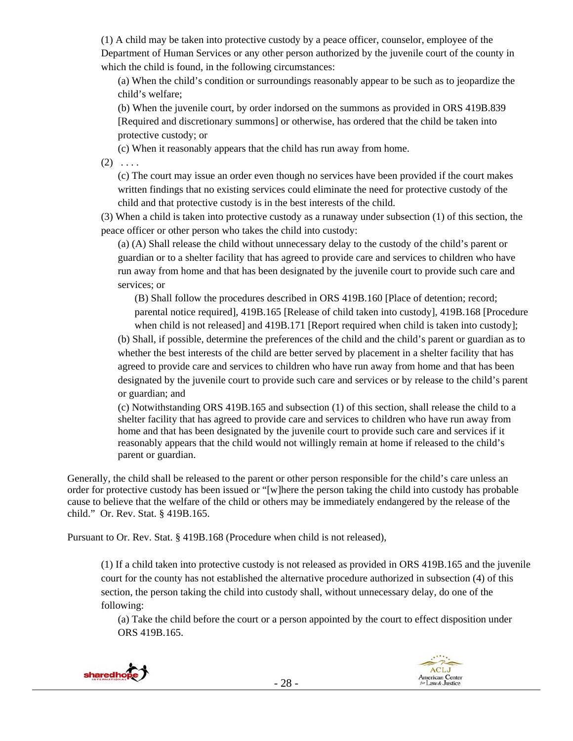(1) A child may be taken into protective custody by a peace officer, counselor, employee of the Department of Human Services or any other person authorized by the juvenile court of the county in which the child is found, in the following circumstances:

(a) When the child's condition or surroundings reasonably appear to be such as to jeopardize the child's welfare;

(b) When the juvenile court, by order indorsed on the summons as provided in ORS 419B.839 [Required and discretionary summons] or otherwise, has ordered that the child be taken into protective custody; or

(c) When it reasonably appears that the child has run away from home.

(2) . . . .

(c) The court may issue an order even though no services have been provided if the court makes written findings that no existing services could eliminate the need for protective custody of the child and that protective custody is in the best interests of the child.

(3) When a child is taken into protective custody as a runaway under subsection (1) of this section, the peace officer or other person who takes the child into custody:

(a) (A) Shall release the child without unnecessary delay to the custody of the child's parent or guardian or to a shelter facility that has agreed to provide care and services to children who have run away from home and that has been designated by the juvenile court to provide such care and services; or

(B) Shall follow the procedures described in ORS 419B.160 [Place of detention; record; parental notice required], 419B.165 [Release of child taken into custody], 419B.168 [Procedure when child is not released] and 419B.171 [Report required when child is taken into custody];

(b) Shall, if possible, determine the preferences of the child and the child's parent or guardian as to whether the best interests of the child are better served by placement in a shelter facility that has agreed to provide care and services to children who have run away from home and that has been designated by the juvenile court to provide such care and services or by release to the child's parent or guardian; and

(c) Notwithstanding ORS 419B.165 and subsection (1) of this section, shall release the child to a shelter facility that has agreed to provide care and services to children who have run away from home and that has been designated by the juvenile court to provide such care and services if it reasonably appears that the child would not willingly remain at home if released to the child's parent or guardian.

Generally, the child shall be released to the parent or other person responsible for the child's care unless an order for protective custody has been issued or "[w]here the person taking the child into custody has probable cause to believe that the welfare of the child or others may be immediately endangered by the release of the child." Or. Rev. Stat. § 419B.165.

Pursuant to Or. Rev. Stat. § 419B.168 (Procedure when child is not released),

(1) If a child taken into protective custody is not released as provided in ORS 419B.165 and the juvenile court for the county has not established the alternative procedure authorized in subsection (4) of this section, the person taking the child into custody shall, without unnecessary delay, do one of the following:

(a) Take the child before the court or a person appointed by the court to effect disposition under ORS 419B.165.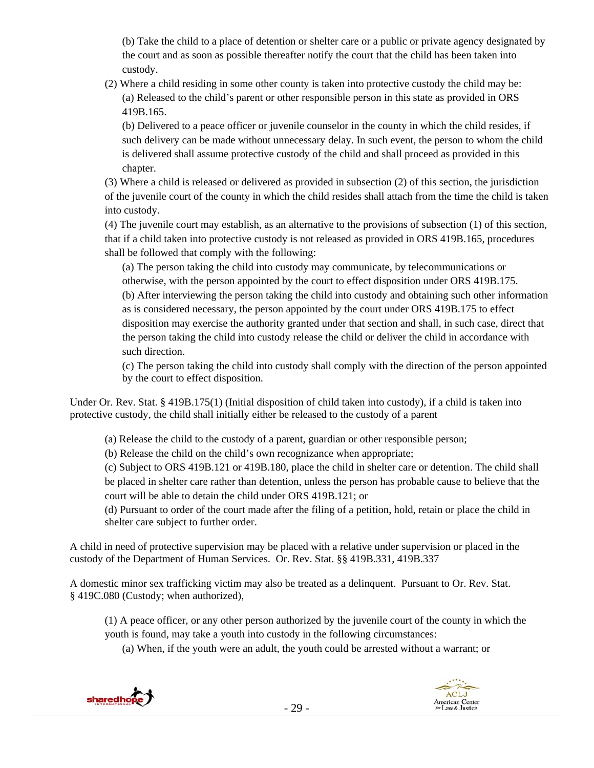(b) Take the child to a place of detention or shelter care or a public or private agency designated by the court and as soon as possible thereafter notify the court that the child has been taken into custody.

(2) Where a child residing in some other county is taken into protective custody the child may be:

(a) Released to the child's parent or other responsible person in this state as provided in ORS 419B.165.

(b) Delivered to a peace officer or juvenile counselor in the county in which the child resides, if such delivery can be made without unnecessary delay. In such event, the person to whom the child is delivered shall assume protective custody of the child and shall proceed as provided in this chapter.

(3) Where a child is released or delivered as provided in subsection (2) of this section, the jurisdiction of the juvenile court of the county in which the child resides shall attach from the time the child is taken into custody.

(4) The juvenile court may establish, as an alternative to the provisions of subsection (1) of this section, that if a child taken into protective custody is not released as provided in ORS 419B.165, procedures shall be followed that comply with the following:

(a) The person taking the child into custody may communicate, by telecommunications or otherwise, with the person appointed by the court to effect disposition under ORS 419B.175.

(b) After interviewing the person taking the child into custody and obtaining such other information as is considered necessary, the person appointed by the court under ORS 419B.175 to effect disposition may exercise the authority granted under that section and shall, in such case, direct that the person taking the child into custody release the child or deliver the child in accordance with such direction.

(c) The person taking the child into custody shall comply with the direction of the person appointed by the court to effect disposition.

Under Or. Rev. Stat. § 419B.175(1) (Initial disposition of child taken into custody), if a child is taken into protective custody, the child shall initially either be released to the custody of a parent

(a) Release the child to the custody of a parent, guardian or other responsible person;

(b) Release the child on the child's own recognizance when appropriate;

(c) Subject to ORS 419B.121 or 419B.180, place the child in shelter care or detention. The child shall be placed in shelter care rather than detention, unless the person has probable cause to believe that the court will be able to detain the child under ORS 419B.121; or

(d) Pursuant to order of the court made after the filing of a petition, hold, retain or place the child in shelter care subject to further order.

A child in need of protective supervision may be placed with a relative under supervision or placed in the custody of the Department of Human Services. Or. Rev. Stat. §§ 419B.331, 419B.337

A domestic minor sex trafficking victim may also be treated as a delinquent. Pursuant to Or. Rev. Stat. § 419C.080 (Custody; when authorized),

(1) A peace officer, or any other person authorized by the juvenile court of the county in which the youth is found, may take a youth into custody in the following circumstances:

(a) When, if the youth were an adult, the youth could be arrested without a warrant; or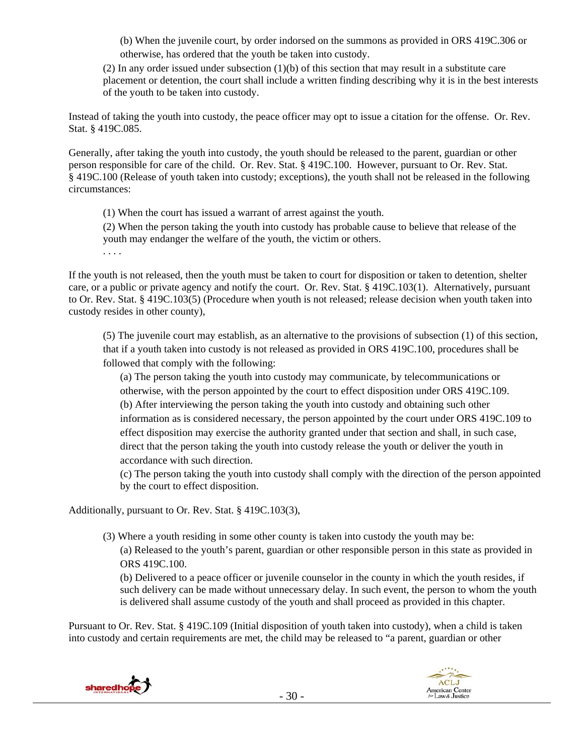(b) When the juvenile court, by order indorsed on the summons as provided in ORS 419C.306 or otherwise, has ordered that the youth be taken into custody.

(2) In any order issued under subsection (1)(b) of this section that may result in a substitute care placement or detention, the court shall include a written finding describing why it is in the best interests of the youth to be taken into custody.

Instead of taking the youth into custody, the peace officer may opt to issue a citation for the offense. Or. Rev. Stat. § 419C.085.

Generally, after taking the youth into custody, the youth should be released to the parent, guardian or other person responsible for care of the child. Or. Rev. Stat. § 419C.100. However, pursuant to Or. Rev. Stat. § 419C.100 (Release of youth taken into custody; exceptions), the youth shall not be released in the following circumstances:

> (1) When the court has issued a warrant of arrest against the youth.
>
> (2) When the person taking the youth into custody has probable cause to believe that release of the youth may endanger the welfare of the youth, the victim or others.
>
> . . . .

If the youth is not released, then the youth must be taken to court for disposition or taken to detention, shelter care, or a public or private agency and notify the court. Or. Rev. Stat. § 419C.103(1). Alternatively, pursuant to Or. Rev. Stat. § 419C.103(5) (Procedure when youth is not released; release decision when youth taken into custody resides in other county),

> (5) The juvenile court may establish, as an alternative to the provisions of subsection (1) of this section, that if a youth taken into custody is not released as provided in ORS 419C.100, procedures shall be followed that comply with the following:
>
> (a) The person taking the youth into custody may communicate, by telecommunications or otherwise, with the person appointed by the court to effect disposition under ORS 419C.109.
>
> (b) After interviewing the person taking the youth into custody and obtaining such other information as is considered necessary, the person appointed by the court under ORS 419C.109 to effect disposition may exercise the authority granted under that section and shall, in such case, direct that the person taking the youth into custody release the youth or deliver the youth in accordance with such direction.
>
> (c) The person taking the youth into custody shall comply with the direction of the person appointed by the court to effect disposition.

Additionally, pursuant to Or. Rev. Stat. § 419C.103(3),

> (3) Where a youth residing in some other county is taken into custody the youth may be:
>
> (a) Released to the youth's parent, guardian or other responsible person in this state as provided in ORS 419C.100.
>
> (b) Delivered to a peace officer or juvenile counselor in the county in which the youth resides, if such delivery can be made without unnecessary delay. In such event, the person to whom the youth is delivered shall assume custody of the youth and shall proceed as provided in this chapter.

Pursuant to Or. Rev. Stat. § 419C.109 (Initial disposition of youth taken into custody), when a child is taken into custody and certain requirements are met, the child may be released to "a parent, guardian or other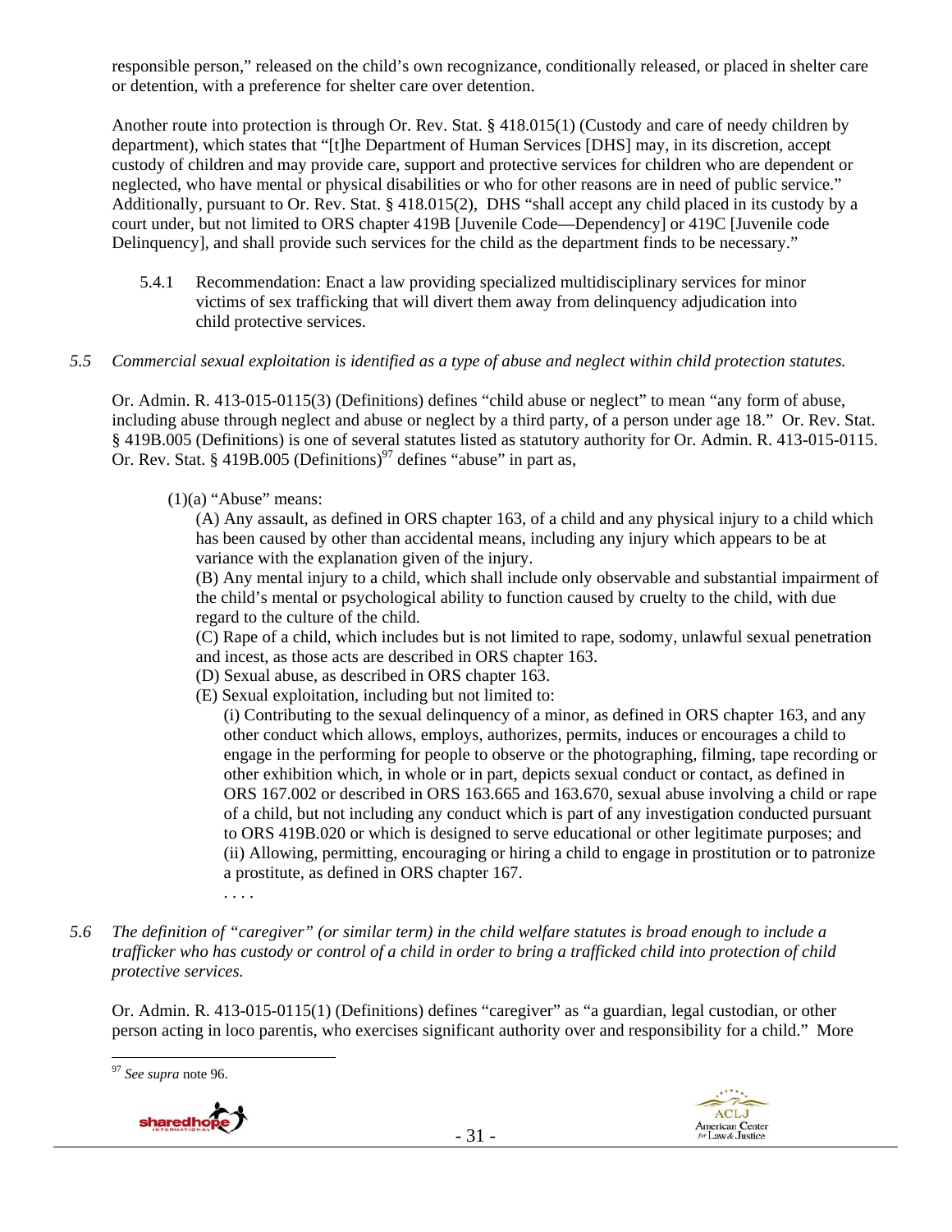responsible person," released on the child's own recognizance, conditionally released, or placed in shelter care or detention, with a preference for shelter care over detention.

Another route into protection is through Or. Rev. Stat. § 418.015(1) (Custody and care of needy children by department), which states that "[t]he Department of Human Services [DHS] may, in its discretion, accept custody of children and may provide care, support and protective services for children who are dependent or neglected, who have mental or physical disabilities or who for other reasons are in need of public service." Additionally, pursuant to Or. Rev. Stat. § 418.015(2), DHS "shall accept any child placed in its custody by a court under, but not limited to ORS chapter 419B [Juvenile Code—Dependency] or 419C [Juvenile code Delinquency], and shall provide such services for the child as the department finds to be necessary."

> 5.4.1 Recommendation: Enact a law providing specialized multidisciplinary services for minor victims of sex trafficking that will divert them away from delinquency adjudication into child protective services.

*5.5 Commercial sexual exploitation is identified as a type of abuse and neglect within child protection statutes.*

Or. Admin. R. 413-015-0115(3) (Definitions) defines "child abuse or neglect" to mean "any form of abuse, including abuse through neglect and abuse or neglect by a third party, of a person under age 18." Or. Rev. Stat. § 419B.005 (Definitions) is one of several statutes listed as statutory authority for Or. Admin. R. 413-015-0115. Or. Rev. Stat. § 419B.005 (Definitions)[97] defines "abuse" in part as,

> (1)(a) "Abuse" means:
>
> (A) Any assault, as defined in ORS chapter 163, of a child and any physical injury to a child which has been caused by other than accidental means, including any injury which appears to be at variance with the explanation given of the injury.
>
> (B) Any mental injury to a child, which shall include only observable and substantial impairment of the child's mental or psychological ability to function caused by cruelty to the child, with due regard to the culture of the child.
>
> (C) Rape of a child, which includes but is not limited to rape, sodomy, unlawful sexual penetration and incest, as those acts are described in ORS chapter 163.
>
> (D) Sexual abuse, as described in ORS chapter 163.
>
> (E) Sexual exploitation, including but not limited to:
>
> (i) Contributing to the sexual delinquency of a minor, as defined in ORS chapter 163, and any other conduct which allows, employs, authorizes, permits, induces or encourages a child to engage in the performing for people to observe or the photographing, filming, tape recording or other exhibition which, in whole or in part, depicts sexual conduct or contact, as defined in ORS 167.002 or described in ORS 163.665 and 163.670, sexual abuse involving a child or rape of a child, but not including any conduct which is part of any investigation conducted pursuant to ORS 419B.020 or which is designed to serve educational or other legitimate purposes; and
>
> (ii) Allowing, permitting, encouraging or hiring a child to engage in prostitution or to patronize a prostitute, as defined in ORS chapter 167.
>
> . . . .

*5.6 The definition of "caregiver" (or similar term) in the child welfare statutes is broad enough to include a trafficker who has custody or control of a child in order to bring a trafficked child into protection of child protective services.*

Or. Admin. R. 413-015-0115(1) (Definitions) defines "caregiver" as "a guardian, legal custodian, or other person acting in loco parentis, who exercises significant authority over and responsibility for a child." More

---

[97] *See supra* note 96.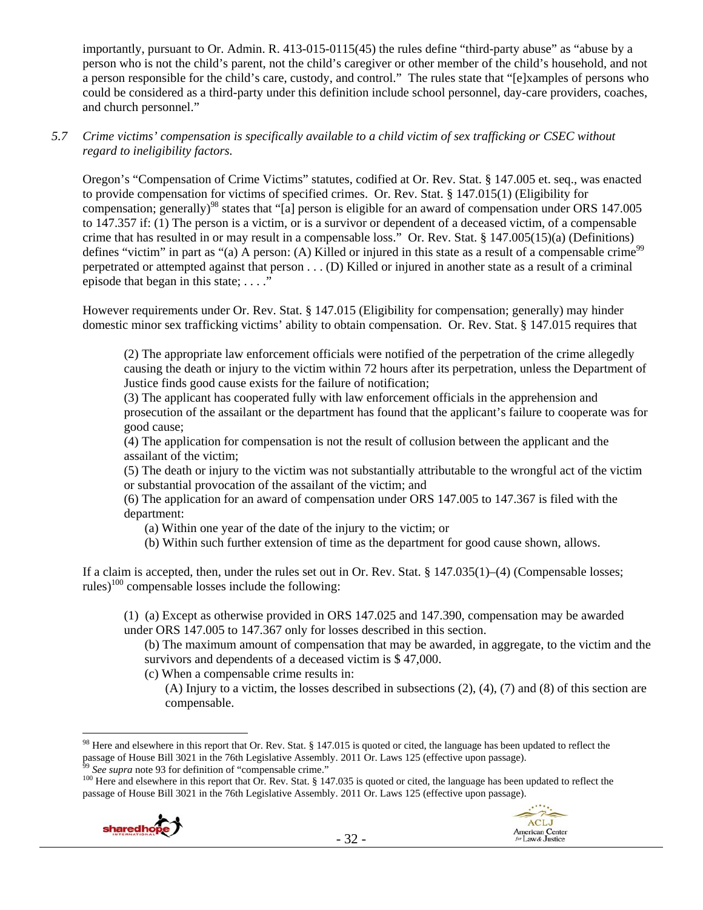importantly, pursuant to Or. Admin. R. 413-015-0115(45) the rules define "third-party abuse" as "abuse by a person who is not the child's parent, not the child's caregiver or other member of the child's household, and not a person responsible for the child's care, custody, and control." The rules state that "[e]xamples of persons who could be considered as a third-party under this definition include school personnel, day-care providers, coaches, and church personnel."

*5.7 Crime victims' compensation is specifically available to a child victim of sex trafficking or CSEC without regard to ineligibility factors.*

Oregon's "Compensation of Crime Victims" statutes, codified at Or. Rev. Stat. § 147.005 et. seq., was enacted to provide compensation for victims of specified crimes. Or. Rev. Stat. § 147.015(1) (Eligibility for compensation; generally)[98] states that "[a] person is eligible for an award of compensation under ORS 147.005 to 147.357 if: (1) The person is a victim, or is a survivor or dependent of a deceased victim, of a compensable crime that has resulted in or may result in a compensable loss." Or. Rev. Stat. § 147.005(15)(a) (Definitions) defines "victim" in part as "(a) A person: (A) Killed or injured in this state as a result of a compensable crime[99] perpetrated or attempted against that person . . . (D) Killed or injured in another state as a result of a criminal episode that began in this state; . . . ."

However requirements under Or. Rev. Stat. § 147.015 (Eligibility for compensation; generally) may hinder domestic minor sex trafficking victims' ability to obtain compensation. Or. Rev. Stat. § 147.015 requires that

> (2) The appropriate law enforcement officials were notified of the perpetration of the crime allegedly causing the death or injury to the victim within 72 hours after its perpetration, unless the Department of Justice finds good cause exists for the failure of notification;
> (3) The applicant has cooperated fully with law enforcement officials in the apprehension and prosecution of the assailant or the department has found that the applicant's failure to cooperate was for good cause;
> (4) The application for compensation is not the result of collusion between the applicant and the assailant of the victim;
> (5) The death or injury to the victim was not substantially attributable to the wrongful act of the victim or substantial provocation of the assailant of the victim; and
> (6) The application for an award of compensation under ORS 147.005 to 147.367 is filed with the department:
> (a) Within one year of the date of the injury to the victim; or
> (b) Within such further extension of time as the department for good cause shown, allows.

If a claim is accepted, then, under the rules set out in Or. Rev. Stat. § 147.035(1)–(4) (Compensable losses; rules)[100] compensable losses include the following:

> (1) (a) Except as otherwise provided in ORS 147.025 and 147.390, compensation may be awarded under ORS 147.005 to 147.367 only for losses described in this section.
> (b) The maximum amount of compensation that may be awarded, in aggregate, to the victim and the survivors and dependents of a deceased victim is $ 47,000.
> (c) When a compensable crime results in:
> (A) Injury to a victim, the losses described in subsections (2), (4), (7) and (8) of this section are compensable.

---

[98] Here and elsewhere in this report that Or. Rev. Stat. § 147.015 is quoted or cited, the language has been updated to reflect the passage of House Bill 3021 in the 76th Legislative Assembly. 2011 Or. Laws 125 (effective upon passage).

[99] *See supra* note 93 for definition of "compensable crime."

[100] Here and elsewhere in this report that Or. Rev. Stat. § 147.035 is quoted or cited, the language has been updated to reflect the passage of House Bill 3021 in the 76th Legislative Assembly. 2011 Or. Laws 125 (effective upon passage).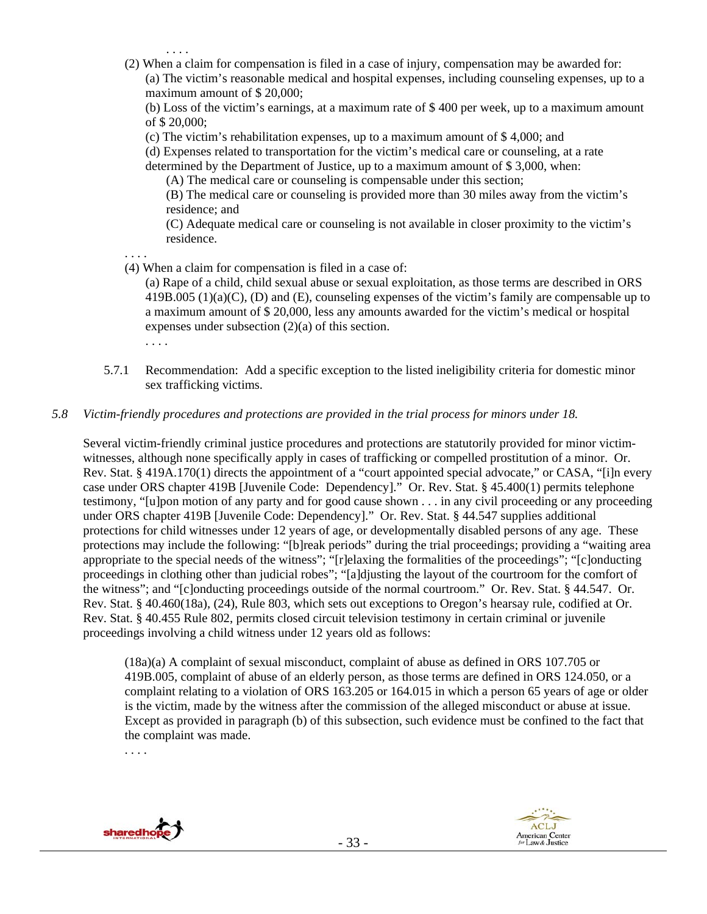. . . .

(2) When a claim for compensation is filed in a case of injury, compensation may be awarded for:

(a) The victim's reasonable medical and hospital expenses, including counseling expenses, up to a maximum amount of $ 20,000;

(b) Loss of the victim's earnings, at a maximum rate of $ 400 per week, up to a maximum amount of $ 20,000;

(c) The victim's rehabilitation expenses, up to a maximum amount of $ 4,000; and

(d) Expenses related to transportation for the victim's medical care or counseling, at a rate determined by the Department of Justice, up to a maximum amount of $ 3,000, when:

(A) The medical care or counseling is compensable under this section;

(B) The medical care or counseling is provided more than 30 miles away from the victim's residence; and

(C) Adequate medical care or counseling is not available in closer proximity to the victim's residence.

. . . .

(4) When a claim for compensation is filed in a case of:

(a) Rape of a child, child sexual abuse or sexual exploitation, as those terms are described in ORS 419B.005 (1)(a)(C), (D) and (E), counseling expenses of the victim's family are compensable up to a maximum amount of $ 20,000, less any amounts awarded for the victim's medical or hospital expenses under subsection (2)(a) of this section.

. . . .

5.7.1 Recommendation: Add a specific exception to the listed ineligibility criteria for domestic minor sex trafficking victims.

*5.8 Victim-friendly procedures and protections are provided in the trial process for minors under 18.*

Several victim-friendly criminal justice procedures and protections are statutorily provided for minor victim-witnesses, although none specifically apply in cases of trafficking or compelled prostitution of a minor. Or. Rev. Stat. § 419A.170(1) directs the appointment of a "court appointed special advocate," or CASA, "[i]n every case under ORS chapter 419B [Juvenile Code: Dependency]." Or. Rev. Stat. § 45.400(1) permits telephone testimony, "[u]pon motion of any party and for good cause shown . . . in any civil proceeding or any proceeding under ORS chapter 419B [Juvenile Code: Dependency]." Or. Rev. Stat. § 44.547 supplies additional protections for child witnesses under 12 years of age, or developmentally disabled persons of any age. These protections may include the following: "[b]reak periods" during the trial proceedings; providing a "waiting area appropriate to the special needs of the witness"; "[r]elaxing the formalities of the proceedings"; "[c]onducting proceedings in clothing other than judicial robes"; "[a]djusting the layout of the courtroom for the comfort of the witness"; and "[c]onducting proceedings outside of the normal courtroom." Or. Rev. Stat. § 44.547. Or. Rev. Stat. § 40.460(18a), (24), Rule 803, which sets out exceptions to Oregon's hearsay rule, codified at Or. Rev. Stat. § 40.455 Rule 802, permits closed circuit television testimony in certain criminal or juvenile proceedings involving a child witness under 12 years old as follows:

> (18a)(a) A complaint of sexual misconduct, complaint of abuse as defined in ORS 107.705 or 419B.005, complaint of abuse of an elderly person, as those terms are defined in ORS 124.050, or a complaint relating to a violation of ORS 163.205 or 164.015 in which a person 65 years of age or older is the victim, made by the witness after the commission of the alleged misconduct or abuse at issue. Except as provided in paragraph (b) of this subsection, such evidence must be confined to the fact that the complaint was made.
>
> . . . .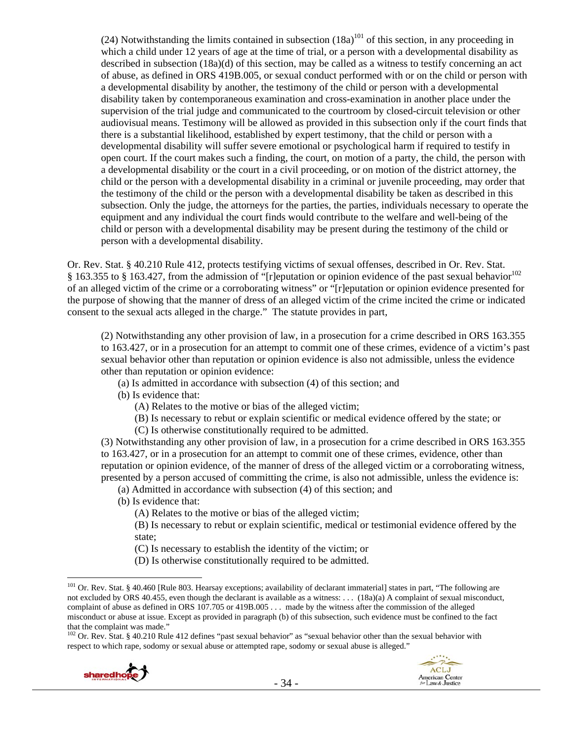(24) Notwithstanding the limits contained in subsection (18a)[101] of this section, in any proceeding in which a child under 12 years of age at the time of trial, or a person with a developmental disability as described in subsection (18a)(d) of this section, may be called as a witness to testify concerning an act of abuse, as defined in ORS 419B.005, or sexual conduct performed with or on the child or person with a developmental disability by another, the testimony of the child or person with a developmental disability taken by contemporaneous examination and cross-examination in another place under the supervision of the trial judge and communicated to the courtroom by closed-circuit television or other audiovisual means. Testimony will be allowed as provided in this subsection only if the court finds that there is a substantial likelihood, established by expert testimony, that the child or person with a developmental disability will suffer severe emotional or psychological harm if required to testify in open court. If the court makes such a finding, the court, on motion of a party, the child, the person with a developmental disability or the court in a civil proceeding, or on motion of the district attorney, the child or the person with a developmental disability in a criminal or juvenile proceeding, may order that the testimony of the child or the person with a developmental disability be taken as described in this subsection. Only the judge, the attorneys for the parties, the parties, individuals necessary to operate the equipment and any individual the court finds would contribute to the welfare and well-being of the child or person with a developmental disability may be present during the testimony of the child or person with a developmental disability.

Or. Rev. Stat. § 40.210 Rule 412, protects testifying victims of sexual offenses, described in Or. Rev. Stat. § 163.355 to § 163.427, from the admission of "[r]eputation or opinion evidence of the past sexual behavior[102] of an alleged victim of the crime or a corroborating witness" or "[r]eputation or opinion evidence presented for the purpose of showing that the manner of dress of an alleged victim of the crime incited the crime or indicated consent to the sexual acts alleged in the charge." The statute provides in part,

> (2) Notwithstanding any other provision of law, in a prosecution for a crime described in ORS 163.355 to 163.427, or in a prosecution for an attempt to commit one of these crimes, evidence of a victim's past sexual behavior other than reputation or opinion evidence is also not admissible, unless the evidence other than reputation or opinion evidence:
>
> (a) Is admitted in accordance with subsection (4) of this section; and
>
> (b) Is evidence that:
>
> (A) Relates to the motive or bias of the alleged victim;
>
> (B) Is necessary to rebut or explain scientific or medical evidence offered by the state; or
>
> (C) Is otherwise constitutionally required to be admitted.
>
> (3) Notwithstanding any other provision of law, in a prosecution for a crime described in ORS 163.355 to 163.427, or in a prosecution for an attempt to commit one of these crimes, evidence, other than reputation or opinion evidence, of the manner of dress of the alleged victim or a corroborating witness, presented by a person accused of committing the crime, is also not admissible, unless the evidence is:
>
> (a) Admitted in accordance with subsection (4) of this section; and
>
> (b) Is evidence that:
>
> (A) Relates to the motive or bias of the alleged victim;
>
> (B) Is necessary to rebut or explain scientific, medical or testimonial evidence offered by the state;
>
> (C) Is necessary to establish the identity of the victim; or
>
> (D) Is otherwise constitutionally required to be admitted.

---

[101] Or. Rev. Stat. § 40.460 [Rule 803. Hearsay exceptions; availability of declarant immaterial] states in part, "The following are not excluded by ORS 40.455, even though the declarant is available as a witness: . . . (18a)(a) A complaint of sexual misconduct, complaint of abuse as defined in ORS 107.705 or 419B.005 . . . made by the witness after the commission of the alleged misconduct or abuse at issue. Except as provided in paragraph (b) of this subsection, such evidence must be confined to the fact that the complaint was made."

[102] Or. Rev. Stat. § 40.210 Rule 412 defines "past sexual behavior" as "sexual behavior other than the sexual behavior with respect to which rape, sodomy or sexual abuse or attempted rape, sodomy or sexual abuse is alleged."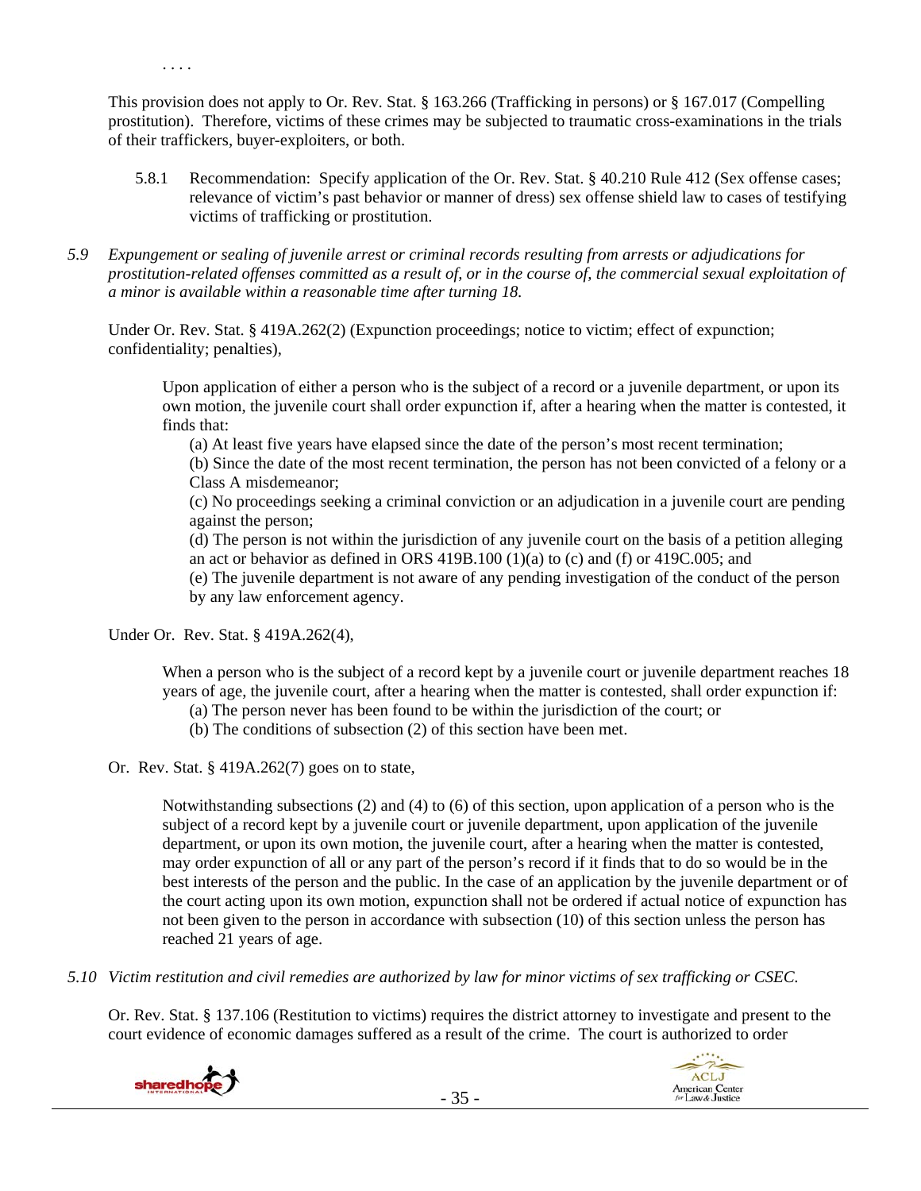. . . .

This provision does not apply to Or. Rev. Stat. § 163.266 (Trafficking in persons) or § 167.017 (Compelling prostitution). Therefore, victims of these crimes may be subjected to traumatic cross-examinations in the trials of their traffickers, buyer-exploiters, or both.

5.8.1 Recommendation: Specify application of the Or. Rev. Stat. § 40.210 Rule 412 (Sex offense cases; relevance of victim's past behavior or manner of dress) sex offense shield law to cases of testifying victims of trafficking or prostitution.

*5.9 Expungement or sealing of juvenile arrest or criminal records resulting from arrests or adjudications for prostitution-related offenses committed as a result of, or in the course of, the commercial sexual exploitation of a minor is available within a reasonable time after turning 18.*

Under Or. Rev. Stat. § 419A.262(2) (Expunction proceedings; notice to victim; effect of expunction; confidentiality; penalties),

> Upon application of either a person who is the subject of a record or a juvenile department, or upon its own motion, the juvenile court shall order expunction if, after a hearing when the matter is contested, it finds that:
>
> (a) At least five years have elapsed since the date of the person's most recent termination;
>
> (b) Since the date of the most recent termination, the person has not been convicted of a felony or a Class A misdemeanor;
>
> (c) No proceedings seeking a criminal conviction or an adjudication in a juvenile court are pending against the person;
>
> (d) The person is not within the jurisdiction of any juvenile court on the basis of a petition alleging an act or behavior as defined in ORS 419B.100 (1)(a) to (c) and (f) or 419C.005; and
>
> (e) The juvenile department is not aware of any pending investigation of the conduct of the person by any law enforcement agency.

Under Or. Rev. Stat. § 419A.262(4),

> When a person who is the subject of a record kept by a juvenile court or juvenile department reaches 18 years of age, the juvenile court, after a hearing when the matter is contested, shall order expunction if:
>
> (a) The person never has been found to be within the jurisdiction of the court; or
>
> (b) The conditions of subsection (2) of this section have been met.

Or. Rev. Stat. § 419A.262(7) goes on to state,

> Notwithstanding subsections (2) and (4) to (6) of this section, upon application of a person who is the subject of a record kept by a juvenile court or juvenile department, upon application of the juvenile department, or upon its own motion, the juvenile court, after a hearing when the matter is contested, may order expunction of all or any part of the person's record if it finds that to do so would be in the best interests of the person and the public. In the case of an application by the juvenile department or of the court acting upon its own motion, expunction shall not be ordered if actual notice of expunction has not been given to the person in accordance with subsection (10) of this section unless the person has reached 21 years of age.

*5.10 Victim restitution and civil remedies are authorized by law for minor victims of sex trafficking or CSEC.*

Or. Rev. Stat. § 137.106 (Restitution to victims) requires the district attorney to investigate and present to the court evidence of economic damages suffered as a result of the crime. The court is authorized to order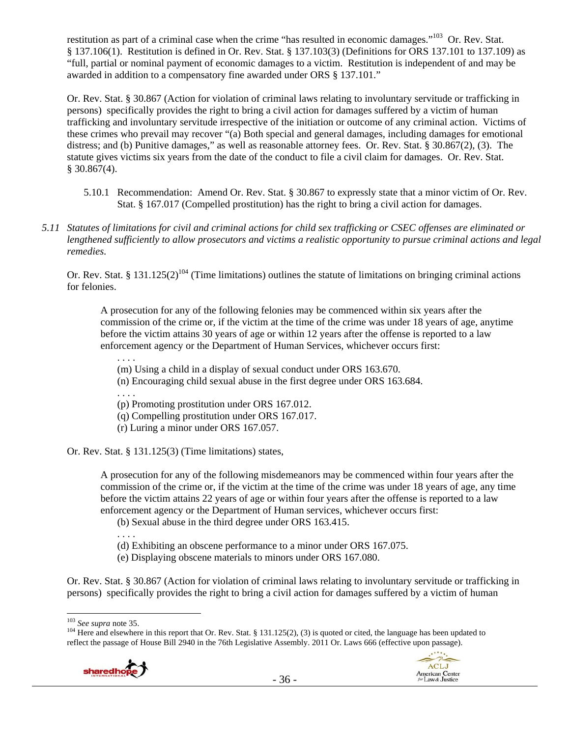restitution as part of a criminal case when the crime "has resulted in economic damages."[103] Or. Rev. Stat. § 137.106(1). Restitution is defined in Or. Rev. Stat. § 137.103(3) (Definitions for ORS 137.101 to 137.109) as "full, partial or nominal payment of economic damages to a victim. Restitution is independent of and may be awarded in addition to a compensatory fine awarded under ORS § 137.101."

Or. Rev. Stat. § 30.867 (Action for violation of criminal laws relating to involuntary servitude or trafficking in persons) specifically provides the right to bring a civil action for damages suffered by a victim of human trafficking and involuntary servitude irrespective of the initiation or outcome of any criminal action. Victims of these crimes who prevail may recover "(a) Both special and general damages, including damages for emotional distress; and (b) Punitive damages," as well as reasonable attorney fees. Or. Rev. Stat. § 30.867(2), (3). The statute gives victims six years from the date of the conduct to file a civil claim for damages. Or. Rev. Stat. § 30.867(4).

5.10.1 Recommendation: Amend Or. Rev. Stat. § 30.867 to expressly state that a minor victim of Or. Rev. Stat. § 167.017 (Compelled prostitution) has the right to bring a civil action for damages.

*5.11 Statutes of limitations for civil and criminal actions for child sex trafficking or CSEC offenses are eliminated or lengthened sufficiently to allow prosecutors and victims a realistic opportunity to pursue criminal actions and legal remedies.*

Or. Rev. Stat. § 131.125(2)[104] (Time limitations) outlines the statute of limitations on bringing criminal actions for felonies.

> A prosecution for any of the following felonies may be commenced within six years after the commission of the crime or, if the victim at the time of the crime was under 18 years of age, anytime before the victim attains 30 years of age or within 12 years after the offense is reported to a law enforcement agency or the Department of Human Services, whichever occurs first:
>
> . . . .
>
> (m) Using a child in a display of sexual conduct under ORS 163.670.
>
> (n) Encouraging child sexual abuse in the first degree under ORS 163.684.
>
> . . . .
>
> (p) Promoting prostitution under ORS 167.012.
>
> (q) Compelling prostitution under ORS 167.017.
>
> (r) Luring a minor under ORS 167.057.

Or. Rev. Stat. § 131.125(3) (Time limitations) states,

> A prosecution for any of the following misdemeanors may be commenced within four years after the commission of the crime or, if the victim at the time of the crime was under 18 years of age, any time before the victim attains 22 years of age or within four years after the offense is reported to a law enforcement agency or the Department of Human services, whichever occurs first:
>
> (b) Sexual abuse in the third degree under ORS 163.415.
>
> . . . .
>
> (d) Exhibiting an obscene performance to a minor under ORS 167.075.
>
> (e) Displaying obscene materials to minors under ORS 167.080.

Or. Rev. Stat. § 30.867 (Action for violation of criminal laws relating to involuntary servitude or trafficking in persons) specifically provides the right to bring a civil action for damages suffered by a victim of human

---

[103] *See supra* note 35.

[104] Here and elsewhere in this report that Or. Rev. Stat. § 131.125(2), (3) is quoted or cited, the language has been updated to reflect the passage of House Bill 2940 in the 76th Legislative Assembly. 2011 Or. Laws 666 (effective upon passage).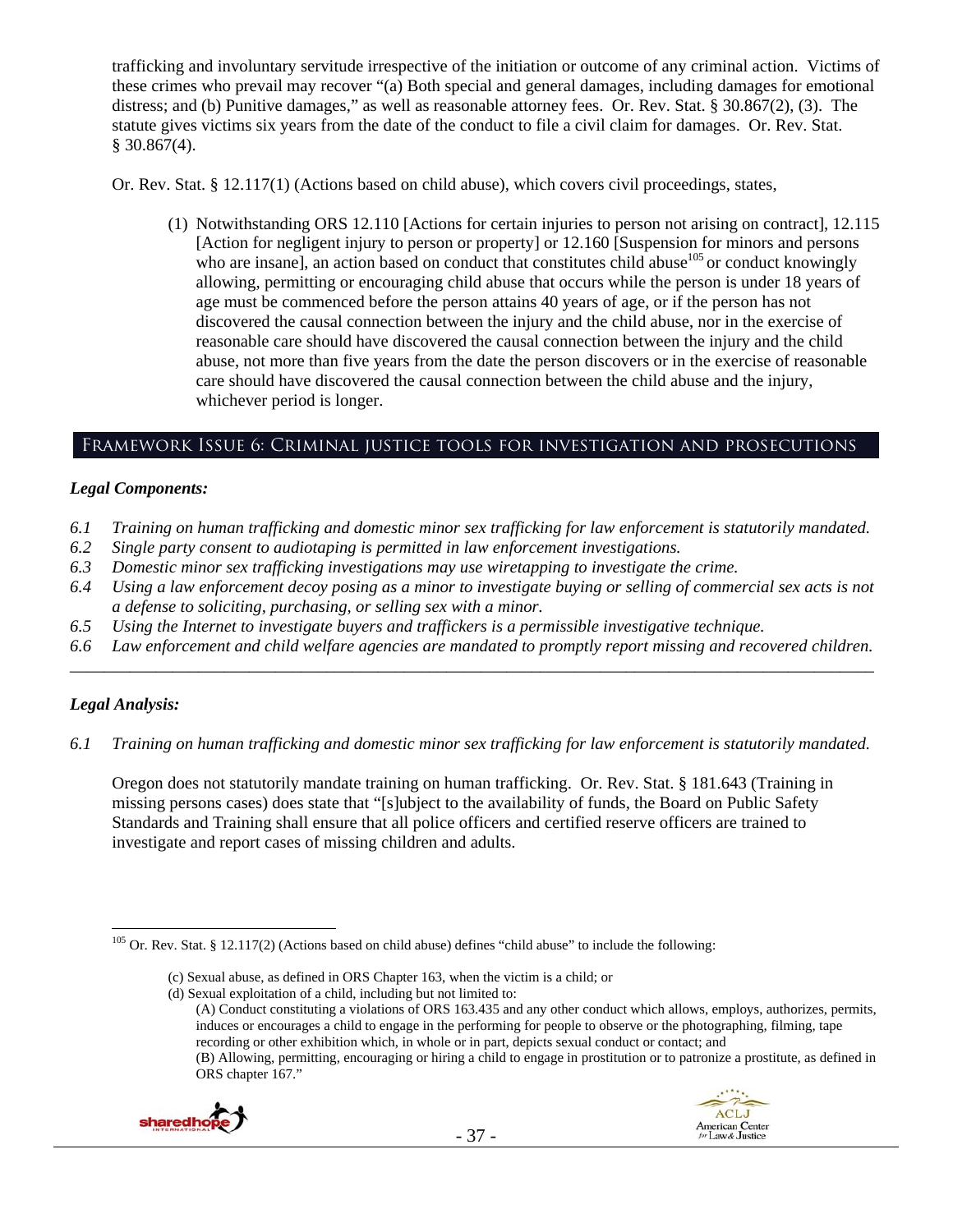trafficking and involuntary servitude irrespective of the initiation or outcome of any criminal action. Victims of these crimes who prevail may recover "(a) Both special and general damages, including damages for emotional distress; and (b) Punitive damages," as well as reasonable attorney fees. Or. Rev. Stat. § 30.867(2), (3). The statute gives victims six years from the date of the conduct to file a civil claim for damages. Or. Rev. Stat. § 30.867(4).

Or. Rev. Stat. § 12.117(1) (Actions based on child abuse), which covers civil proceedings, states,

> (1) Notwithstanding ORS 12.110 [Actions for certain injuries to person not arising on contract], 12.115 [Action for negligent injury to person or property] or 12.160 [Suspension for minors and persons who are insane], an action based on conduct that constitutes child abuse[105] or conduct knowingly allowing, permitting or encouraging child abuse that occurs while the person is under 18 years of age must be commenced before the person attains 40 years of age, or if the person has not discovered the causal connection between the injury and the child abuse, nor in the exercise of reasonable care should have discovered the causal connection between the injury and the child abuse, not more than five years from the date the person discovers or in the exercise of reasonable care should have discovered the causal connection between the child abuse and the injury, whichever period is longer.

## Framework Issue 6: Criminal justice tools for investigation and prosecutions

### *Legal Components:*

*6.1 Training on human trafficking and domestic minor sex trafficking for law enforcement is statutorily mandated.*
*6.2 Single party consent to audiotaping is permitted in law enforcement investigations.*
*6.3 Domestic minor sex trafficking investigations may use wiretapping to investigate the crime.*
*6.4 Using a law enforcement decoy posing as a minor to investigate buying or selling of commercial sex acts is not a defense to soliciting, purchasing, or selling sex with a minor.*
*6.5 Using the Internet to investigate buyers and traffickers is a permissible investigative technique.*
*6.6 Law enforcement and child welfare agencies are mandated to promptly report missing and recovered children.*

---

### *Legal Analysis:*

*6.1 Training on human trafficking and domestic minor sex trafficking for law enforcement is statutorily mandated.*

Oregon does not statutorily mandate training on human trafficking. Or. Rev. Stat. § 181.643 (Training in missing persons cases) does state that "[s]ubject to the availability of funds, the Board on Public Safety Standards and Training shall ensure that all police officers and certified reserve officers are trained to investigate and report cases of missing children and adults.

---

[105] Or. Rev. Stat. § 12.117(2) (Actions based on child abuse) defines "child abuse" to include the following:

> (c) Sexual abuse, as defined in ORS Chapter 163, when the victim is a child; or
> (d) Sexual exploitation of a child, including but not limited to:
> > (A) Conduct constituting a violations of ORS 163.435 and any other conduct which allows, employs, authorizes, permits, induces or encourages a child to engage in the performing for people to observe or the photographing, filming, tape recording or other exhibition which, in whole or in part, depicts sexual conduct or contact; and
> > (B) Allowing, permitting, encouraging or hiring a child to engage in prostitution or to patronize a prostitute, as defined in ORS chapter 167."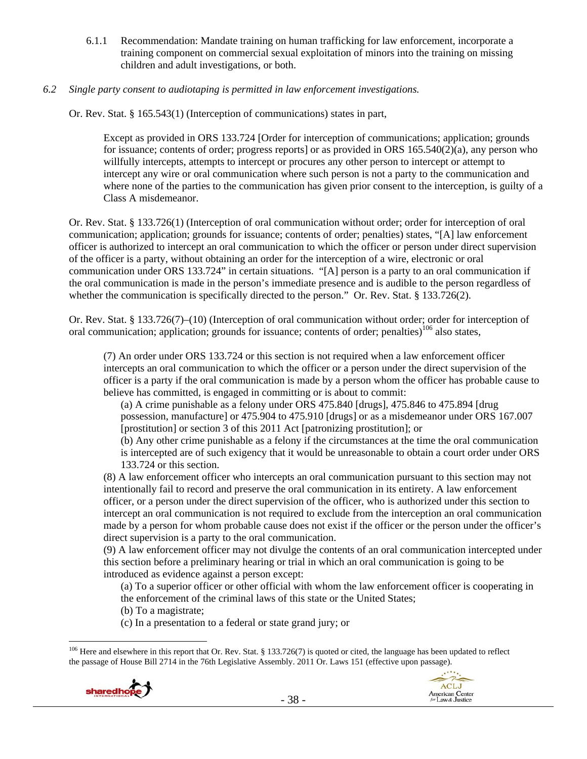6.1.1 Recommendation: Mandate training on human trafficking for law enforcement, incorporate a training component on commercial sexual exploitation of minors into the training on missing children and adult investigations, or both.

*6.2 Single party consent to audiotaping is permitted in law enforcement investigations.*

Or. Rev. Stat. § 165.543(1) (Interception of communications) states in part,

> Except as provided in ORS 133.724 [Order for interception of communications; application; grounds for issuance; contents of order; progress reports] or as provided in ORS 165.540(2)(a), any person who willfully intercepts, attempts to intercept or procures any other person to intercept or attempt to intercept any wire or oral communication where such person is not a party to the communication and where none of the parties to the communication has given prior consent to the interception, is guilty of a Class A misdemeanor.

Or. Rev. Stat. § 133.726(1) (Interception of oral communication without order; order for interception of oral communication; application; grounds for issuance; contents of order; penalties) states, "[A] law enforcement officer is authorized to intercept an oral communication to which the officer or person under direct supervision of the officer is a party, without obtaining an order for the interception of a wire, electronic or oral communication under ORS 133.724" in certain situations. "[A] person is a party to an oral communication if the oral communication is made in the person's immediate presence and is audible to the person regardless of whether the communication is specifically directed to the person." Or. Rev. Stat. § 133.726(2).

Or. Rev. Stat. § 133.726(7)–(10) (Interception of oral communication without order; order for interception of oral communication; application; grounds for issuance; contents of order; penalties)[106] also states,

> (7) An order under ORS 133.724 or this section is not required when a law enforcement officer intercepts an oral communication to which the officer or a person under the direct supervision of the officer is a party if the oral communication is made by a person whom the officer has probable cause to believe has committed, is engaged in committing or is about to commit:
>
> (a) A crime punishable as a felony under ORS 475.840 [drugs], 475.846 to 475.894 [drug possession, manufacture] or 475.904 to 475.910 [drugs] or as a misdemeanor under ORS 167.007 [prostitution] or section 3 of this 2011 Act [patronizing prostitution]; or
>
> (b) Any other crime punishable as a felony if the circumstances at the time the oral communication is intercepted are of such exigency that it would be unreasonable to obtain a court order under ORS 133.724 or this section.
>
> (8) A law enforcement officer who intercepts an oral communication pursuant to this section may not intentionally fail to record and preserve the oral communication in its entirety. A law enforcement officer, or a person under the direct supervision of the officer, who is authorized under this section to intercept an oral communication is not required to exclude from the interception an oral communication made by a person for whom probable cause does not exist if the officer or the person under the officer's direct supervision is a party to the oral communication.
>
> (9) A law enforcement officer may not divulge the contents of an oral communication intercepted under this section before a preliminary hearing or trial in which an oral communication is going to be introduced as evidence against a person except:
>
> (a) To a superior officer or other official with whom the law enforcement officer is cooperating in the enforcement of the criminal laws of this state or the United States;
>
> (b) To a magistrate;
>
> (c) In a presentation to a federal or state grand jury; or

[106] Here and elsewhere in this report that Or. Rev. Stat. § 133.726(7) is quoted or cited, the language has been updated to reflect the passage of House Bill 2714 in the 76th Legislative Assembly. 2011 Or. Laws 151 (effective upon passage).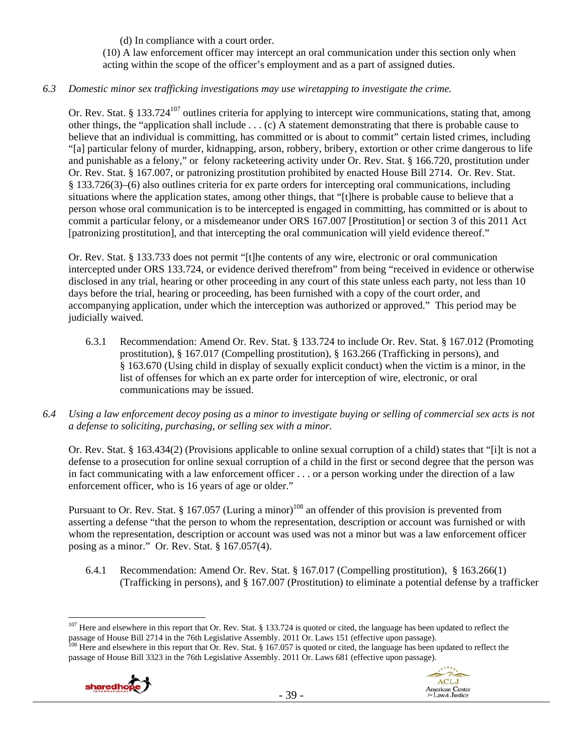(d) In compliance with a court order.

(10) A law enforcement officer may intercept an oral communication under this section only when acting within the scope of the officer's employment and as a part of assigned duties.

*6.3 Domestic minor sex trafficking investigations may use wiretapping to investigate the crime.*

Or. Rev. Stat. § 133.724[107] outlines criteria for applying to intercept wire communications, stating that, among other things, the "application shall include . . . (c) A statement demonstrating that there is probable cause to believe that an individual is committing, has committed or is about to commit" certain listed crimes, including "[a] particular felony of murder, kidnapping, arson, robbery, bribery, extortion or other crime dangerous to life and punishable as a felony," or felony racketeering activity under Or. Rev. Stat. § 166.720, prostitution under Or. Rev. Stat. § 167.007, or patronizing prostitution prohibited by enacted House Bill 2714. Or. Rev. Stat. § 133.726(3)–(6) also outlines criteria for ex parte orders for intercepting oral communications, including situations where the application states, among other things, that "[t]here is probable cause to believe that a person whose oral communication is to be intercepted is engaged in committing, has committed or is about to commit a particular felony, or a misdemeanor under ORS 167.007 [Prostitution] or section 3 of this 2011 Act [patronizing prostitution], and that intercepting the oral communication will yield evidence thereof."

Or. Rev. Stat. § 133.733 does not permit "[t]he contents of any wire, electronic or oral communication intercepted under ORS 133.724, or evidence derived therefrom" from being "received in evidence or otherwise disclosed in any trial, hearing or other proceeding in any court of this state unless each party, not less than 10 days before the trial, hearing or proceeding, has been furnished with a copy of the court order, and accompanying application, under which the interception was authorized or approved." This period may be judicially waived.

6.3.1 Recommendation: Amend Or. Rev. Stat. § 133.724 to include Or. Rev. Stat. § 167.012 (Promoting prostitution), § 167.017 (Compelling prostitution), § 163.266 (Trafficking in persons), and § 163.670 (Using child in display of sexually explicit conduct) when the victim is a minor, in the list of offenses for which an ex parte order for interception of wire, electronic, or oral communications may be issued.

*6.4 Using a law enforcement decoy posing as a minor to investigate buying or selling of commercial sex acts is not a defense to soliciting, purchasing, or selling sex with a minor.*

Or. Rev. Stat. § 163.434(2) (Provisions applicable to online sexual corruption of a child) states that "[i]t is not a defense to a prosecution for online sexual corruption of a child in the first or second degree that the person was in fact communicating with a law enforcement officer . . . or a person working under the direction of a law enforcement officer, who is 16 years of age or older."

Pursuant to Or. Rev. Stat. § 167.057 (Luring a minor)[108] an offender of this provision is prevented from asserting a defense "that the person to whom the representation, description or account was furnished or with whom the representation, description or account was used was not a minor but was a law enforcement officer posing as a minor." Or. Rev. Stat. § 167.057(4).

6.4.1 Recommendation: Amend Or. Rev. Stat. § 167.017 (Compelling prostitution), § 163.266(1) (Trafficking in persons), and § 167.007 (Prostitution) to eliminate a potential defense by a trafficker

---

[107] Here and elsewhere in this report that Or. Rev. Stat. § 133.724 is quoted or cited, the language has been updated to reflect the passage of House Bill 2714 in the 76th Legislative Assembly. 2011 Or. Laws 151 (effective upon passage).

[108] Here and elsewhere in this report that Or. Rev. Stat. § 167.057 is quoted or cited, the language has been updated to reflect the passage of House Bill 3323 in the 76th Legislative Assembly. 2011 Or. Laws 681 (effective upon passage).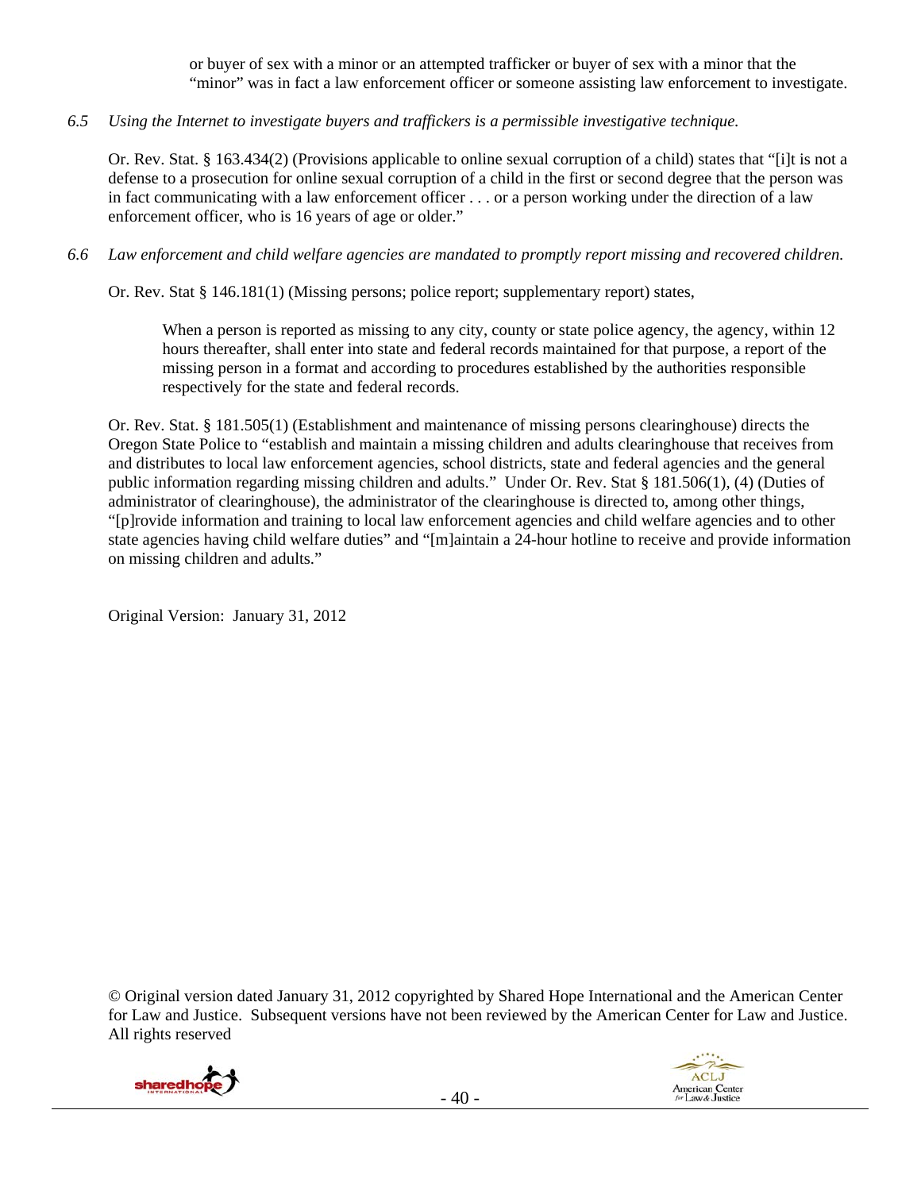or buyer of sex with a minor or an attempted trafficker or buyer of sex with a minor that the "minor" was in fact a law enforcement officer or someone assisting law enforcement to investigate.

*6.5 Using the Internet to investigate buyers and traffickers is a permissible investigative technique.*

Or. Rev. Stat. § 163.434(2) (Provisions applicable to online sexual corruption of a child) states that "[i]t is not a defense to a prosecution for online sexual corruption of a child in the first or second degree that the person was in fact communicating with a law enforcement officer . . . or a person working under the direction of a law enforcement officer, who is 16 years of age or older."

*6.6 Law enforcement and child welfare agencies are mandated to promptly report missing and recovered children.*

Or. Rev. Stat § 146.181(1) (Missing persons; police report; supplementary report) states,

> When a person is reported as missing to any city, county or state police agency, the agency, within 12 hours thereafter, shall enter into state and federal records maintained for that purpose, a report of the missing person in a format and according to procedures established by the authorities responsible respectively for the state and federal records.

Or. Rev. Stat. § 181.505(1) (Establishment and maintenance of missing persons clearinghouse) directs the Oregon State Police to "establish and maintain a missing children and adults clearinghouse that receives from and distributes to local law enforcement agencies, school districts, state and federal agencies and the general public information regarding missing children and adults." Under Or. Rev. Stat § 181.506(1), (4) (Duties of administrator of clearinghouse), the administrator of the clearinghouse is directed to, among other things, "[p]rovide information and training to local law enforcement agencies and child welfare agencies and to other state agencies having child welfare duties" and "[m]aintain a 24-hour hotline to receive and provide information on missing children and adults."

Original Version: January 31, 2012

© Original version dated January 31, 2012 copyrighted by Shared Hope International and the American Center for Law and Justice. Subsequent versions have not been reviewed by the American Center for Law and Justice. All rights reserved